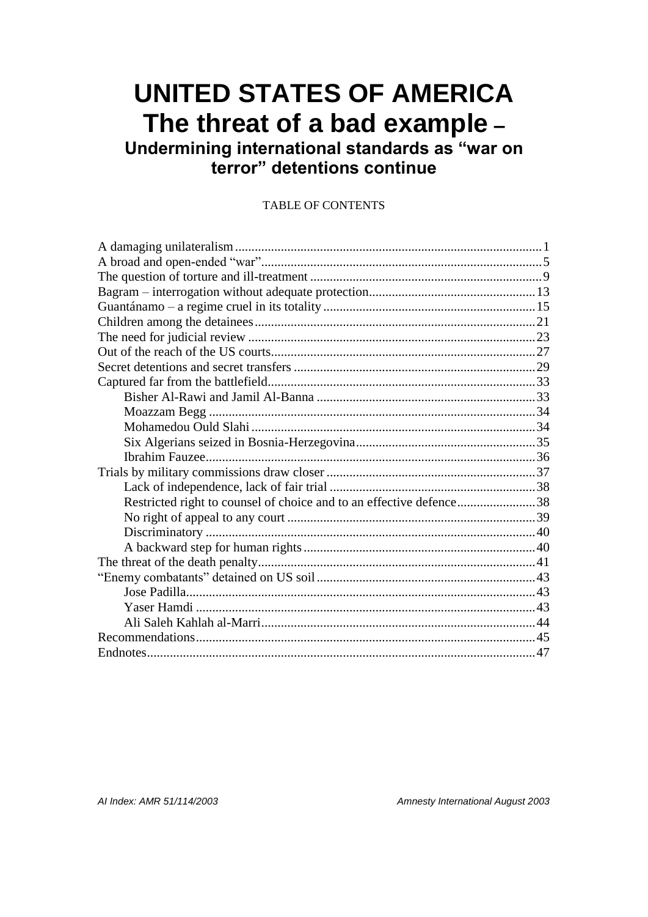# UNITED STATES OF AMERICA
# The threat of a bad example –
## Undermining international standards as "war on terror" detentions continue

TABLE OF CONTENTS

A damaging unilateralism ... 1
A broad and open-ended "war" ... 5
The question of torture and ill-treatment ... 9
Bagram – interrogation without adequate protection ... 13
Guantánamo – a regime cruel in its totality ... 15
Children among the detainees ... 21
The need for judicial review ... 23
Out of the reach of the US courts ... 27
Secret detentions and secret transfers ... 29
Captured far from the battlefield ... 33
- Bisher Al-Rawi and Jamil Al-Banna ... 33
- Moazzam Begg ... 34
- Mohamedou Ould Slahi ... 34
- Six Algerians seized in Bosnia-Herzegovina ... 35
- Ibrahim Fauzee ... 36

Trials by military commissions draw closer ... 37
- Lack of independence, lack of fair trial ... 38
- Restricted right to counsel of choice and to an effective defence ... 38
- No right of appeal to any court ... 39
- Discriminatory ... 40
- A backward step for human rights ... 40

The threat of the death penalty ... 41
"Enemy combatants" detained on US soil ... 43
- Jose Padilla ... 43
- Yaser Hamdi ... 43
- Ali Saleh Kahlah al-Marri ... 44

Recommendations ... 45
Endnotes ... 47

AI Index: AMR 51/114/2003 — Amnesty International August 2003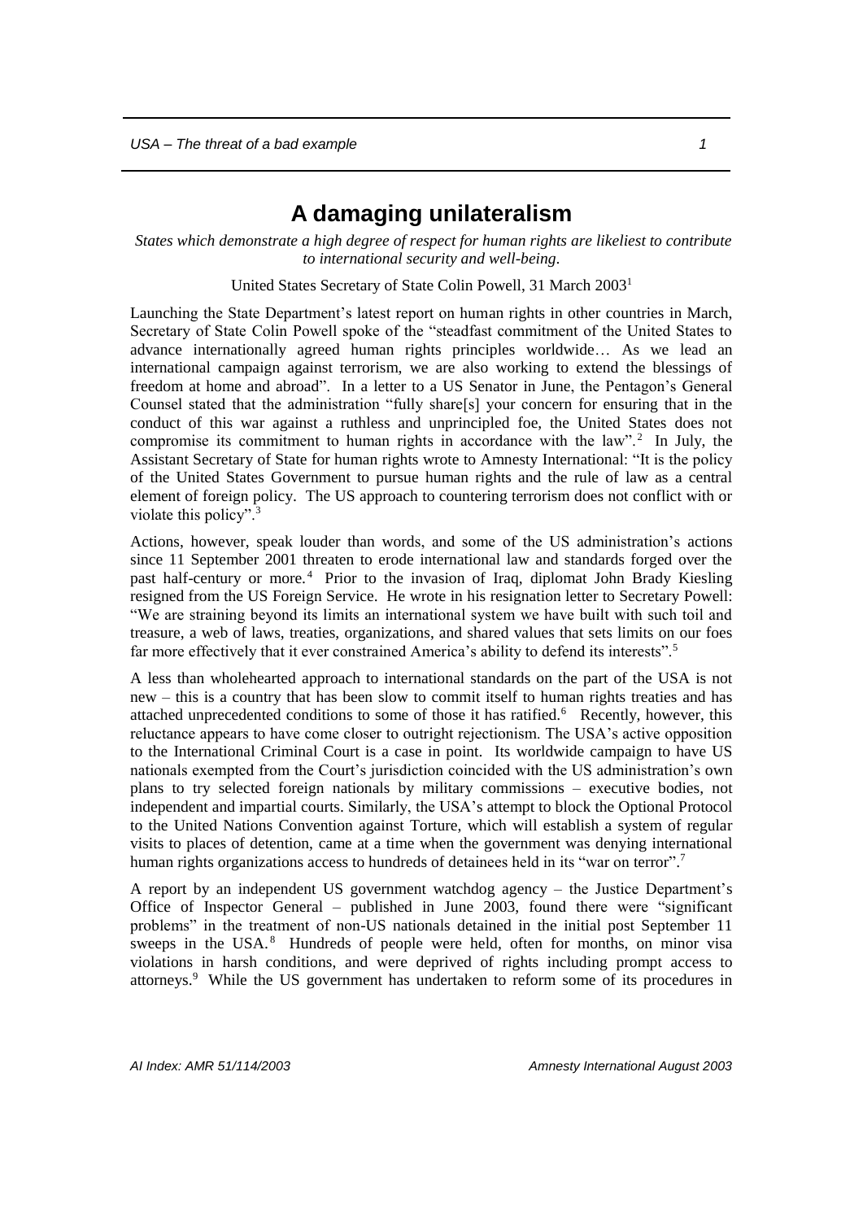# A damaging unilateralism

*States which demonstrate a high degree of respect for human rights are likeliest to contribute to international security and well-being.*

United States Secretary of State Colin Powell, 31 March 2003[1]

Launching the State Department's latest report on human rights in other countries in March, Secretary of State Colin Powell spoke of the "steadfast commitment of the United States to advance internationally agreed human rights principles worldwide… As we lead an international campaign against terrorism, we are also working to extend the blessings of freedom at home and abroad". In a letter to a US Senator in June, the Pentagon's General Counsel stated that the administration "fully share[s] your concern for ensuring that in the conduct of this war against a ruthless and unprincipled foe, the United States does not compromise its commitment to human rights in accordance with the law".[2] In July, the Assistant Secretary of State for human rights wrote to Amnesty International: "It is the policy of the United States Government to pursue human rights and the rule of law as a central element of foreign policy. The US approach to countering terrorism does not conflict with or violate this policy".[3]

Actions, however, speak louder than words, and some of the US administration's actions since 11 September 2001 threaten to erode international law and standards forged over the past half-century or more.[4] Prior to the invasion of Iraq, diplomat John Brady Kiesling resigned from the US Foreign Service. He wrote in his resignation letter to Secretary Powell: "We are straining beyond its limits an international system we have built with such toil and treasure, a web of laws, treaties, organizations, and shared values that sets limits on our foes far more effectively that it ever constrained America's ability to defend its interests".[5]

A less than wholehearted approach to international standards on the part of the USA is not new – this is a country that has been slow to commit itself to human rights treaties and has attached unprecedented conditions to some of those it has ratified.[6] Recently, however, this reluctance appears to have come closer to outright rejectionism. The USA's active opposition to the International Criminal Court is a case in point. Its worldwide campaign to have US nationals exempted from the Court's jurisdiction coincided with the US administration's own plans to try selected foreign nationals by military commissions – executive bodies, not independent and impartial courts. Similarly, the USA's attempt to block the Optional Protocol to the United Nations Convention against Torture, which will establish a system of regular visits to places of detention, came at a time when the government was denying international human rights organizations access to hundreds of detainees held in its "war on terror".[7]

A report by an independent US government watchdog agency – the Justice Department's Office of Inspector General – published in June 2003, found there were "significant problems" in the treatment of non-US nationals detained in the initial post September 11 sweeps in the USA.[8] Hundreds of people were held, often for months, on minor visa violations in harsh conditions, and were deprived of rights including prompt access to attorneys.[9] While the US government has undertaken to reform some of its procedures in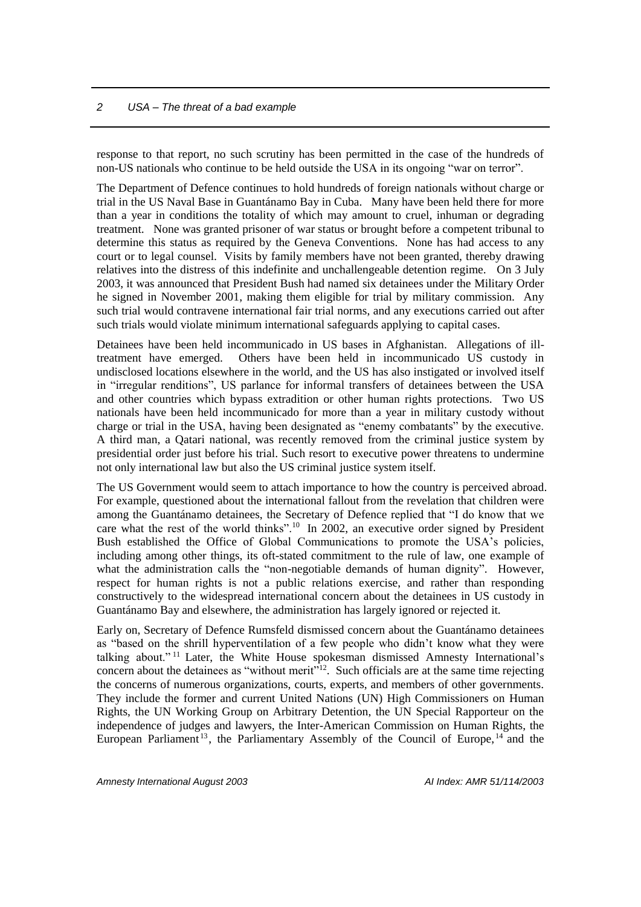response to that report, no such scrutiny has been permitted in the case of the hundreds of non-US nationals who continue to be held outside the USA in its ongoing "war on terror".

The Department of Defence continues to hold hundreds of foreign nationals without charge or trial in the US Naval Base in Guantánamo Bay in Cuba. Many have been held there for more than a year in conditions the totality of which may amount to cruel, inhuman or degrading treatment. None was granted prisoner of war status or brought before a competent tribunal to determine this status as required by the Geneva Conventions. None has had access to any court or to legal counsel. Visits by family members have not been granted, thereby drawing relatives into the distress of this indefinite and unchallengeable detention regime. On 3 July 2003, it was announced that President Bush had named six detainees under the Military Order he signed in November 2001, making them eligible for trial by military commission. Any such trial would contravene international fair trial norms, and any executions carried out after such trials would violate minimum international safeguards applying to capital cases.

Detainees have been held incommunicado in US bases in Afghanistan. Allegations of ill-treatment have emerged. Others have been held in incommunicado US custody in undisclosed locations elsewhere in the world, and the US has also instigated or involved itself in "irregular renditions", US parlance for informal transfers of detainees between the USA and other countries which bypass extradition or other human rights protections. Two US nationals have been held incommunicado for more than a year in military custody without charge or trial in the USA, having been designated as "enemy combatants" by the executive. A third man, a Qatari national, was recently removed from the criminal justice system by presidential order just before his trial. Such resort to executive power threatens to undermine not only international law but also the US criminal justice system itself.

The US Government would seem to attach importance to how the country is perceived abroad. For example, questioned about the international fallout from the revelation that children were among the Guantánamo detainees, the Secretary of Defence replied that "I do know that we care what the rest of the world thinks".[10] In 2002, an executive order signed by President Bush established the Office of Global Communications to promote the USA's policies, including among other things, its oft-stated commitment to the rule of law, one example of what the administration calls the "non-negotiable demands of human dignity". However, respect for human rights is not a public relations exercise, and rather than responding constructively to the widespread international concern about the detainees in US custody in Guantánamo Bay and elsewhere, the administration has largely ignored or rejected it.

Early on, Secretary of Defence Rumsfeld dismissed concern about the Guantánamo detainees as "based on the shrill hyperventilation of a few people who didn't know what they were talking about."[11] Later, the White House spokesman dismissed Amnesty International's concern about the detainees as "without merit"[12]. Such officials are at the same time rejecting the concerns of numerous organizations, courts, experts, and members of other governments. They include the former and current United Nations (UN) High Commissioners on Human Rights, the UN Working Group on Arbitrary Detention, the UN Special Rapporteur on the independence of judges and lawyers, the Inter-American Commission on Human Rights, the European Parliament[13], the Parliamentary Assembly of the Council of Europe,[14] and the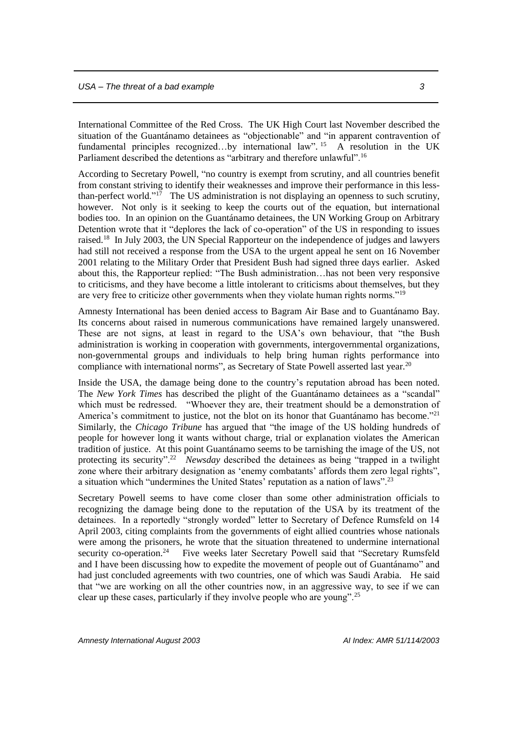International Committee of the Red Cross. The UK High Court last November described the situation of the Guantánamo detainees as "objectionable" and "in apparent contravention of fundamental principles recognized…by international law".[15] A resolution in the UK Parliament described the detentions as "arbitrary and therefore unlawful".[16]

According to Secretary Powell, "no country is exempt from scrutiny, and all countries benefit from constant striving to identify their weaknesses and improve their performance in this less-than-perfect world."[17] The US administration is not displaying an openness to such scrutiny, however. Not only is it seeking to keep the courts out of the equation, but international bodies too. In an opinion on the Guantánamo detainees, the UN Working Group on Arbitrary Detention wrote that it "deplores the lack of co-operation" of the US in responding to issues raised.[18] In July 2003, the UN Special Rapporteur on the independence of judges and lawyers had still not received a response from the USA to the urgent appeal he sent on 16 November 2001 relating to the Military Order that President Bush had signed three days earlier. Asked about this, the Rapporteur replied: "The Bush administration…has not been very responsive to criticisms, and they have become a little intolerant to criticisms about themselves, but they are very free to criticize other governments when they violate human rights norms."[19]

Amnesty International has been denied access to Bagram Air Base and to Guantánamo Bay. Its concerns about raised in numerous communications have remained largely unanswered. These are not signs, at least in regard to the USA's own behaviour, that "the Bush administration is working in cooperation with governments, intergovernmental organizations, non-governmental groups and individuals to help bring human rights performance into compliance with international norms", as Secretary of State Powell asserted last year.[20]

Inside the USA, the damage being done to the country's reputation abroad has been noted. The *New York Times* has described the plight of the Guantánamo detainees as a "scandal" which must be redressed. "Whoever they are, their treatment should be a demonstration of America's commitment to justice, not the blot on its honor that Guantánamo has become."[21] Similarly, the *Chicago Tribune* has argued that "the image of the US holding hundreds of people for however long it wants without charge, trial or explanation violates the American tradition of justice. At this point Guantánamo seems to be tarnishing the image of the US, not protecting its security".[22] *Newsday* described the detainees as being "trapped in a twilight zone where their arbitrary designation as 'enemy combatants' affords them zero legal rights", a situation which "undermines the United States' reputation as a nation of laws".[23]

Secretary Powell seems to have come closer than some other administration officials to recognizing the damage being done to the reputation of the USA by its treatment of the detainees. In a reportedly "strongly worded" letter to Secretary of Defence Rumsfeld on 14 April 2003, citing complaints from the governments of eight allied countries whose nationals were among the prisoners, he wrote that the situation threatened to undermine international security co-operation.[24] Five weeks later Secretary Powell said that "Secretary Rumsfeld and I have been discussing how to expedite the movement of people out of Guantánamo" and had just concluded agreements with two countries, one of which was Saudi Arabia. He said that "we are working on all the other countries now, in an aggressive way, to see if we can clear up these cases, particularly if they involve people who are young".[25]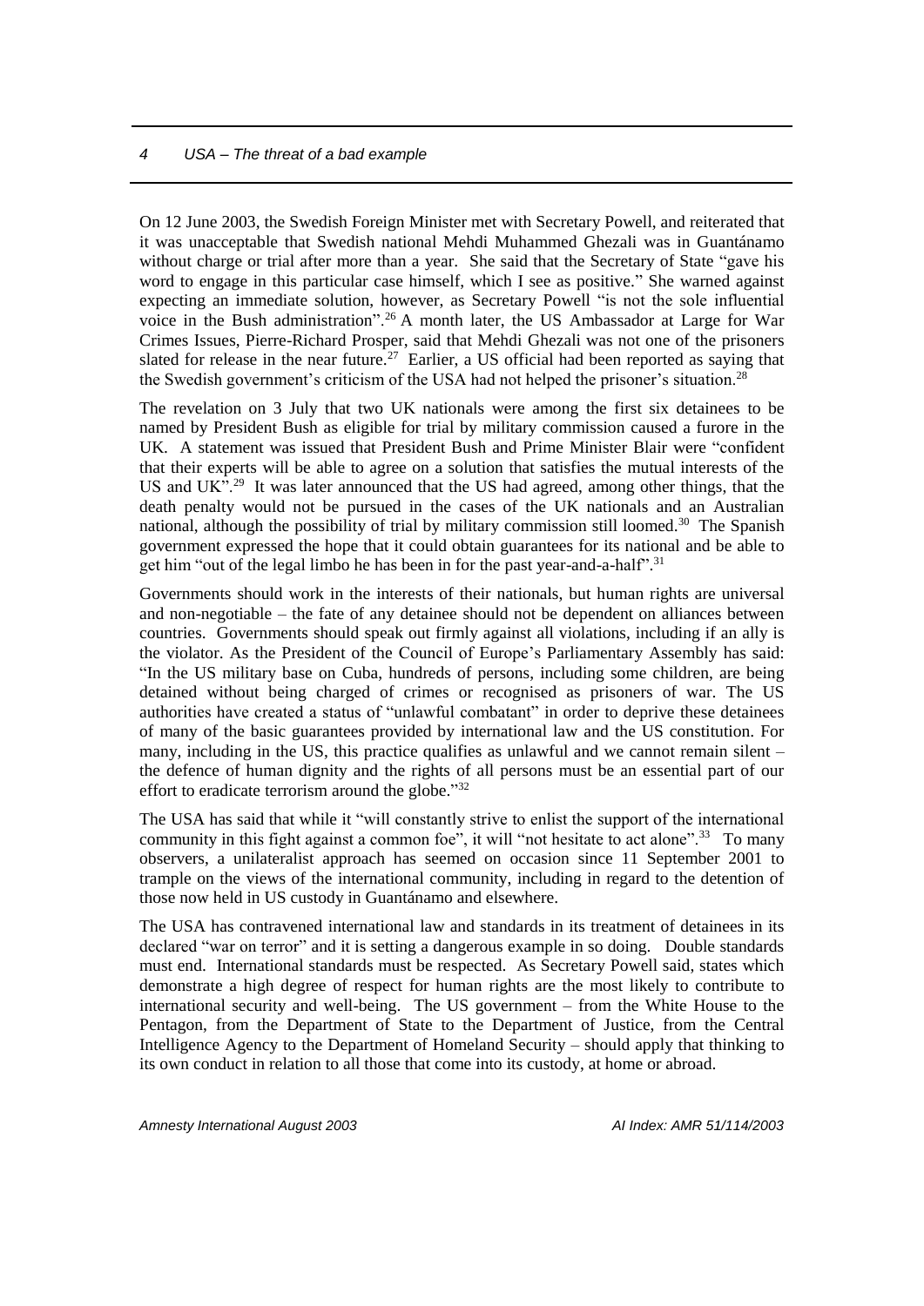On 12 June 2003, the Swedish Foreign Minister met with Secretary Powell, and reiterated that it was unacceptable that Swedish national Mehdi Muhammed Ghezali was in Guantánamo without charge or trial after more than a year. She said that the Secretary of State "gave his word to engage in this particular case himself, which I see as positive." She warned against expecting an immediate solution, however, as Secretary Powell "is not the sole influential voice in the Bush administration".[26] A month later, the US Ambassador at Large for War Crimes Issues, Pierre-Richard Prosper, said that Mehdi Ghezali was not one of the prisoners slated for release in the near future.[27] Earlier, a US official had been reported as saying that the Swedish government's criticism of the USA had not helped the prisoner's situation.[28]

The revelation on 3 July that two UK nationals were among the first six detainees to be named by President Bush as eligible for trial by military commission caused a furore in the UK. A statement was issued that President Bush and Prime Minister Blair were "confident that their experts will be able to agree on a solution that satisfies the mutual interests of the US and UK".[29] It was later announced that the US had agreed, among other things, that the death penalty would not be pursued in the cases of the UK nationals and an Australian national, although the possibility of trial by military commission still loomed.[30] The Spanish government expressed the hope that it could obtain guarantees for its national and be able to get him "out of the legal limbo he has been in for the past year-and-a-half".[31]

Governments should work in the interests of their nationals, but human rights are universal and non-negotiable – the fate of any detainee should not be dependent on alliances between countries. Governments should speak out firmly against all violations, including if an ally is the violator. As the President of the Council of Europe's Parliamentary Assembly has said: "In the US military base on Cuba, hundreds of persons, including some children, are being detained without being charged of crimes or recognised as prisoners of war. The US authorities have created a status of "unlawful combatant" in order to deprive these detainees of many of the basic guarantees provided by international law and the US constitution. For many, including in the US, this practice qualifies as unlawful and we cannot remain silent – the defence of human dignity and the rights of all persons must be an essential part of our effort to eradicate terrorism around the globe."[32]

The USA has said that while it "will constantly strive to enlist the support of the international community in this fight against a common foe", it will "not hesitate to act alone".[33] To many observers, a unilateralist approach has seemed on occasion since 11 September 2001 to trample on the views of the international community, including in regard to the detention of those now held in US custody in Guantánamo and elsewhere.

The USA has contravened international law and standards in its treatment of detainees in its declared "war on terror" and it is setting a dangerous example in so doing. Double standards must end. International standards must be respected. As Secretary Powell said, states which demonstrate a high degree of respect for human rights are the most likely to contribute to international security and well-being. The US government – from the White House to the Pentagon, from the Department of State to the Department of Justice, from the Central Intelligence Agency to the Department of Homeland Security – should apply that thinking to its own conduct in relation to all those that come into its custody, at home or abroad.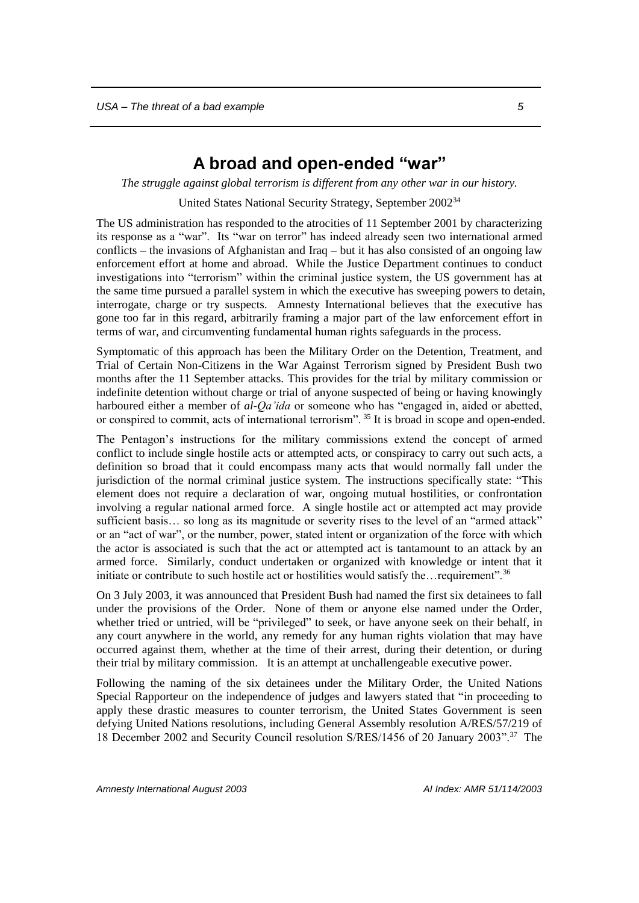# A broad and open-ended "war"

*The struggle against global terrorism is different from any other war in our history.*

United States National Security Strategy, September 2002[34]

The US administration has responded to the atrocities of 11 September 2001 by characterizing its response as a "war". Its "war on terror" has indeed already seen two international armed conflicts – the invasions of Afghanistan and Iraq – but it has also consisted of an ongoing law enforcement effort at home and abroad. While the Justice Department continues to conduct investigations into "terrorism" within the criminal justice system, the US government has at the same time pursued a parallel system in which the executive has sweeping powers to detain, interrogate, charge or try suspects. Amnesty International believes that the executive has gone too far in this regard, arbitrarily framing a major part of the law enforcement effort in terms of war, and circumventing fundamental human rights safeguards in the process.

Symptomatic of this approach has been the Military Order on the Detention, Treatment, and Trial of Certain Non-Citizens in the War Against Terrorism signed by President Bush two months after the 11 September attacks. This provides for the trial by military commission or indefinite detention without charge or trial of anyone suspected of being or having knowingly harboured either a member of *al-Qa'ida* or someone who has "engaged in, aided or abetted, or conspired to commit, acts of international terrorism". [35] It is broad in scope and open-ended.

The Pentagon's instructions for the military commissions extend the concept of armed conflict to include single hostile acts or attempted acts, or conspiracy to carry out such acts, a definition so broad that it could encompass many acts that would normally fall under the jurisdiction of the normal criminal justice system. The instructions specifically state: "This element does not require a declaration of war, ongoing mutual hostilities, or confrontation involving a regular national armed force. A single hostile act or attempted act may provide sufficient basis… so long as its magnitude or severity rises to the level of an "armed attack" or an "act of war", or the number, power, stated intent or organization of the force with which the actor is associated is such that the act or attempted act is tantamount to an attack by an armed force. Similarly, conduct undertaken or organized with knowledge or intent that it initiate or contribute to such hostile act or hostilities would satisfy the…requirement".[36]

On 3 July 2003, it was announced that President Bush had named the first six detainees to fall under the provisions of the Order. None of them or anyone else named under the Order, whether tried or untried, will be "privileged" to seek, or have anyone seek on their behalf, in any court anywhere in the world, any remedy for any human rights violation that may have occurred against them, whether at the time of their arrest, during their detention, or during their trial by military commission. It is an attempt at unchallengeable executive power.

Following the naming of the six detainees under the Military Order, the United Nations Special Rapporteur on the independence of judges and lawyers stated that "in proceeding to apply these drastic measures to counter terrorism, the United States Government is seen defying United Nations resolutions, including General Assembly resolution A/RES/57/219 of 18 December 2002 and Security Council resolution S/RES/1456 of 20 January 2003".[37] The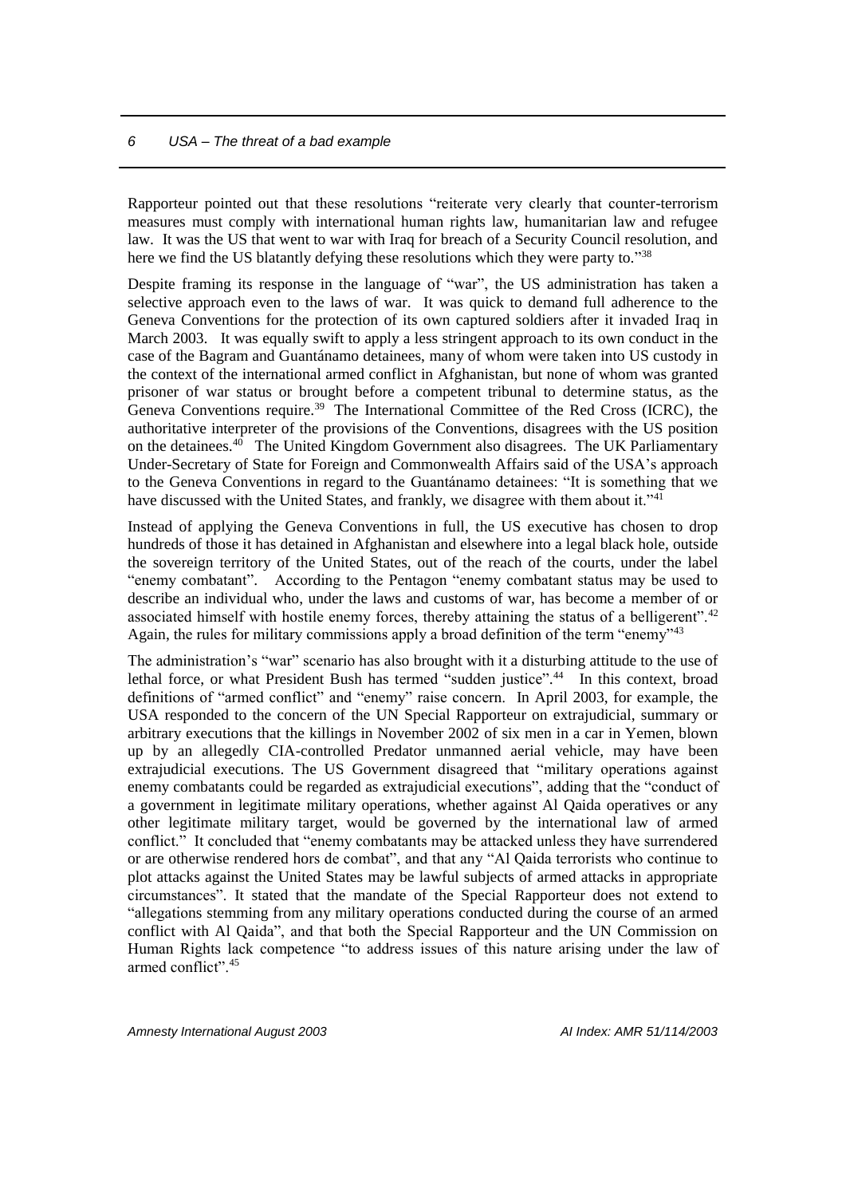Rapporteur pointed out that these resolutions "reiterate very clearly that counter-terrorism measures must comply with international human rights law, humanitarian law and refugee law. It was the US that went to war with Iraq for breach of a Security Council resolution, and here we find the US blatantly defying these resolutions which they were party to."[38]

Despite framing its response in the language of "war", the US administration has taken a selective approach even to the laws of war. It was quick to demand full adherence to the Geneva Conventions for the protection of its own captured soldiers after it invaded Iraq in March 2003. It was equally swift to apply a less stringent approach to its own conduct in the case of the Bagram and Guantánamo detainees, many of whom were taken into US custody in the context of the international armed conflict in Afghanistan, but none of whom was granted prisoner of war status or brought before a competent tribunal to determine status, as the Geneva Conventions require.[39] The International Committee of the Red Cross (ICRC), the authoritative interpreter of the provisions of the Conventions, disagrees with the US position on the detainees.[40] The United Kingdom Government also disagrees. The UK Parliamentary Under-Secretary of State for Foreign and Commonwealth Affairs said of the USA's approach to the Geneva Conventions in regard to the Guantánamo detainees: "It is something that we have discussed with the United States, and frankly, we disagree with them about it."[41]

Instead of applying the Geneva Conventions in full, the US executive has chosen to drop hundreds of those it has detained in Afghanistan and elsewhere into a legal black hole, outside the sovereign territory of the United States, out of the reach of the courts, under the label "enemy combatant". According to the Pentagon "enemy combatant status may be used to describe an individual who, under the laws and customs of war, has become a member of or associated himself with hostile enemy forces, thereby attaining the status of a belligerent".[42] Again, the rules for military commissions apply a broad definition of the term "enemy"[43]

The administration's "war" scenario has also brought with it a disturbing attitude to the use of lethal force, or what President Bush has termed "sudden justice".[44] In this context, broad definitions of "armed conflict" and "enemy" raise concern. In April 2003, for example, the USA responded to the concern of the UN Special Rapporteur on extrajudicial, summary or arbitrary executions that the killings in November 2002 of six men in a car in Yemen, blown up by an allegedly CIA-controlled Predator unmanned aerial vehicle, may have been extrajudicial executions. The US Government disagreed that "military operations against enemy combatants could be regarded as extrajudicial executions", adding that the "conduct of a government in legitimate military operations, whether against Al Qaida operatives or any other legitimate military target, would be governed by the international law of armed conflict." It concluded that "enemy combatants may be attacked unless they have surrendered or are otherwise rendered hors de combat", and that any "Al Qaida terrorists who continue to plot attacks against the United States may be lawful subjects of armed attacks in appropriate circumstances". It stated that the mandate of the Special Rapporteur does not extend to "allegations stemming from any military operations conducted during the course of an armed conflict with Al Qaida", and that both the Special Rapporteur and the UN Commission on Human Rights lack competence "to address issues of this nature arising under the law of armed conflict".[45]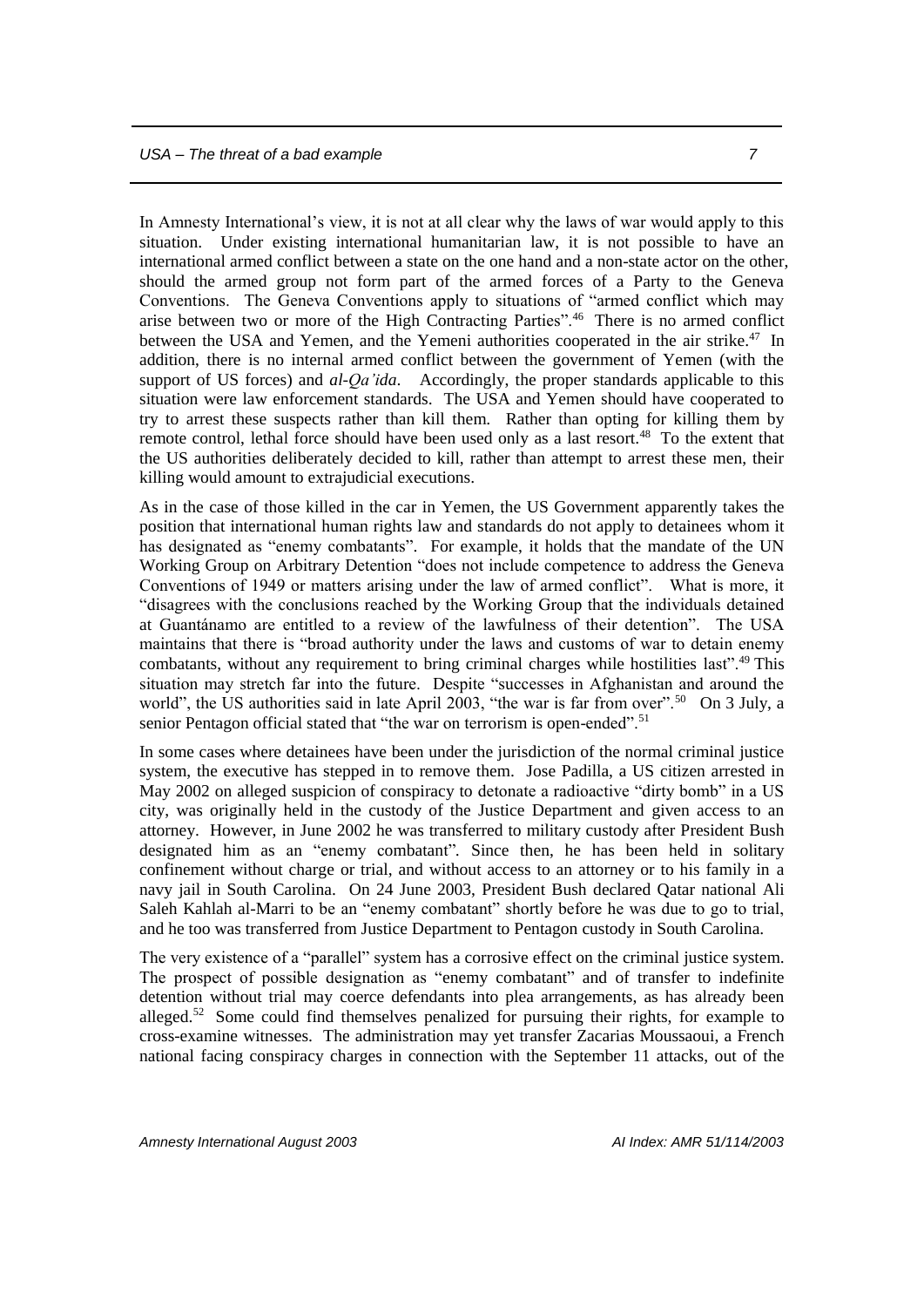In Amnesty International's view, it is not at all clear why the laws of war would apply to this situation. Under existing international humanitarian law, it is not possible to have an international armed conflict between a state on the one hand and a non-state actor on the other, should the armed group not form part of the armed forces of a Party to the Geneva Conventions. The Geneva Conventions apply to situations of "armed conflict which may arise between two or more of the High Contracting Parties".[46] There is no armed conflict between the USA and Yemen, and the Yemeni authorities cooperated in the air strike.[47] In addition, there is no internal armed conflict between the government of Yemen (with the support of US forces) and *al-Qa'ida*. Accordingly, the proper standards applicable to this situation were law enforcement standards. The USA and Yemen should have cooperated to try to arrest these suspects rather than kill them. Rather than opting for killing them by remote control, lethal force should have been used only as a last resort.[48] To the extent that the US authorities deliberately decided to kill, rather than attempt to arrest these men, their killing would amount to extrajudicial executions.

As in the case of those killed in the car in Yemen, the US Government apparently takes the position that international human rights law and standards do not apply to detainees whom it has designated as "enemy combatants". For example, it holds that the mandate of the UN Working Group on Arbitrary Detention "does not include competence to address the Geneva Conventions of 1949 or matters arising under the law of armed conflict". What is more, it "disagrees with the conclusions reached by the Working Group that the individuals detained at Guantánamo are entitled to a review of the lawfulness of their detention". The USA maintains that there is "broad authority under the laws and customs of war to detain enemy combatants, without any requirement to bring criminal charges while hostilities last".[49] This situation may stretch far into the future. Despite "successes in Afghanistan and around the world", the US authorities said in late April 2003, "the war is far from over".[50] On 3 July, a senior Pentagon official stated that "the war on terrorism is open-ended".[51]

In some cases where detainees have been under the jurisdiction of the normal criminal justice system, the executive has stepped in to remove them. Jose Padilla, a US citizen arrested in May 2002 on alleged suspicion of conspiracy to detonate a radioactive "dirty bomb" in a US city, was originally held in the custody of the Justice Department and given access to an attorney. However, in June 2002 he was transferred to military custody after President Bush designated him as an "enemy combatant". Since then, he has been held in solitary confinement without charge or trial, and without access to an attorney or to his family in a navy jail in South Carolina. On 24 June 2003, President Bush declared Qatar national Ali Saleh Kahlah al-Marri to be an "enemy combatant" shortly before he was due to go to trial, and he too was transferred from Justice Department to Pentagon custody in South Carolina.

The very existence of a "parallel" system has a corrosive effect on the criminal justice system. The prospect of possible designation as "enemy combatant" and of transfer to indefinite detention without trial may coerce defendants into plea arrangements, as has already been alleged.[52] Some could find themselves penalized for pursuing their rights, for example to cross-examine witnesses. The administration may yet transfer Zacarias Moussaoui, a French national facing conspiracy charges in connection with the September 11 attacks, out of the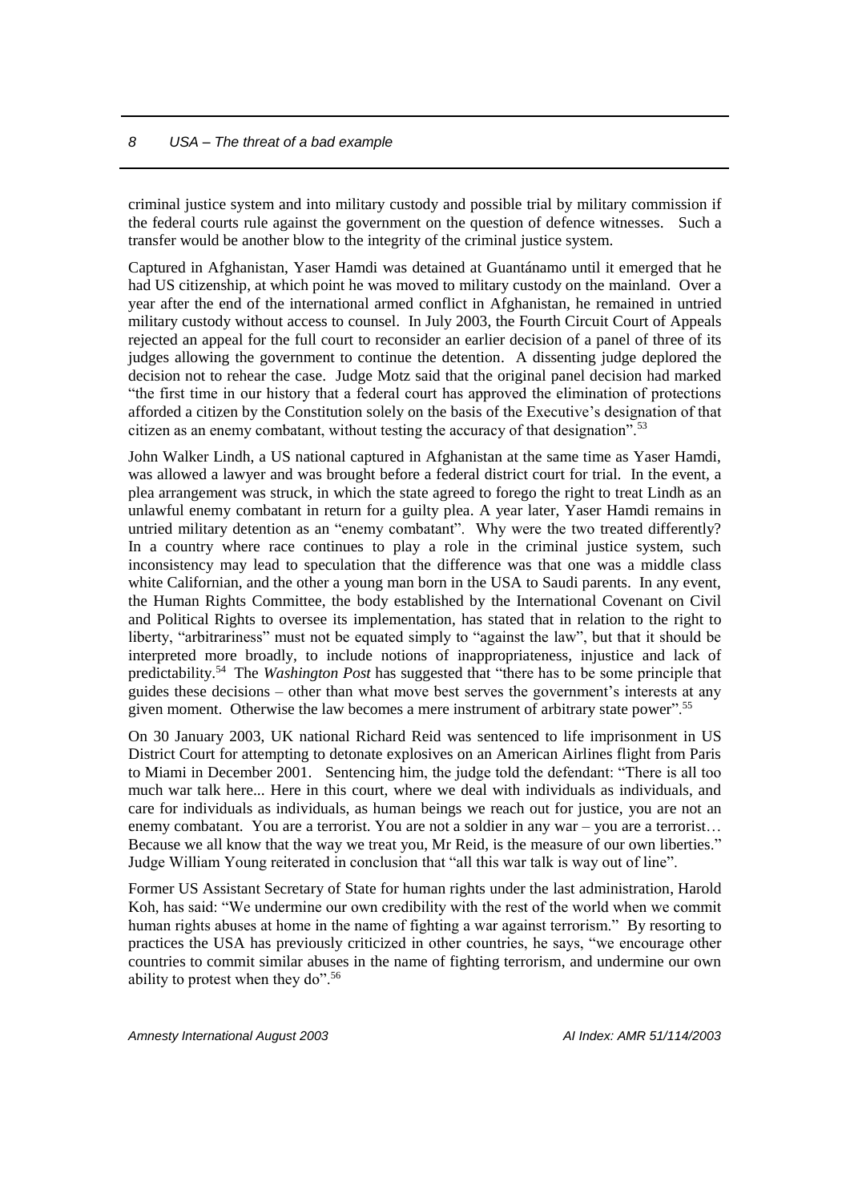criminal justice system and into military custody and possible trial by military commission if the federal courts rule against the government on the question of defence witnesses. Such a transfer would be another blow to the integrity of the criminal justice system.

Captured in Afghanistan, Yaser Hamdi was detained at Guantánamo until it emerged that he had US citizenship, at which point he was moved to military custody on the mainland. Over a year after the end of the international armed conflict in Afghanistan, he remained in untried military custody without access to counsel. In July 2003, the Fourth Circuit Court of Appeals rejected an appeal for the full court to reconsider an earlier decision of a panel of three of its judges allowing the government to continue the detention. A dissenting judge deplored the decision not to rehear the case. Judge Motz said that the original panel decision had marked "the first time in our history that a federal court has approved the elimination of protections afforded a citizen by the Constitution solely on the basis of the Executive's designation of that citizen as an enemy combatant, without testing the accuracy of that designation".[53]

John Walker Lindh, a US national captured in Afghanistan at the same time as Yaser Hamdi, was allowed a lawyer and was brought before a federal district court for trial. In the event, a plea arrangement was struck, in which the state agreed to forego the right to treat Lindh as an unlawful enemy combatant in return for a guilty plea. A year later, Yaser Hamdi remains in untried military detention as an "enemy combatant". Why were the two treated differently? In a country where race continues to play a role in the criminal justice system, such inconsistency may lead to speculation that the difference was that one was a middle class white Californian, and the other a young man born in the USA to Saudi parents. In any event, the Human Rights Committee, the body established by the International Covenant on Civil and Political Rights to oversee its implementation, has stated that in relation to the right to liberty, "arbitrariness" must not be equated simply to "against the law", but that it should be interpreted more broadly, to include notions of inappropriateness, injustice and lack of predictability.[54] The *Washington Post* has suggested that "there has to be some principle that guides these decisions – other than what move best serves the government's interests at any given moment. Otherwise the law becomes a mere instrument of arbitrary state power".[55]

On 30 January 2003, UK national Richard Reid was sentenced to life imprisonment in US District Court for attempting to detonate explosives on an American Airlines flight from Paris to Miami in December 2001. Sentencing him, the judge told the defendant: "There is all too much war talk here... Here in this court, where we deal with individuals as individuals, and care for individuals as individuals, as human beings we reach out for justice, you are not an enemy combatant. You are a terrorist. You are not a soldier in any war – you are a terrorist… Because we all know that the way we treat you, Mr Reid, is the measure of our own liberties." Judge William Young reiterated in conclusion that "all this war talk is way out of line".

Former US Assistant Secretary of State for human rights under the last administration, Harold Koh, has said: "We undermine our own credibility with the rest of the world when we commit human rights abuses at home in the name of fighting a war against terrorism." By resorting to practices the USA has previously criticized in other countries, he says, "we encourage other countries to commit similar abuses in the name of fighting terrorism, and undermine our own ability to protest when they do".[56]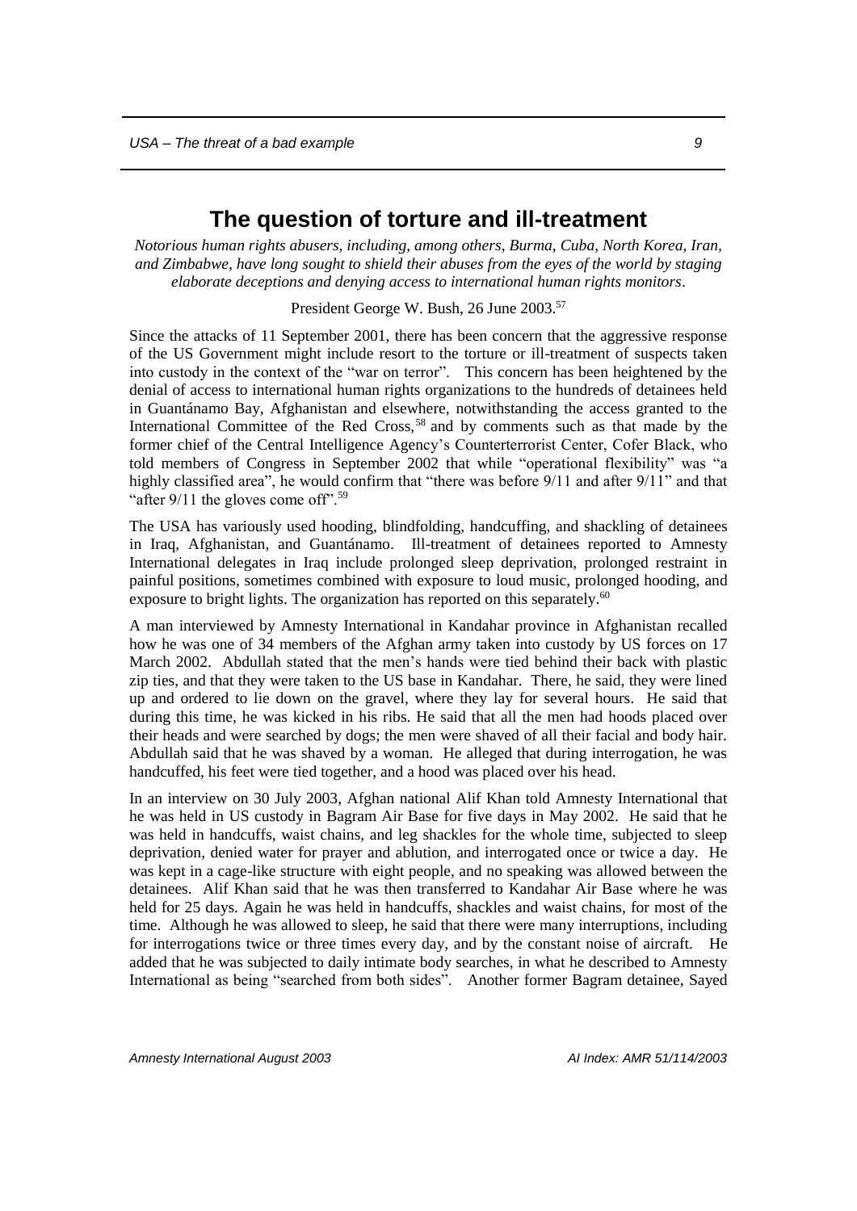## The question of torture and ill-treatment

*Notorious human rights abusers, including, among others, Burma, Cuba, North Korea, Iran, and Zimbabwe, have long sought to shield their abuses from the eyes of the world by staging elaborate deceptions and denying access to international human rights monitors.*

President George W. Bush, 26 June 2003.[57]

Since the attacks of 11 September 2001, there has been concern that the aggressive response of the US Government might include resort to the torture or ill-treatment of suspects taken into custody in the context of the "war on terror". This concern has been heightened by the denial of access to international human rights organizations to the hundreds of detainees held in Guantánamo Bay, Afghanistan and elsewhere, notwithstanding the access granted to the International Committee of the Red Cross,[58] and by comments such as that made by the former chief of the Central Intelligence Agency's Counterterrorist Center, Cofer Black, who told members of Congress in September 2002 that while "operational flexibility" was "a highly classified area", he would confirm that "there was before 9/11 and after 9/11" and that "after 9/11 the gloves come off".[59]

The USA has variously used hooding, blindfolding, handcuffing, and shackling of detainees in Iraq, Afghanistan, and Guantánamo. Ill-treatment of detainees reported to Amnesty International delegates in Iraq include prolonged sleep deprivation, prolonged restraint in painful positions, sometimes combined with exposure to loud music, prolonged hooding, and exposure to bright lights. The organization has reported on this separately.[60]

A man interviewed by Amnesty International in Kandahar province in Afghanistan recalled how he was one of 34 members of the Afghan army taken into custody by US forces on 17 March 2002. Abdullah stated that the men's hands were tied behind their back with plastic zip ties, and that they were taken to the US base in Kandahar. There, he said, they were lined up and ordered to lie down on the gravel, where they lay for several hours. He said that during this time, he was kicked in his ribs. He said that all the men had hoods placed over their heads and were searched by dogs; the men were shaved of all their facial and body hair. Abdullah said that he was shaved by a woman. He alleged that during interrogation, he was handcuffed, his feet were tied together, and a hood was placed over his head.

In an interview on 30 July 2003, Afghan national Alif Khan told Amnesty International that he was held in US custody in Bagram Air Base for five days in May 2002. He said that he was held in handcuffs, waist chains, and leg shackles for the whole time, subjected to sleep deprivation, denied water for prayer and ablution, and interrogated once or twice a day. He was kept in a cage-like structure with eight people, and no speaking was allowed between the detainees. Alif Khan said that he was then transferred to Kandahar Air Base where he was held for 25 days. Again he was held in handcuffs, shackles and waist chains, for most of the time. Although he was allowed to sleep, he said that there were many interruptions, including for interrogations twice or three times every day, and by the constant noise of aircraft. He added that he was subjected to daily intimate body searches, in what he described to Amnesty International as being "searched from both sides". Another former Bagram detainee, Sayed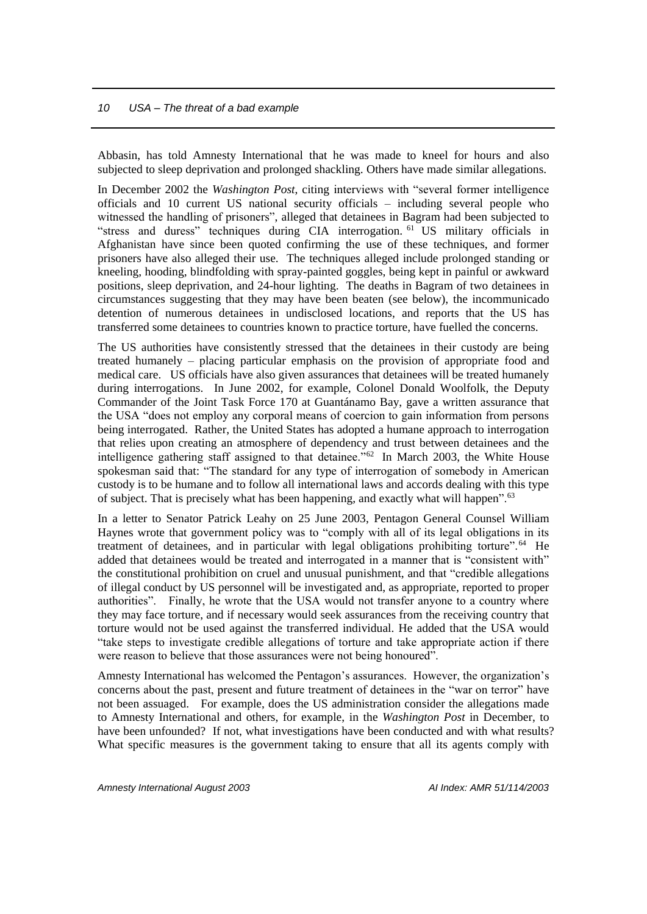Abbasin, has told Amnesty International that he was made to kneel for hours and also subjected to sleep deprivation and prolonged shackling. Others have made similar allegations.

In December 2002 the *Washington Post*, citing interviews with "several former intelligence officials and 10 current US national security officials – including several people who witnessed the handling of prisoners", alleged that detainees in Bagram had been subjected to "stress and duress" techniques during CIA interrogation.[61] US military officials in Afghanistan have since been quoted confirming the use of these techniques, and former prisoners have also alleged their use. The techniques alleged include prolonged standing or kneeling, hooding, blindfolding with spray-painted goggles, being kept in painful or awkward positions, sleep deprivation, and 24-hour lighting. The deaths in Bagram of two detainees in circumstances suggesting that they may have been beaten (see below), the incommunicado detention of numerous detainees in undisclosed locations, and reports that the US has transferred some detainees to countries known to practice torture, have fuelled the concerns.

The US authorities have consistently stressed that the detainees in their custody are being treated humanely – placing particular emphasis on the provision of appropriate food and medical care. US officials have also given assurances that detainees will be treated humanely during interrogations. In June 2002, for example, Colonel Donald Woolfolk, the Deputy Commander of the Joint Task Force 170 at Guantánamo Bay, gave a written assurance that the USA "does not employ any corporal means of coercion to gain information from persons being interrogated. Rather, the United States has adopted a humane approach to interrogation that relies upon creating an atmosphere of dependency and trust between detainees and the intelligence gathering staff assigned to that detainee."[62] In March 2003, the White House spokesman said that: "The standard for any type of interrogation of somebody in American custody is to be humane and to follow all international laws and accords dealing with this type of subject. That is precisely what has been happening, and exactly what will happen".[63]

In a letter to Senator Patrick Leahy on 25 June 2003, Pentagon General Counsel William Haynes wrote that government policy was to "comply with all of its legal obligations in its treatment of detainees, and in particular with legal obligations prohibiting torture".[64] He added that detainees would be treated and interrogated in a manner that is "consistent with" the constitutional prohibition on cruel and unusual punishment, and that "credible allegations of illegal conduct by US personnel will be investigated and, as appropriate, reported to proper authorities". Finally, he wrote that the USA would not transfer anyone to a country where they may face torture, and if necessary would seek assurances from the receiving country that torture would not be used against the transferred individual. He added that the USA would "take steps to investigate credible allegations of torture and take appropriate action if there were reason to believe that those assurances were not being honoured".

Amnesty International has welcomed the Pentagon's assurances. However, the organization's concerns about the past, present and future treatment of detainees in the "war on terror" have not been assuaged. For example, does the US administration consider the allegations made to Amnesty International and others, for example, in the *Washington Post* in December, to have been unfounded? If not, what investigations have been conducted and with what results? What specific measures is the government taking to ensure that all its agents comply with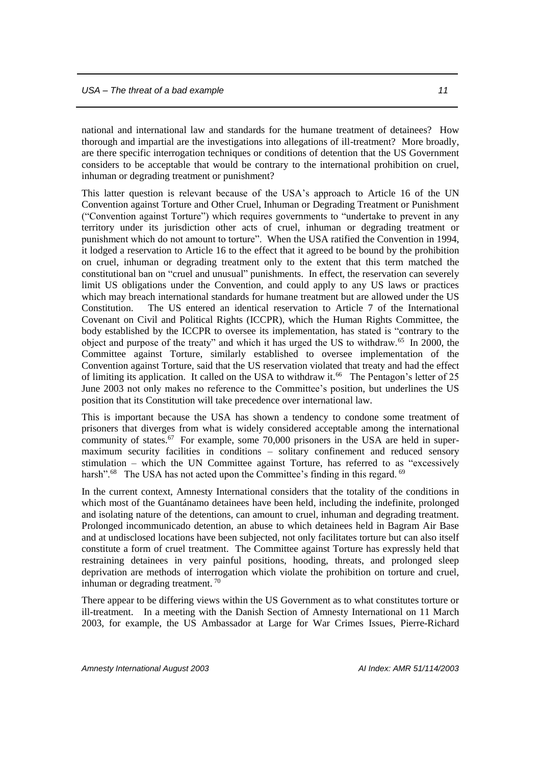national and international law and standards for the humane treatment of detainees? How thorough and impartial are the investigations into allegations of ill-treatment? More broadly, are there specific interrogation techniques or conditions of detention that the US Government considers to be acceptable that would be contrary to the international prohibition on cruel, inhuman or degrading treatment or punishment?

This latter question is relevant because of the USA's approach to Article 16 of the UN Convention against Torture and Other Cruel, Inhuman or Degrading Treatment or Punishment ("Convention against Torture") which requires governments to "undertake to prevent in any territory under its jurisdiction other acts of cruel, inhuman or degrading treatment or punishment which do not amount to torture". When the USA ratified the Convention in 1994, it lodged a reservation to Article 16 to the effect that it agreed to be bound by the prohibition on cruel, inhuman or degrading treatment only to the extent that this term matched the constitutional ban on "cruel and unusual" punishments. In effect, the reservation can severely limit US obligations under the Convention, and could apply to any US laws or practices which may breach international standards for humane treatment but are allowed under the US Constitution. The US entered an identical reservation to Article 7 of the International Covenant on Civil and Political Rights (ICCPR), which the Human Rights Committee, the body established by the ICCPR to oversee its implementation, has stated is "contrary to the object and purpose of the treaty" and which it has urged the US to withdraw.[65] In 2000, the Committee against Torture, similarly established to oversee implementation of the Convention against Torture, said that the US reservation violated that treaty and had the effect of limiting its application. It called on the USA to withdraw it.[66] The Pentagon's letter of 25 June 2003 not only makes no reference to the Committee's position, but underlines the US position that its Constitution will take precedence over international law.

This is important because the USA has shown a tendency to condone some treatment of prisoners that diverges from what is widely considered acceptable among the international community of states.[67] For example, some 70,000 prisoners in the USA are held in super-maximum security facilities in conditions – solitary confinement and reduced sensory stimulation – which the UN Committee against Torture, has referred to as "excessively harsh".[68] The USA has not acted upon the Committee's finding in this regard.[69]

In the current context, Amnesty International considers that the totality of the conditions in which most of the Guantánamo detainees have been held, including the indefinite, prolonged and isolating nature of the detentions, can amount to cruel, inhuman and degrading treatment. Prolonged incommunicado detention, an abuse to which detainees held in Bagram Air Base and at undisclosed locations have been subjected, not only facilitates torture but can also itself constitute a form of cruel treatment. The Committee against Torture has expressly held that restraining detainees in very painful positions, hooding, threats, and prolonged sleep deprivation are methods of interrogation which violate the prohibition on torture and cruel, inhuman or degrading treatment.[70]

There appear to be differing views within the US Government as to what constitutes torture or ill-treatment. In a meeting with the Danish Section of Amnesty International on 11 March 2003, for example, the US Ambassador at Large for War Crimes Issues, Pierre-Richard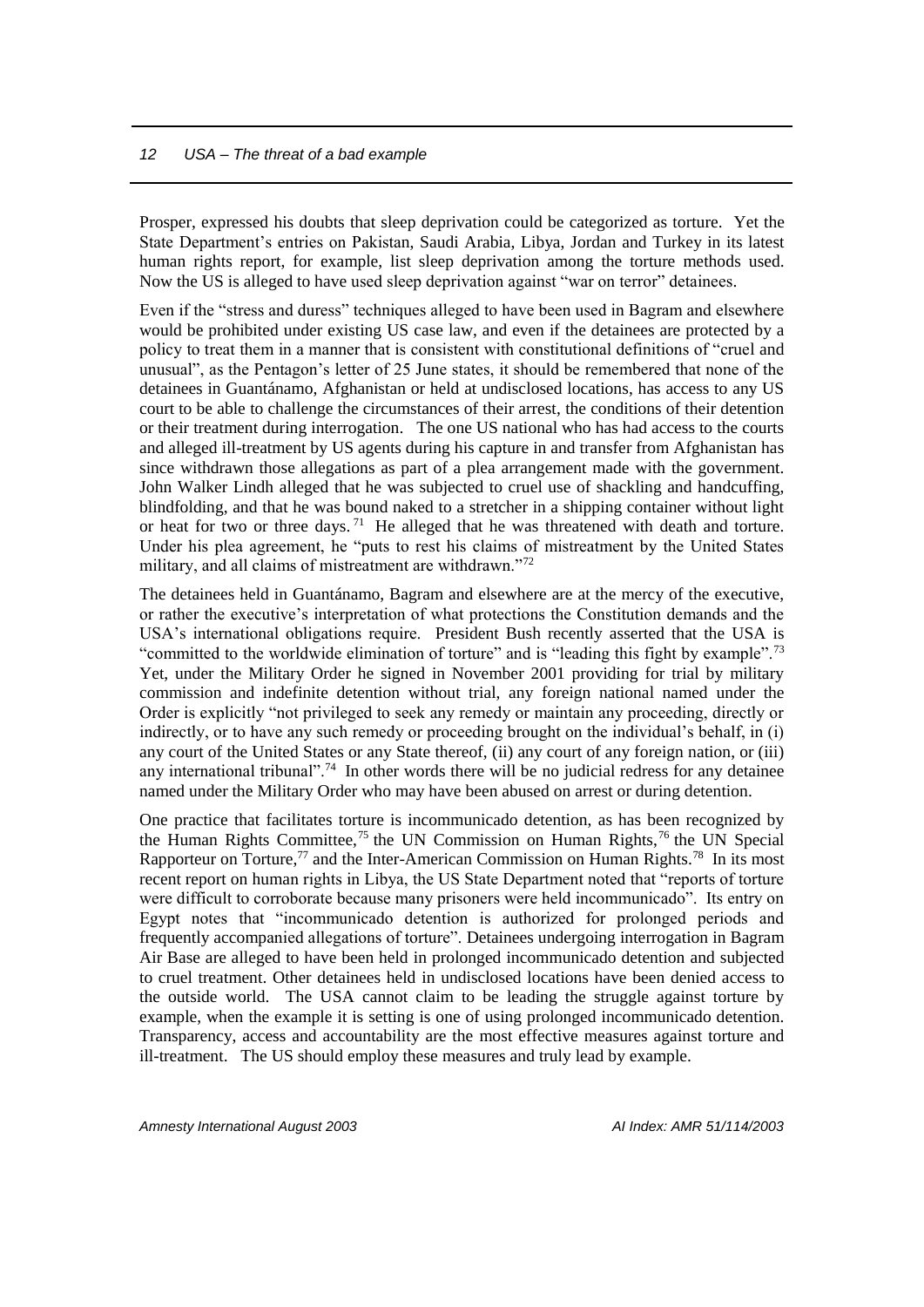Prosper, expressed his doubts that sleep deprivation could be categorized as torture. Yet the State Department's entries on Pakistan, Saudi Arabia, Libya, Jordan and Turkey in its latest human rights report, for example, list sleep deprivation among the torture methods used. Now the US is alleged to have used sleep deprivation against "war on terror" detainees.

Even if the "stress and duress" techniques alleged to have been used in Bagram and elsewhere would be prohibited under existing US case law, and even if the detainees are protected by a policy to treat them in a manner that is consistent with constitutional definitions of "cruel and unusual", as the Pentagon's letter of 25 June states, it should be remembered that none of the detainees in Guantánamo, Afghanistan or held at undisclosed locations, has access to any US court to be able to challenge the circumstances of their arrest, the conditions of their detention or their treatment during interrogation. The one US national who has had access to the courts and alleged ill-treatment by US agents during his capture in and transfer from Afghanistan has since withdrawn those allegations as part of a plea arrangement made with the government. John Walker Lindh alleged that he was subjected to cruel use of shackling and handcuffing, blindfolding, and that he was bound naked to a stretcher in a shipping container without light or heat for two or three days.[71] He alleged that he was threatened with death and torture. Under his plea agreement, he "puts to rest his claims of mistreatment by the United States military, and all claims of mistreatment are withdrawn."[72]

The detainees held in Guantánamo, Bagram and elsewhere are at the mercy of the executive, or rather the executive's interpretation of what protections the Constitution demands and the USA's international obligations require. President Bush recently asserted that the USA is "committed to the worldwide elimination of torture" and is "leading this fight by example".[73] Yet, under the Military Order he signed in November 2001 providing for trial by military commission and indefinite detention without trial, any foreign national named under the Order is explicitly "not privileged to seek any remedy or maintain any proceeding, directly or indirectly, or to have any such remedy or proceeding brought on the individual's behalf, in (i) any court of the United States or any State thereof, (ii) any court of any foreign nation, or (iii) any international tribunal".[74] In other words there will be no judicial redress for any detainee named under the Military Order who may have been abused on arrest or during detention.

One practice that facilitates torture is incommunicado detention, as has been recognized by the Human Rights Committee,[75] the UN Commission on Human Rights,[76] the UN Special Rapporteur on Torture,[77] and the Inter-American Commission on Human Rights.[78] In its most recent report on human rights in Libya, the US State Department noted that "reports of torture were difficult to corroborate because many prisoners were held incommunicado". Its entry on Egypt notes that "incommunicado detention is authorized for prolonged periods and frequently accompanied allegations of torture". Detainees undergoing interrogation in Bagram Air Base are alleged to have been held in prolonged incommunicado detention and subjected to cruel treatment. Other detainees held in undisclosed locations have been denied access to the outside world. The USA cannot claim to be leading the struggle against torture by example, when the example it is setting is one of using prolonged incommunicado detention. Transparency, access and accountability are the most effective measures against torture and ill-treatment. The US should employ these measures and truly lead by example.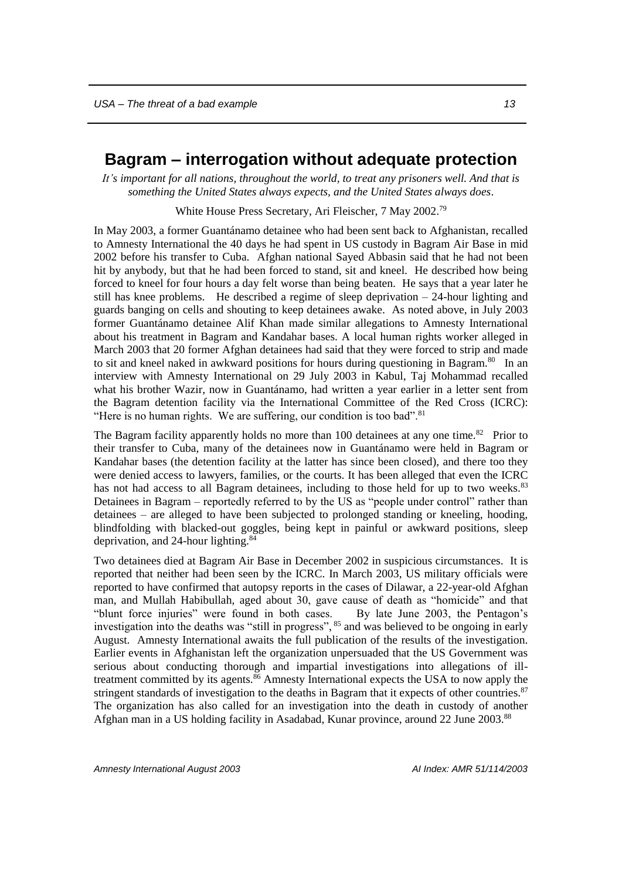## Bagram – interrogation without adequate protection

*It's important for all nations, throughout the world, to treat any prisoners well. And that is something the United States always expects, and the United States always does*.

White House Press Secretary, Ari Fleischer, 7 May 2002.[79]

In May 2003, a former Guantánamo detainee who had been sent back to Afghanistan, recalled to Amnesty International the 40 days he had spent in US custody in Bagram Air Base in mid 2002 before his transfer to Cuba. Afghan national Sayed Abbasin said that he had not been hit by anybody, but that he had been forced to stand, sit and kneel. He described how being forced to kneel for four hours a day felt worse than being beaten. He says that a year later he still has knee problems. He described a regime of sleep deprivation – 24-hour lighting and guards banging on cells and shouting to keep detainees awake. As noted above, in July 2003 former Guantánamo detainee Alif Khan made similar allegations to Amnesty International about his treatment in Bagram and Kandahar bases. A local human rights worker alleged in March 2003 that 20 former Afghan detainees had said that they were forced to strip and made to sit and kneel naked in awkward positions for hours during questioning in Bagram.[80] In an interview with Amnesty International on 29 July 2003 in Kabul, Taj Mohammad recalled what his brother Wazir, now in Guantánamo, had written a year earlier in a letter sent from the Bagram detention facility via the International Committee of the Red Cross (ICRC): "Here is no human rights. We are suffering, our condition is too bad".[81]

The Bagram facility apparently holds no more than 100 detainees at any one time.[82] Prior to their transfer to Cuba, many of the detainees now in Guantánamo were held in Bagram or Kandahar bases (the detention facility at the latter has since been closed), and there too they were denied access to lawyers, families, or the courts. It has been alleged that even the ICRC has not had access to all Bagram detainees, including to those held for up to two weeks.[83] Detainees in Bagram – reportedly referred to by the US as "people under control" rather than detainees – are alleged to have been subjected to prolonged standing or kneeling, hooding, blindfolding with blacked-out goggles, being kept in painful or awkward positions, sleep deprivation, and 24-hour lighting.[84]

Two detainees died at Bagram Air Base in December 2002 in suspicious circumstances. It is reported that neither had been seen by the ICRC. In March 2003, US military officials were reported to have confirmed that autopsy reports in the cases of Dilawar, a 22-year-old Afghan man, and Mullah Habibullah, aged about 30, gave cause of death as "homicide" and that "blunt force injuries" were found in both cases. By late June 2003, the Pentagon's investigation into the deaths was "still in progress", [85] and was believed to be ongoing in early August. Amnesty International awaits the full publication of the results of the investigation. Earlier events in Afghanistan left the organization unpersuaded that the US Government was serious about conducting thorough and impartial investigations into allegations of ill-treatment committed by its agents.[86] Amnesty International expects the USA to now apply the stringent standards of investigation to the deaths in Bagram that it expects of other countries.[87] The organization has also called for an investigation into the death in custody of another Afghan man in a US holding facility in Asadabad, Kunar province, around 22 June 2003.[88]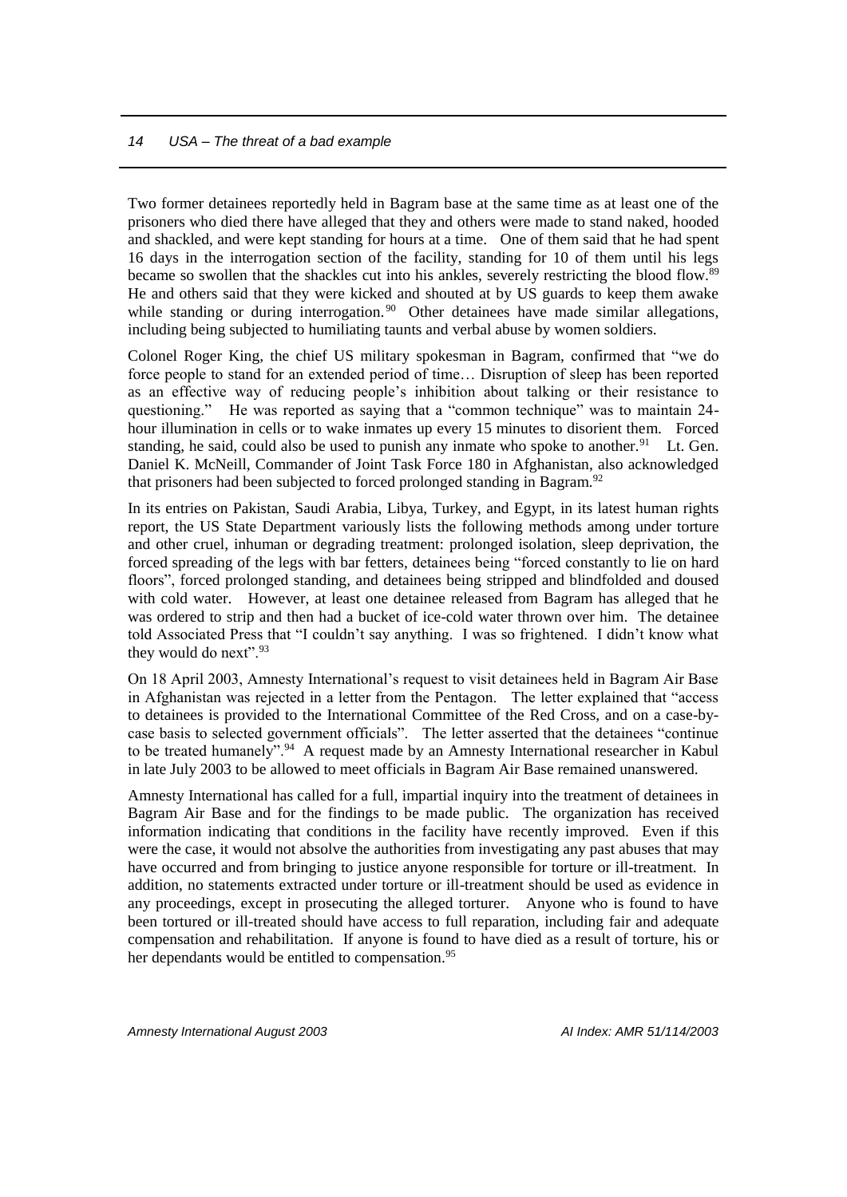Two former detainees reportedly held in Bagram base at the same time as at least one of the prisoners who died there have alleged that they and others were made to stand naked, hooded and shackled, and were kept standing for hours at a time. One of them said that he had spent 16 days in the interrogation section of the facility, standing for 10 of them until his legs became so swollen that the shackles cut into his ankles, severely restricting the blood flow.[89] He and others said that they were kicked and shouted at by US guards to keep them awake while standing or during interrogation.[90] Other detainees have made similar allegations, including being subjected to humiliating taunts and verbal abuse by women soldiers.

Colonel Roger King, the chief US military spokesman in Bagram, confirmed that "we do force people to stand for an extended period of time… Disruption of sleep has been reported as an effective way of reducing people's inhibition about talking or their resistance to questioning." He was reported as saying that a "common technique" was to maintain 24-hour illumination in cells or to wake inmates up every 15 minutes to disorient them. Forced standing, he said, could also be used to punish any inmate who spoke to another.[91] Lt. Gen. Daniel K. McNeill, Commander of Joint Task Force 180 in Afghanistan, also acknowledged that prisoners had been subjected to forced prolonged standing in Bagram.[92]

In its entries on Pakistan, Saudi Arabia, Libya, Turkey, and Egypt, in its latest human rights report, the US State Department variously lists the following methods among under torture and other cruel, inhuman or degrading treatment: prolonged isolation, sleep deprivation, the forced spreading of the legs with bar fetters, detainees being "forced constantly to lie on hard floors", forced prolonged standing, and detainees being stripped and blindfolded and doused with cold water. However, at least one detainee released from Bagram has alleged that he was ordered to strip and then had a bucket of ice-cold water thrown over him. The detainee told Associated Press that "I couldn't say anything. I was so frightened. I didn't know what they would do next".[93]

On 18 April 2003, Amnesty International's request to visit detainees held in Bagram Air Base in Afghanistan was rejected in a letter from the Pentagon. The letter explained that "access to detainees is provided to the International Committee of the Red Cross, and on a case-by-case basis to selected government officials". The letter asserted that the detainees "continue to be treated humanely".[94] A request made by an Amnesty International researcher in Kabul in late July 2003 to be allowed to meet officials in Bagram Air Base remained unanswered.

Amnesty International has called for a full, impartial inquiry into the treatment of detainees in Bagram Air Base and for the findings to be made public. The organization has received information indicating that conditions in the facility have recently improved. Even if this were the case, it would not absolve the authorities from investigating any past abuses that may have occurred and from bringing to justice anyone responsible for torture or ill-treatment. In addition, no statements extracted under torture or ill-treatment should be used as evidence in any proceedings, except in prosecuting the alleged torturer. Anyone who is found to have been tortured or ill-treated should have access to full reparation, including fair and adequate compensation and rehabilitation. If anyone is found to have died as a result of torture, his or her dependants would be entitled to compensation.[95]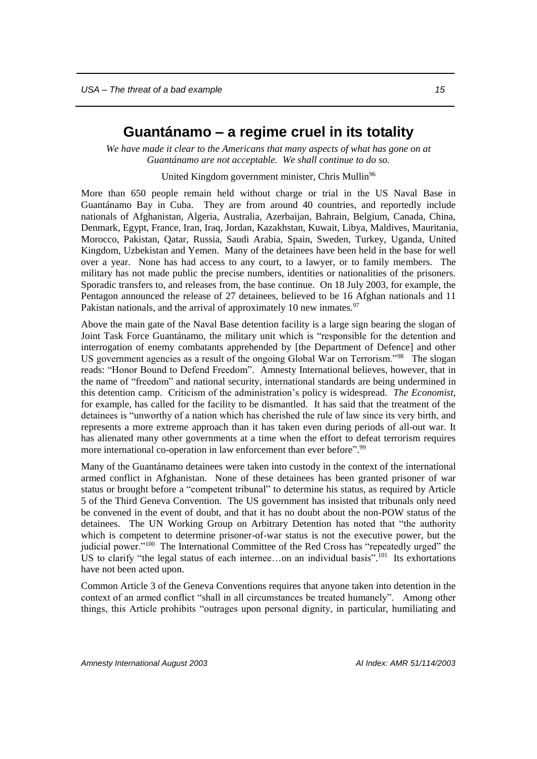## Guantánamo – a regime cruel in its totality

*We have made it clear to the Americans that many aspects of what has gone on at Guantánamo are not acceptable. We shall continue to do so.*

United Kingdom government minister, Chris Mullin[96]

More than 650 people remain held without charge or trial in the US Naval Base in Guantánamo Bay in Cuba. They are from around 40 countries, and reportedly include nationals of Afghanistan, Algeria, Australia, Azerbaijan, Bahrain, Belgium, Canada, China, Denmark, Egypt, France, Iran, Iraq, Jordan, Kazakhstan, Kuwait, Libya, Maldives, Mauritania, Morocco, Pakistan, Qatar, Russia, Saudi Arabia, Spain, Sweden, Turkey, Uganda, United Kingdom, Uzbekistan and Yemen. Many of the detainees have been held in the base for well over a year. None has had access to any court, to a lawyer, or to family members. The military has not made public the precise numbers, identities or nationalities of the prisoners. Sporadic transfers to, and releases from, the base continue. On 18 July 2003, for example, the Pentagon announced the release of 27 detainees, believed to be 16 Afghan nationals and 11 Pakistan nationals, and the arrival of approximately 10 new inmates.[97]

Above the main gate of the Naval Base detention facility is a large sign bearing the slogan of Joint Task Force Guantánamo, the military unit which is "responsible for the detention and interrogation of enemy combatants apprehended by [the Department of Defence] and other US government agencies as a result of the ongoing Global War on Terrorism."[98] The slogan reads: "Honor Bound to Defend Freedom". Amnesty International believes, however, that in the name of "freedom" and national security, international standards are being undermined in this detention camp. Criticism of the administration's policy is widespread. *The Economist*, for example, has called for the facility to be dismantled. It has said that the treatment of the detainees is "unworthy of a nation which has cherished the rule of law since its very birth, and represents a more extreme approach than it has taken even during periods of all-out war. It has alienated many other governments at a time when the effort to defeat terrorism requires more international co-operation in law enforcement than ever before".[99]

Many of the Guantánamo detainees were taken into custody in the context of the international armed conflict in Afghanistan. None of these detainees has been granted prisoner of war status or brought before a "competent tribunal" to determine his status, as required by Article 5 of the Third Geneva Convention. The US government has insisted that tribunals only need be convened in the event of doubt, and that it has no doubt about the non-POW status of the detainees. The UN Working Group on Arbitrary Detention has noted that "the authority which is competent to determine prisoner-of-war status is not the executive power, but the judicial power."[100] The International Committee of the Red Cross has "repeatedly urged" the US to clarify "the legal status of each internee…on an individual basis".[101] Its exhortations have not been acted upon.

Common Article 3 of the Geneva Conventions requires that anyone taken into detention in the context of an armed conflict "shall in all circumstances be treated humanely". Among other things, this Article prohibits "outrages upon personal dignity, in particular, humiliating and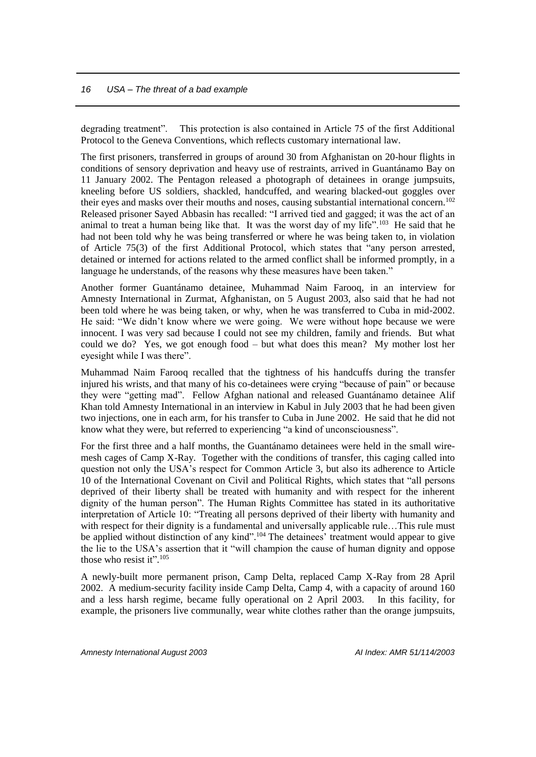degrading treatment". This protection is also contained in Article 75 of the first Additional Protocol to the Geneva Conventions, which reflects customary international law.

The first prisoners, transferred in groups of around 30 from Afghanistan on 20-hour flights in conditions of sensory deprivation and heavy use of restraints, arrived in Guantánamo Bay on 11 January 2002. The Pentagon released a photograph of detainees in orange jumpsuits, kneeling before US soldiers, shackled, handcuffed, and wearing blacked-out goggles over their eyes and masks over their mouths and noses, causing substantial international concern.[102] Released prisoner Sayed Abbasin has recalled: "I arrived tied and gagged; it was the act of an animal to treat a human being like that. It was the worst day of my life".[103] He said that he had not been told why he was being transferred or where he was being taken to, in violation of Article 75(3) of the first Additional Protocol, which states that "any person arrested, detained or interned for actions related to the armed conflict shall be informed promptly, in a language he understands, of the reasons why these measures have been taken."

Another former Guantánamo detainee, Muhammad Naim Farooq, in an interview for Amnesty International in Zurmat, Afghanistan, on 5 August 2003, also said that he had not been told where he was being taken, or why, when he was transferred to Cuba in mid-2002. He said: "We didn't know where we were going. We were without hope because we were innocent. I was very sad because I could not see my children, family and friends. But what could we do? Yes, we got enough food – but what does this mean? My mother lost her eyesight while I was there".

Muhammad Naim Farooq recalled that the tightness of his handcuffs during the transfer injured his wrists, and that many of his co-detainees were crying "because of pain" or because they were "getting mad". Fellow Afghan national and released Guantánamo detainee Alif Khan told Amnesty International in an interview in Kabul in July 2003 that he had been given two injections, one in each arm, for his transfer to Cuba in June 2002. He said that he did not know what they were, but referred to experiencing "a kind of unconsciousness".

For the first three and a half months, the Guantánamo detainees were held in the small wire-mesh cages of Camp X-Ray. Together with the conditions of transfer, this caging called into question not only the USA's respect for Common Article 3, but also its adherence to Article 10 of the International Covenant on Civil and Political Rights, which states that "all persons deprived of their liberty shall be treated with humanity and with respect for the inherent dignity of the human person". The Human Rights Committee has stated in its authoritative interpretation of Article 10: "Treating all persons deprived of their liberty with humanity and with respect for their dignity is a fundamental and universally applicable rule…This rule must be applied without distinction of any kind".[104] The detainees' treatment would appear to give the lie to the USA's assertion that it "will champion the cause of human dignity and oppose those who resist it".[105]

A newly-built more permanent prison, Camp Delta, replaced Camp X-Ray from 28 April 2002. A medium-security facility inside Camp Delta, Camp 4, with a capacity of around 160 and a less harsh regime, became fully operational on 2 April 2003. In this facility, for example, the prisoners live communally, wear white clothes rather than the orange jumpsuits,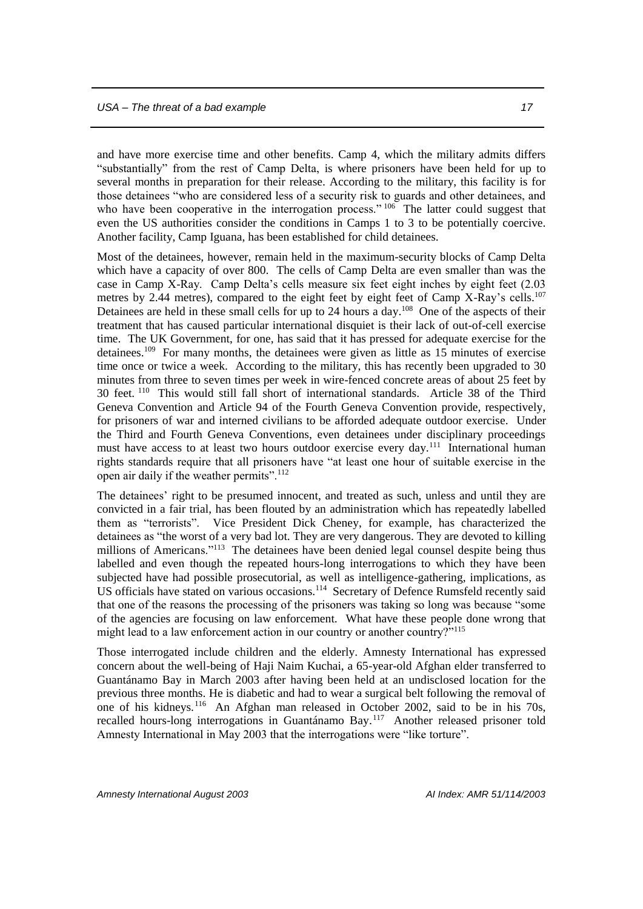and have more exercise time and other benefits. Camp 4, which the military admits differs "substantially" from the rest of Camp Delta, is where prisoners have been held for up to several months in preparation for their release. According to the military, this facility is for those detainees "who are considered less of a security risk to guards and other detainees, and who have been cooperative in the interrogation process." [106] The latter could suggest that even the US authorities consider the conditions in Camps 1 to 3 to be potentially coercive. Another facility, Camp Iguana, has been established for child detainees.

Most of the detainees, however, remain held in the maximum-security blocks of Camp Delta which have a capacity of over 800. The cells of Camp Delta are even smaller than was the case in Camp X-Ray. Camp Delta's cells measure six feet eight inches by eight feet (2.03 metres by 2.44 metres), compared to the eight feet by eight feet of Camp X-Ray's cells.[107] Detainees are held in these small cells for up to 24 hours a day.[108] One of the aspects of their treatment that has caused particular international disquiet is their lack of out-of-cell exercise time. The UK Government, for one, has said that it has pressed for adequate exercise for the detainees.[109] For many months, the detainees were given as little as 15 minutes of exercise time once or twice a week. According to the military, this has recently been upgraded to 30 minutes from three to seven times per week in wire-fenced concrete areas of about 25 feet by 30 feet. [110] This would still fall short of international standards. Article 38 of the Third Geneva Convention and Article 94 of the Fourth Geneva Convention provide, respectively, for prisoners of war and interned civilians to be afforded adequate outdoor exercise. Under the Third and Fourth Geneva Conventions, even detainees under disciplinary proceedings must have access to at least two hours outdoor exercise every day.[111] International human rights standards require that all prisoners have "at least one hour of suitable exercise in the open air daily if the weather permits".[112]

The detainees' right to be presumed innocent, and treated as such, unless and until they are convicted in a fair trial, has been flouted by an administration which has repeatedly labelled them as "terrorists". Vice President Dick Cheney, for example, has characterized the detainees as "the worst of a very bad lot. They are very dangerous. They are devoted to killing millions of Americans."[113] The detainees have been denied legal counsel despite being thus labelled and even though the repeated hours-long interrogations to which they have been subjected have had possible prosecutorial, as well as intelligence-gathering, implications, as US officials have stated on various occasions.[114] Secretary of Defence Rumsfeld recently said that one of the reasons the processing of the prisoners was taking so long was because "some of the agencies are focusing on law enforcement. What have these people done wrong that might lead to a law enforcement action in our country or another country?"[115]

Those interrogated include children and the elderly. Amnesty International has expressed concern about the well-being of Haji Naim Kuchai, a 65-year-old Afghan elder transferred to Guantánamo Bay in March 2003 after having been held at an undisclosed location for the previous three months. He is diabetic and had to wear a surgical belt following the removal of one of his kidneys.[116] An Afghan man released in October 2002, said to be in his 70s, recalled hours-long interrogations in Guantánamo Bay.[117] Another released prisoner told Amnesty International in May 2003 that the interrogations were "like torture".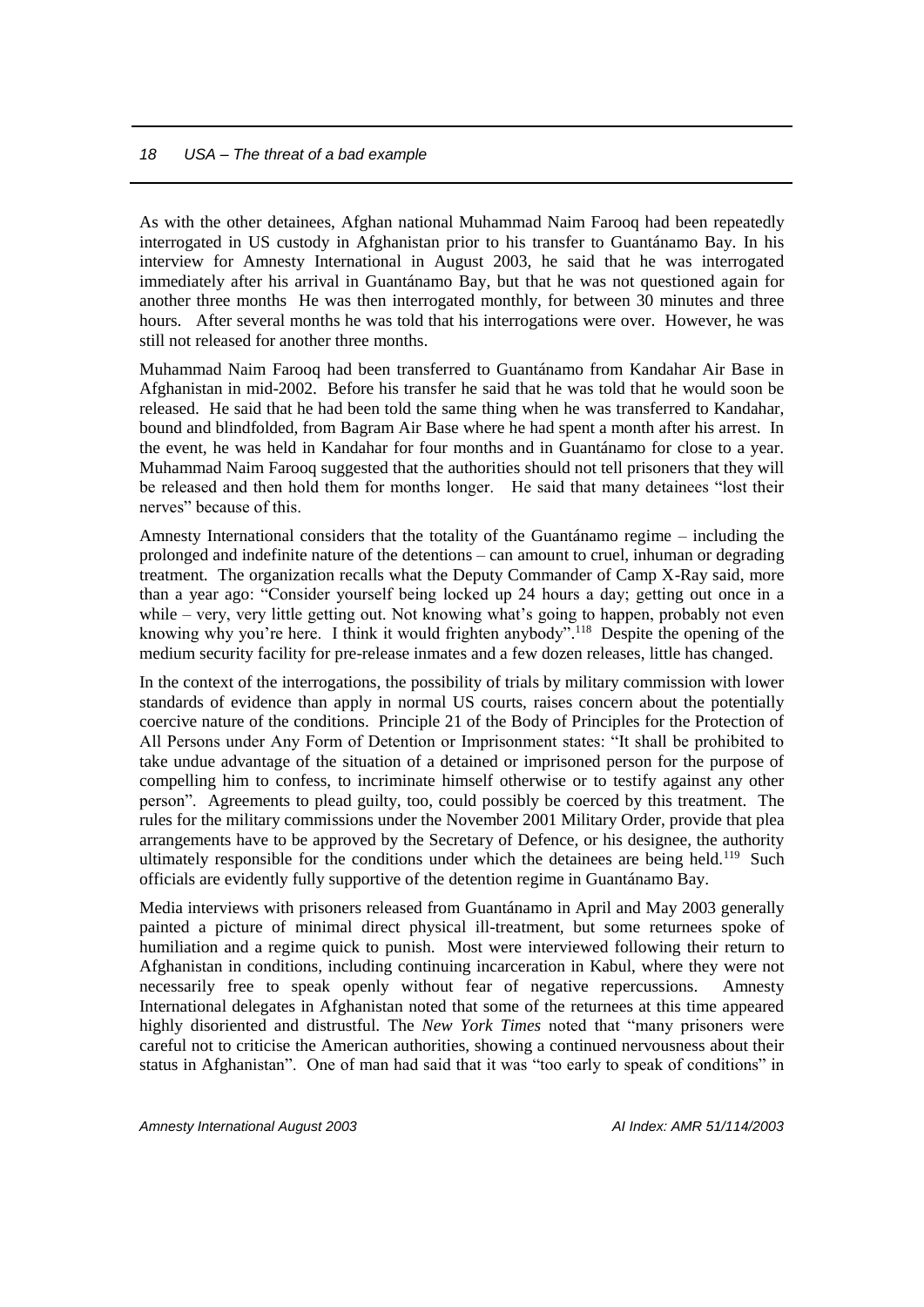As with the other detainees, Afghan national Muhammad Naim Farooq had been repeatedly interrogated in US custody in Afghanistan prior to his transfer to Guantánamo Bay. In his interview for Amnesty International in August 2003, he said that he was interrogated immediately after his arrival in Guantánamo Bay, but that he was not questioned again for another three months He was then interrogated monthly, for between 30 minutes and three hours. After several months he was told that his interrogations were over. However, he was still not released for another three months.

Muhammad Naim Farooq had been transferred to Guantánamo from Kandahar Air Base in Afghanistan in mid-2002. Before his transfer he said that he was told that he would soon be released. He said that he had been told the same thing when he was transferred to Kandahar, bound and blindfolded, from Bagram Air Base where he had spent a month after his arrest. In the event, he was held in Kandahar for four months and in Guantánamo for close to a year. Muhammad Naim Farooq suggested that the authorities should not tell prisoners that they will be released and then hold them for months longer. He said that many detainees "lost their nerves" because of this.

Amnesty International considers that the totality of the Guantánamo regime – including the prolonged and indefinite nature of the detentions – can amount to cruel, inhuman or degrading treatment. The organization recalls what the Deputy Commander of Camp X-Ray said, more than a year ago: "Consider yourself being locked up 24 hours a day; getting out once in a while – very, very little getting out. Not knowing what's going to happen, probably not even knowing why you're here. I think it would frighten anybody".[118] Despite the opening of the medium security facility for pre-release inmates and a few dozen releases, little has changed.

In the context of the interrogations, the possibility of trials by military commission with lower standards of evidence than apply in normal US courts, raises concern about the potentially coercive nature of the conditions. Principle 21 of the Body of Principles for the Protection of All Persons under Any Form of Detention or Imprisonment states: "It shall be prohibited to take undue advantage of the situation of a detained or imprisoned person for the purpose of compelling him to confess, to incriminate himself otherwise or to testify against any other person". Agreements to plead guilty, too, could possibly be coerced by this treatment. The rules for the military commissions under the November 2001 Military Order, provide that plea arrangements have to be approved by the Secretary of Defence, or his designee, the authority ultimately responsible for the conditions under which the detainees are being held.[119] Such officials are evidently fully supportive of the detention regime in Guantánamo Bay.

Media interviews with prisoners released from Guantánamo in April and May 2003 generally painted a picture of minimal direct physical ill-treatment, but some returnees spoke of humiliation and a regime quick to punish. Most were interviewed following their return to Afghanistan in conditions, including continuing incarceration in Kabul, where they were not necessarily free to speak openly without fear of negative repercussions. Amnesty International delegates in Afghanistan noted that some of the returnees at this time appeared highly disoriented and distrustful. The *New York Times* noted that "many prisoners were careful not to criticise the American authorities, showing a continued nervousness about their status in Afghanistan". One of man had said that it was "too early to speak of conditions" in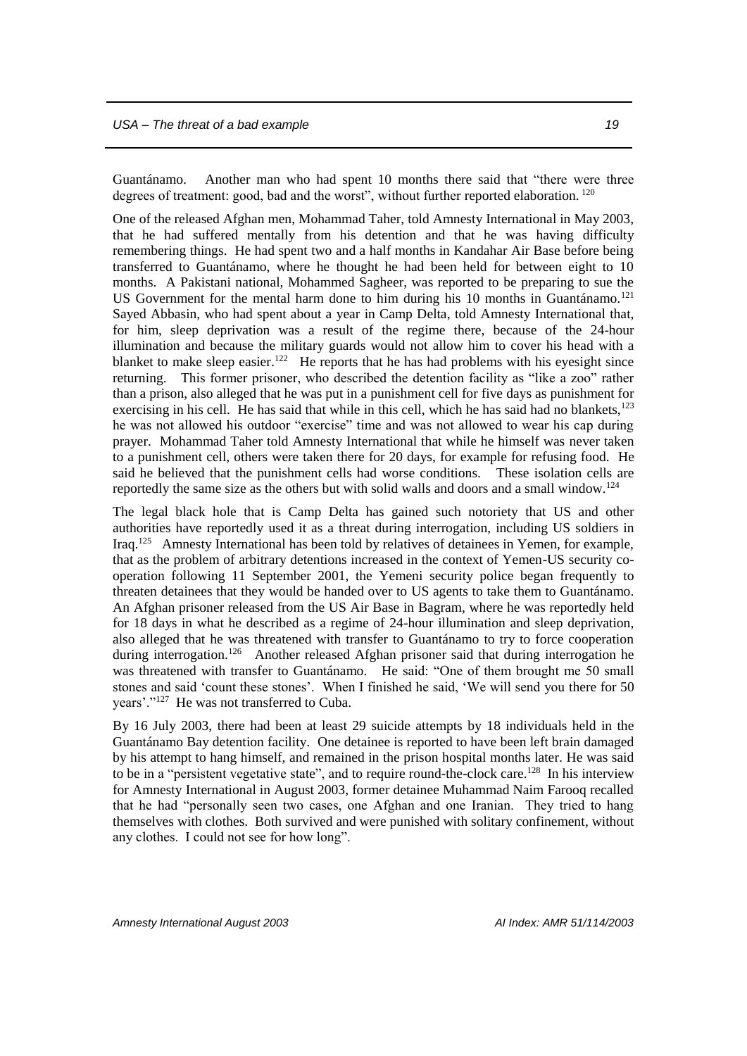Guantánamo. Another man who had spent 10 months there said that "there were three degrees of treatment: good, bad and the worst", without further reported elaboration. [120]

One of the released Afghan men, Mohammad Taher, told Amnesty International in May 2003, that he had suffered mentally from his detention and that he was having difficulty remembering things. He had spent two and a half months in Kandahar Air Base before being transferred to Guantánamo, where he thought he had been held for between eight to 10 months. A Pakistani national, Mohammed Sagheer, was reported to be preparing to sue the US Government for the mental harm done to him during his 10 months in Guantánamo.[121] Sayed Abbasin, who had spent about a year in Camp Delta, told Amnesty International that, for him, sleep deprivation was a result of the regime there, because of the 24-hour illumination and because the military guards would not allow him to cover his head with a blanket to make sleep easier.[122] He reports that he has had problems with his eyesight since returning. This former prisoner, who described the detention facility as "like a zoo" rather than a prison, also alleged that he was put in a punishment cell for five days as punishment for exercising in his cell. He has said that while in this cell, which he has said had no blankets,[123] he was not allowed his outdoor "exercise" time and was not allowed to wear his cap during prayer. Mohammad Taher told Amnesty International that while he himself was never taken to a punishment cell, others were taken there for 20 days, for example for refusing food. He said he believed that the punishment cells had worse conditions. These isolation cells are reportedly the same size as the others but with solid walls and doors and a small window.[124]

The legal black hole that is Camp Delta has gained such notoriety that US and other authorities have reportedly used it as a threat during interrogation, including US soldiers in Iraq.[125] Amnesty International has been told by relatives of detainees in Yemen, for example, that as the problem of arbitrary detentions increased in the context of Yemen-US security co-operation following 11 September 2001, the Yemeni security police began frequently to threaten detainees that they would be handed over to US agents to take them to Guantánamo. An Afghan prisoner released from the US Air Base in Bagram, where he was reportedly held for 18 days in what he described as a regime of 24-hour illumination and sleep deprivation, also alleged that he was threatened with transfer to Guantánamo to try to force cooperation during interrogation.[126] Another released Afghan prisoner said that during interrogation he was threatened with transfer to Guantánamo. He said: "One of them brought me 50 small stones and said 'count these stones'. When I finished he said, 'We will send you there for 50 years'."[127] He was not transferred to Cuba.

By 16 July 2003, there had been at least 29 suicide attempts by 18 individuals held in the Guantánamo Bay detention facility. One detainee is reported to have been left brain damaged by his attempt to hang himself, and remained in the prison hospital months later. He was said to be in a "persistent vegetative state", and to require round-the-clock care.[128] In his interview for Amnesty International in August 2003, former detainee Muhammad Naim Farooq recalled that he had "personally seen two cases, one Afghan and one Iranian. They tried to hang themselves with clothes. Both survived and were punished with solitary confinement, without any clothes. I could not see for how long".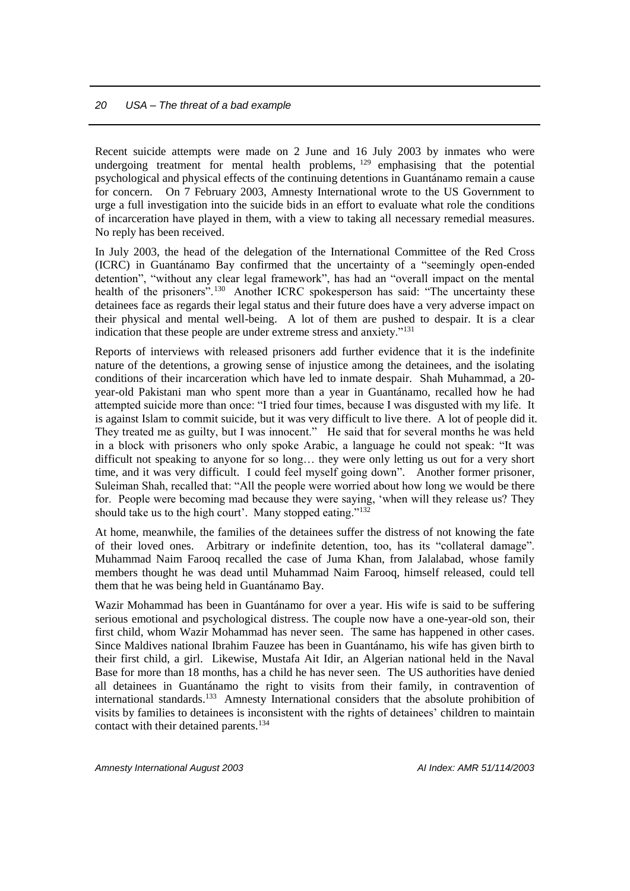Recent suicide attempts were made on 2 June and 16 July 2003 by inmates who were undergoing treatment for mental health problems,[129] emphasising that the potential psychological and physical effects of the continuing detentions in Guantánamo remain a cause for concern. On 7 February 2003, Amnesty International wrote to the US Government to urge a full investigation into the suicide bids in an effort to evaluate what role the conditions of incarceration have played in them, with a view to taking all necessary remedial measures. No reply has been received.

In July 2003, the head of the delegation of the International Committee of the Red Cross (ICRC) in Guantánamo Bay confirmed that the uncertainty of a "seemingly open-ended detention", "without any clear legal framework", has had an "overall impact on the mental health of the prisoners".[130] Another ICRC spokesperson has said: "The uncertainty these detainees face as regards their legal status and their future does have a very adverse impact on their physical and mental well-being. A lot of them are pushed to despair. It is a clear indication that these people are under extreme stress and anxiety."[131]

Reports of interviews with released prisoners add further evidence that it is the indefinite nature of the detentions, a growing sense of injustice among the detainees, and the isolating conditions of their incarceration which have led to inmate despair. Shah Muhammad, a 20-year-old Pakistani man who spent more than a year in Guantánamo, recalled how he had attempted suicide more than once: "I tried four times, because I was disgusted with my life. It is against Islam to commit suicide, but it was very difficult to live there. A lot of people did it. They treated me as guilty, but I was innocent." He said that for several months he was held in a block with prisoners who only spoke Arabic, a language he could not speak: "It was difficult not speaking to anyone for so long… they were only letting us out for a very short time, and it was very difficult. I could feel myself going down". Another former prisoner, Suleiman Shah, recalled that: "All the people were worried about how long we would be there for. People were becoming mad because they were saying, 'when will they release us? They should take us to the high court'. Many stopped eating."[132]

At home, meanwhile, the families of the detainees suffer the distress of not knowing the fate of their loved ones. Arbitrary or indefinite detention, too, has its "collateral damage". Muhammad Naim Farooq recalled the case of Juma Khan, from Jalalabad, whose family members thought he was dead until Muhammad Naim Farooq, himself released, could tell them that he was being held in Guantánamo Bay.

Wazir Mohammad has been in Guantánamo for over a year. His wife is said to be suffering serious emotional and psychological distress. The couple now have a one-year-old son, their first child, whom Wazir Mohammad has never seen. The same has happened in other cases. Since Maldives national Ibrahim Fauzee has been in Guantánamo, his wife has given birth to their first child, a girl. Likewise, Mustafa Ait Idir, an Algerian national held in the Naval Base for more than 18 months, has a child he has never seen. The US authorities have denied all detainees in Guantánamo the right to visits from their family, in contravention of international standards.[133] Amnesty International considers that the absolute prohibition of visits by families to detainees is inconsistent with the rights of detainees' children to maintain contact with their detained parents.[134]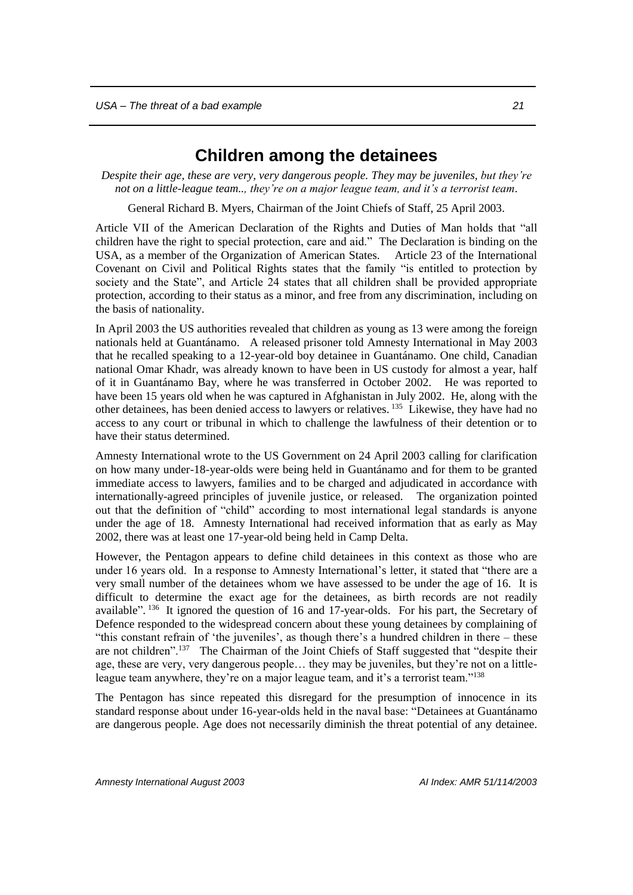# Children among the detainees

*Despite their age, these are very, very dangerous people. They may be juveniles, but they're not on a little-league team.., they're on a major league team, and it's a terrorist team.*

General Richard B. Myers, Chairman of the Joint Chiefs of Staff, 25 April 2003.

Article VII of the American Declaration of the Rights and Duties of Man holds that "all children have the right to special protection, care and aid." The Declaration is binding on the USA, as a member of the Organization of American States. Article 23 of the International Covenant on Civil and Political Rights states that the family "is entitled to protection by society and the State", and Article 24 states that all children shall be provided appropriate protection, according to their status as a minor, and free from any discrimination, including on the basis of nationality.

In April 2003 the US authorities revealed that children as young as 13 were among the foreign nationals held at Guantánamo. A released prisoner told Amnesty International in May 2003 that he recalled speaking to a 12-year-old boy detainee in Guantánamo. One child, Canadian national Omar Khadr, was already known to have been in US custody for almost a year, half of it in Guantánamo Bay, where he was transferred in October 2002. He was reported to have been 15 years old when he was captured in Afghanistan in July 2002. He, along with the other detainees, has been denied access to lawyers or relatives.[135] Likewise, they have had no access to any court or tribunal in which to challenge the lawfulness of their detention or to have their status determined.

Amnesty International wrote to the US Government on 24 April 2003 calling for clarification on how many under-18-year-olds were being held in Guantánamo and for them to be granted immediate access to lawyers, families and to be charged and adjudicated in accordance with internationally-agreed principles of juvenile justice, or released. The organization pointed out that the definition of "child" according to most international legal standards is anyone under the age of 18. Amnesty International had received information that as early as May 2002, there was at least one 17-year-old being held in Camp Delta.

However, the Pentagon appears to define child detainees in this context as those who are under 16 years old. In a response to Amnesty International's letter, it stated that "there are a very small number of the detainees whom we have assessed to be under the age of 16. It is difficult to determine the exact age for the detainees, as birth records are not readily available".[136] It ignored the question of 16 and 17-year-olds. For his part, the Secretary of Defence responded to the widespread concern about these young detainees by complaining of "this constant refrain of 'the juveniles', as though there's a hundred children in there – these are not children".[137] The Chairman of the Joint Chiefs of Staff suggested that "despite their age, these are very, very dangerous people… they may be juveniles, but they're not on a little-league team anywhere, they're on a major league team, and it's a terrorist team."[138]

The Pentagon has since repeated this disregard for the presumption of innocence in its standard response about under 16-year-olds held in the naval base: "Detainees at Guantánamo are dangerous people. Age does not necessarily diminish the threat potential of any detainee.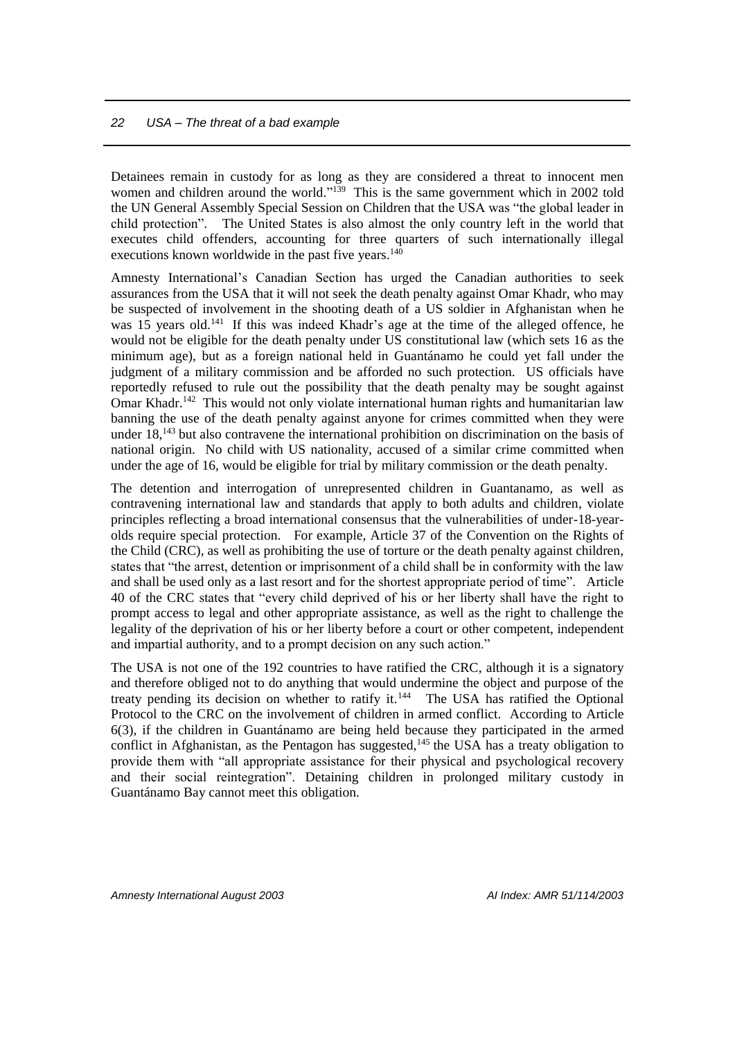Detainees remain in custody for as long as they are considered a threat to innocent men women and children around the world."[139] This is the same government which in 2002 told the UN General Assembly Special Session on Children that the USA was "the global leader in child protection". The United States is also almost the only country left in the world that executes child offenders, accounting for three quarters of such internationally illegal executions known worldwide in the past five years.[140]

Amnesty International's Canadian Section has urged the Canadian authorities to seek assurances from the USA that it will not seek the death penalty against Omar Khadr, who may be suspected of involvement in the shooting death of a US soldier in Afghanistan when he was 15 years old.[141] If this was indeed Khadr's age at the time of the alleged offence, he would not be eligible for the death penalty under US constitutional law (which sets 16 as the minimum age), but as a foreign national held in Guantánamo he could yet fall under the judgment of a military commission and be afforded no such protection. US officials have reportedly refused to rule out the possibility that the death penalty may be sought against Omar Khadr.[142] This would not only violate international human rights and humanitarian law banning the use of the death penalty against anyone for crimes committed when they were under 18,[143] but also contravene the international prohibition on discrimination on the basis of national origin. No child with US nationality, accused of a similar crime committed when under the age of 16, would be eligible for trial by military commission or the death penalty.

The detention and interrogation of unrepresented children in Guantanamo, as well as contravening international law and standards that apply to both adults and children, violate principles reflecting a broad international consensus that the vulnerabilities of under-18-year-olds require special protection. For example, Article 37 of the Convention on the Rights of the Child (CRC), as well as prohibiting the use of torture or the death penalty against children, states that "the arrest, detention or imprisonment of a child shall be in conformity with the law and shall be used only as a last resort and for the shortest appropriate period of time". Article 40 of the CRC states that "every child deprived of his or her liberty shall have the right to prompt access to legal and other appropriate assistance, as well as the right to challenge the legality of the deprivation of his or her liberty before a court or other competent, independent and impartial authority, and to a prompt decision on any such action."

The USA is not one of the 192 countries to have ratified the CRC, although it is a signatory and therefore obliged not to do anything that would undermine the object and purpose of the treaty pending its decision on whether to ratify it.[144] The USA has ratified the Optional Protocol to the CRC on the involvement of children in armed conflict. According to Article 6(3), if the children in Guantánamo are being held because they participated in the armed conflict in Afghanistan, as the Pentagon has suggested,[145] the USA has a treaty obligation to provide them with "all appropriate assistance for their physical and psychological recovery and their social reintegration". Detaining children in prolonged military custody in Guantánamo Bay cannot meet this obligation.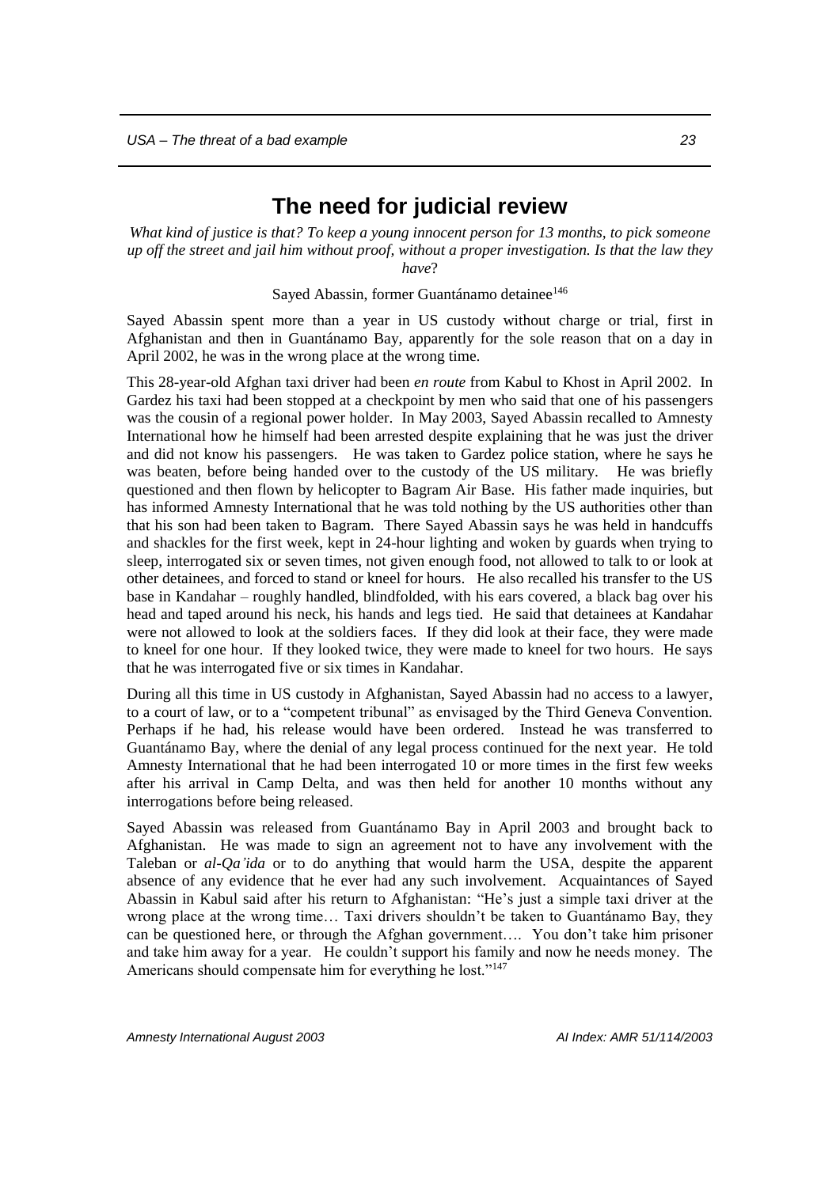## The need for judicial review

*What kind of justice is that? To keep a young innocent person for 13 months, to pick someone up off the street and jail him without proof, without a proper investigation. Is that the law they have?*

Sayed Abassin, former Guantánamo detainee[146]

Sayed Abassin spent more than a year in US custody without charge or trial, first in Afghanistan and then in Guantánamo Bay, apparently for the sole reason that on a day in April 2002, he was in the wrong place at the wrong time.

This 28-year-old Afghan taxi driver had been *en route* from Kabul to Khost in April 2002. In Gardez his taxi had been stopped at a checkpoint by men who said that one of his passengers was the cousin of a regional power holder. In May 2003, Sayed Abassin recalled to Amnesty International how he himself had been arrested despite explaining that he was just the driver and did not know his passengers. He was taken to Gardez police station, where he says he was beaten, before being handed over to the custody of the US military. He was briefly questioned and then flown by helicopter to Bagram Air Base. His father made inquiries, but has informed Amnesty International that he was told nothing by the US authorities other than that his son had been taken to Bagram. There Sayed Abassin says he was held in handcuffs and shackles for the first week, kept in 24-hour lighting and woken by guards when trying to sleep, interrogated six or seven times, not given enough food, not allowed to talk to or look at other detainees, and forced to stand or kneel for hours. He also recalled his transfer to the US base in Kandahar – roughly handled, blindfolded, with his ears covered, a black bag over his head and taped around his neck, his hands and legs tied. He said that detainees at Kandahar were not allowed to look at the soldiers faces. If they did look at their face, they were made to kneel for one hour. If they looked twice, they were made to kneel for two hours. He says that he was interrogated five or six times in Kandahar.

During all this time in US custody in Afghanistan, Sayed Abassin had no access to a lawyer, to a court of law, or to a "competent tribunal" as envisaged by the Third Geneva Convention. Perhaps if he had, his release would have been ordered. Instead he was transferred to Guantánamo Bay, where the denial of any legal process continued for the next year. He told Amnesty International that he had been interrogated 10 or more times in the first few weeks after his arrival in Camp Delta, and was then held for another 10 months without any interrogations before being released.

Sayed Abassin was released from Guantánamo Bay in April 2003 and brought back to Afghanistan. He was made to sign an agreement not to have any involvement with the Taleban or *al-Qa'ida* or to do anything that would harm the USA, despite the apparent absence of any evidence that he ever had any such involvement. Acquaintances of Sayed Abassin in Kabul said after his return to Afghanistan: "He's just a simple taxi driver at the wrong place at the wrong time… Taxi drivers shouldn't be taken to Guantánamo Bay, they can be questioned here, or through the Afghan government…. You don't take him prisoner and take him away for a year. He couldn't support his family and now he needs money. The Americans should compensate him for everything he lost."[147]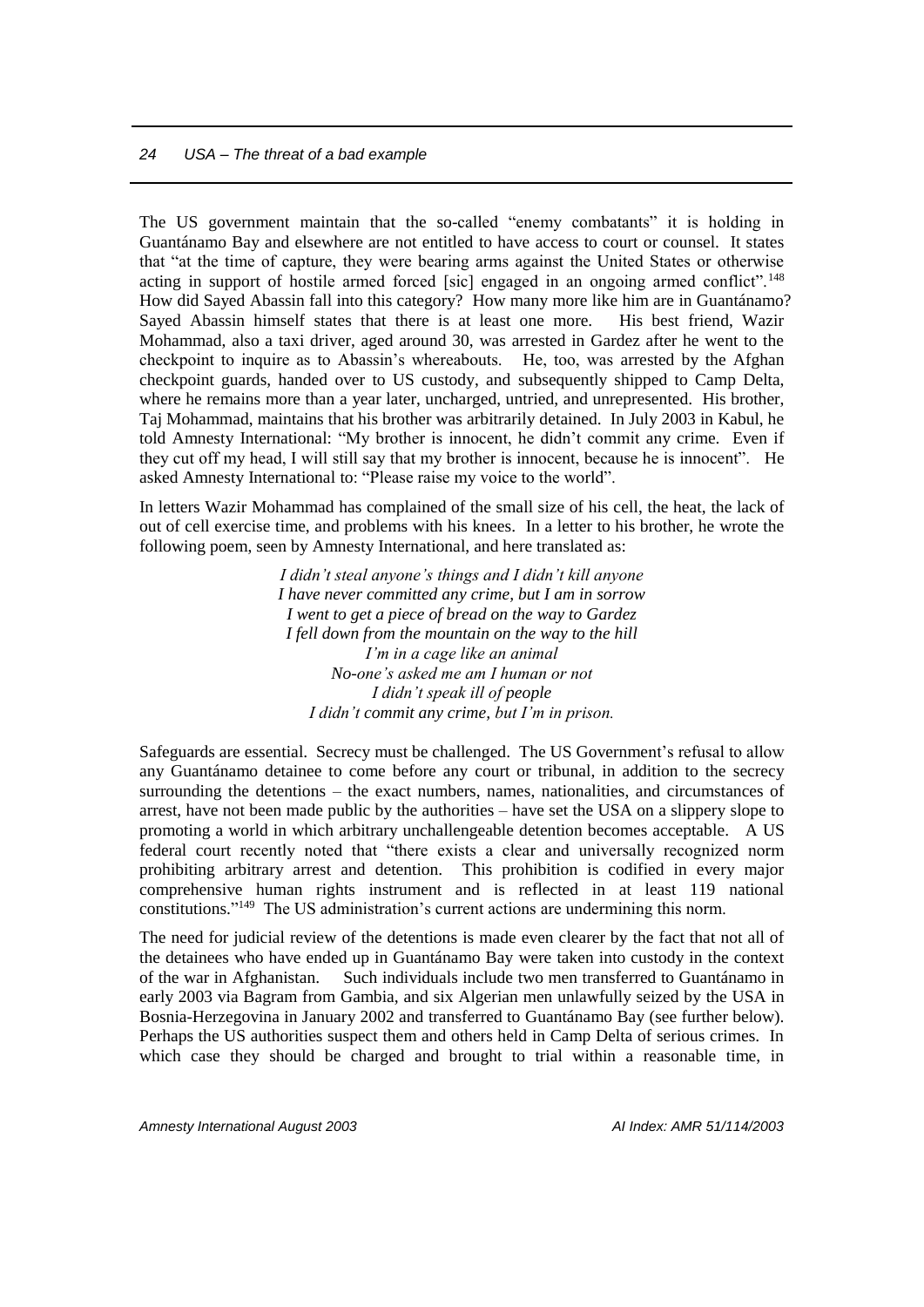The US government maintain that the so-called "enemy combatants" it is holding in Guantánamo Bay and elsewhere are not entitled to have access to court or counsel. It states that "at the time of capture, they were bearing arms against the United States or otherwise acting in support of hostile armed forced [sic] engaged in an ongoing armed conflict".[148] How did Sayed Abassin fall into this category? How many more like him are in Guantánamo? Sayed Abassin himself states that there is at least one more. His best friend, Wazir Mohammad, also a taxi driver, aged around 30, was arrested in Gardez after he went to the checkpoint to inquire as to Abassin's whereabouts. He, too, was arrested by the Afghan checkpoint guards, handed over to US custody, and subsequently shipped to Camp Delta, where he remains more than a year later, uncharged, untried, and unrepresented. His brother, Taj Mohammad, maintains that his brother was arbitrarily detained. In July 2003 in Kabul, he told Amnesty International: "My brother is innocent, he didn't commit any crime. Even if they cut off my head, I will still say that my brother is innocent, because he is innocent". He asked Amnesty International to: "Please raise my voice to the world".

In letters Wazir Mohammad has complained of the small size of his cell, the heat, the lack of out of cell exercise time, and problems with his knees. In a letter to his brother, he wrote the following poem, seen by Amnesty International, and here translated as:

*I didn't steal anyone's things and I didn't kill anyone*
*I have never committed any crime, but I am in sorrow*
*I went to get a piece of bread on the way to Gardez*
*I fell down from the mountain on the way to the hill*
*I'm in a cage like an animal*
*No-one's asked me am I human or not*
*I didn't speak ill of people*
*I didn't commit any crime, but I'm in prison.*

Safeguards are essential. Secrecy must be challenged. The US Government's refusal to allow any Guantánamo detainee to come before any court or tribunal, in addition to the secrecy surrounding the detentions – the exact numbers, names, nationalities, and circumstances of arrest, have not been made public by the authorities – have set the USA on a slippery slope to promoting a world in which arbitrary unchallengeable detention becomes acceptable. A US federal court recently noted that "there exists a clear and universally recognized norm prohibiting arbitrary arrest and detention. This prohibition is codified in every major comprehensive human rights instrument and is reflected in at least 119 national constitutions."[149] The US administration's current actions are undermining this norm.

The need for judicial review of the detentions is made even clearer by the fact that not all of the detainees who have ended up in Guantánamo Bay were taken into custody in the context of the war in Afghanistan. Such individuals include two men transferred to Guantánamo in early 2003 via Bagram from Gambia, and six Algerian men unlawfully seized by the USA in Bosnia-Herzegovina in January 2002 and transferred to Guantánamo Bay (see further below). Perhaps the US authorities suspect them and others held in Camp Delta of serious crimes. In which case they should be charged and brought to trial within a reasonable time, in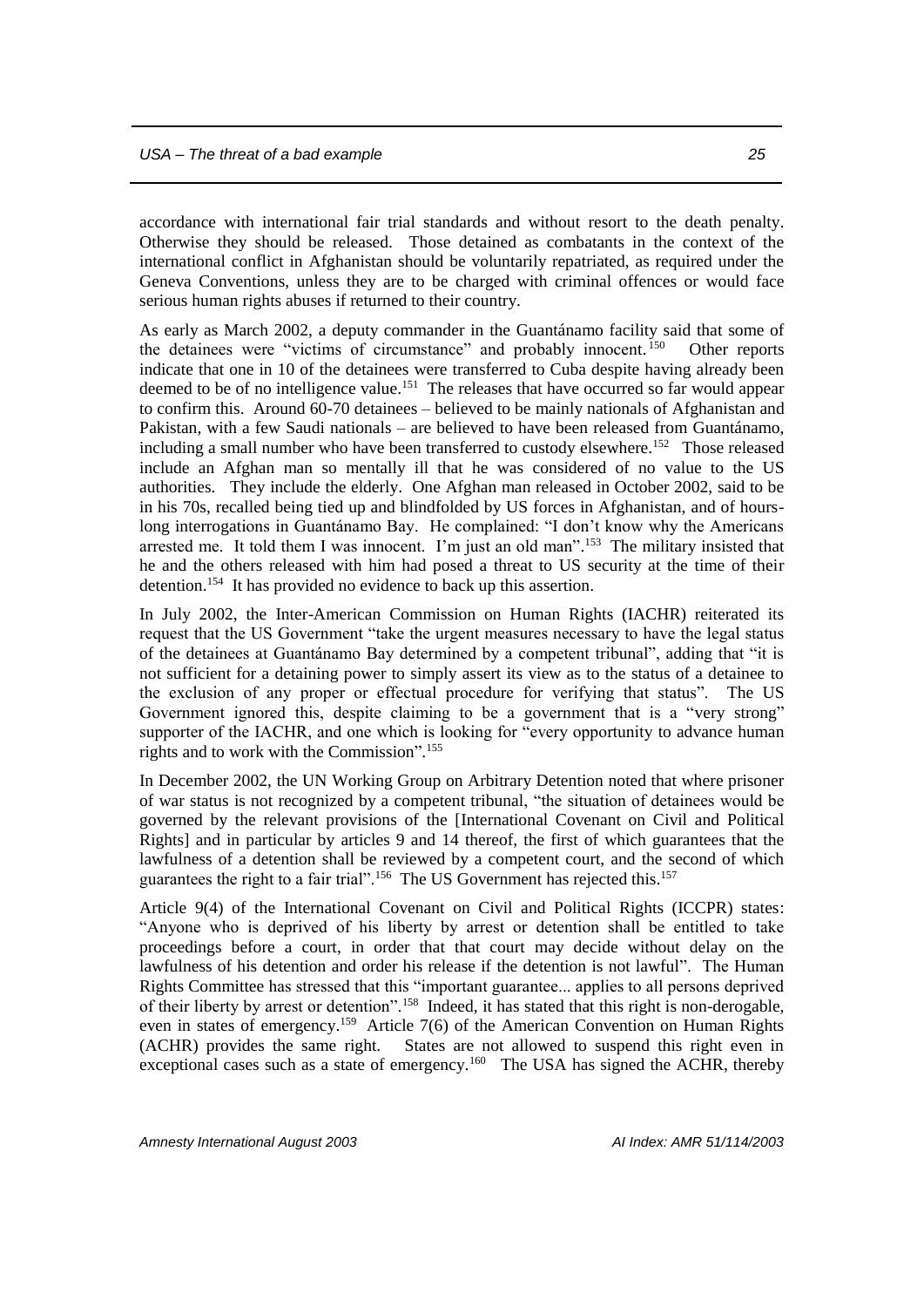accordance with international fair trial standards and without resort to the death penalty. Otherwise they should be released. Those detained as combatants in the context of the international conflict in Afghanistan should be voluntarily repatriated, as required under the Geneva Conventions, unless they are to be charged with criminal offences or would face serious human rights abuses if returned to their country.

As early as March 2002, a deputy commander in the Guantánamo facility said that some of the detainees were "victims of circumstance" and probably innocent.[150] Other reports indicate that one in 10 of the detainees were transferred to Cuba despite having already been deemed to be of no intelligence value.[151] The releases that have occurred so far would appear to confirm this. Around 60-70 detainees – believed to be mainly nationals of Afghanistan and Pakistan, with a few Saudi nationals – are believed to have been released from Guantánamo, including a small number who have been transferred to custody elsewhere.[152] Those released include an Afghan man so mentally ill that he was considered of no value to the US authorities. They include the elderly. One Afghan man released in October 2002, said to be in his 70s, recalled being tied up and blindfolded by US forces in Afghanistan, and of hours-long interrogations in Guantánamo Bay. He complained: "I don't know why the Americans arrested me. It told them I was innocent. I'm just an old man".[153] The military insisted that he and the others released with him had posed a threat to US security at the time of their detention.[154] It has provided no evidence to back up this assertion.

In July 2002, the Inter-American Commission on Human Rights (IACHR) reiterated its request that the US Government "take the urgent measures necessary to have the legal status of the detainees at Guantánamo Bay determined by a competent tribunal", adding that "it is not sufficient for a detaining power to simply assert its view as to the status of a detainee to the exclusion of any proper or effectual procedure for verifying that status". The US Government ignored this, despite claiming to be a government that is a "very strong" supporter of the IACHR, and one which is looking for "every opportunity to advance human rights and to work with the Commission".[155]

In December 2002, the UN Working Group on Arbitrary Detention noted that where prisoner of war status is not recognized by a competent tribunal, "the situation of detainees would be governed by the relevant provisions of the [International Covenant on Civil and Political Rights] and in particular by articles 9 and 14 thereof, the first of which guarantees that the lawfulness of a detention shall be reviewed by a competent court, and the second of which guarantees the right to a fair trial".[156] The US Government has rejected this.[157]

Article 9(4) of the International Covenant on Civil and Political Rights (ICCPR) states: "Anyone who is deprived of his liberty by arrest or detention shall be entitled to take proceedings before a court, in order that that court may decide without delay on the lawfulness of his detention and order his release if the detention is not lawful". The Human Rights Committee has stressed that this "important guarantee... applies to all persons deprived of their liberty by arrest or detention".[158] Indeed, it has stated that this right is non-derogable, even in states of emergency.[159] Article 7(6) of the American Convention on Human Rights (ACHR) provides the same right. States are not allowed to suspend this right even in exceptional cases such as a state of emergency.[160] The USA has signed the ACHR, thereby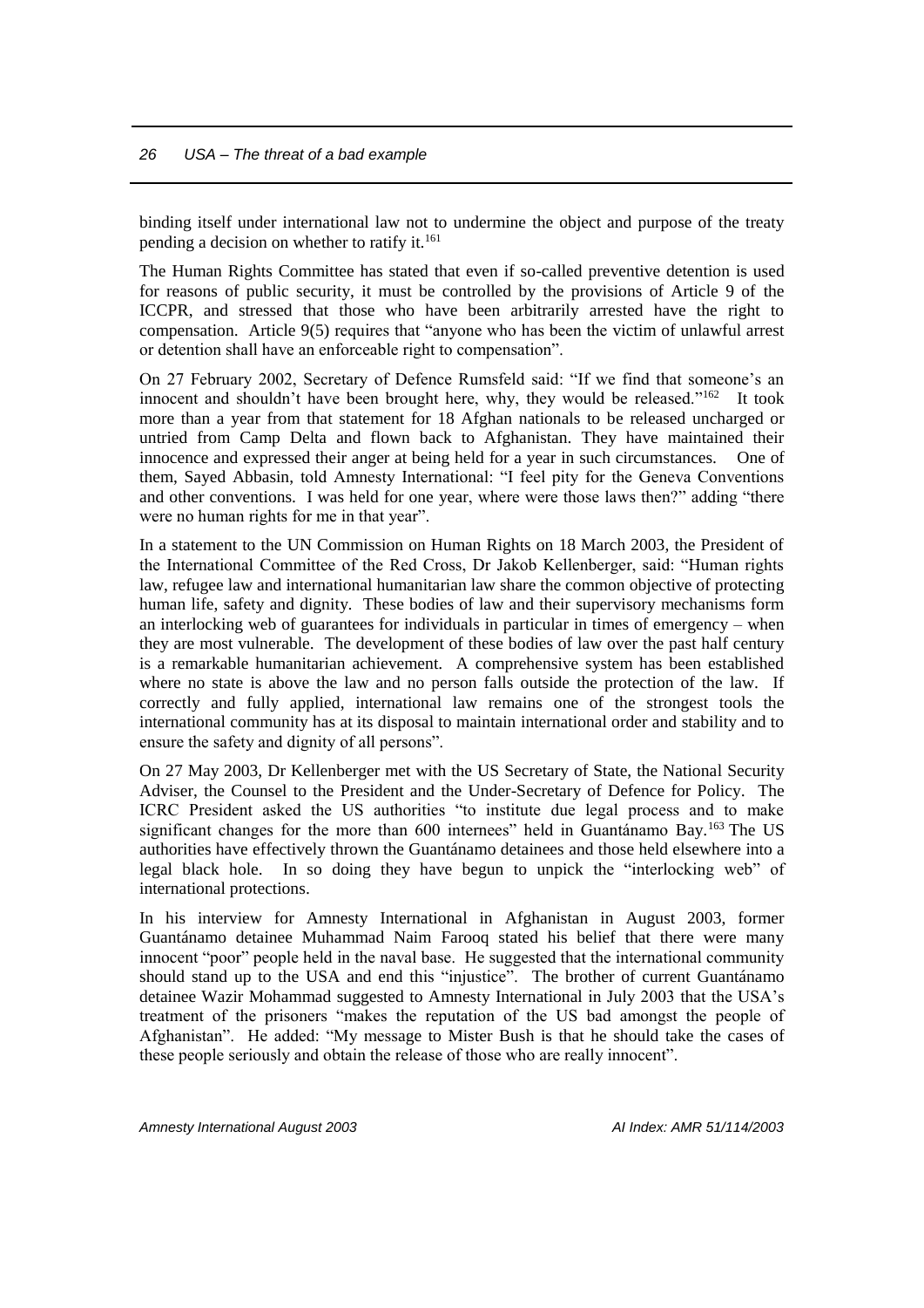binding itself under international law not to undermine the object and purpose of the treaty pending a decision on whether to ratify it.[161]

The Human Rights Committee has stated that even if so-called preventive detention is used for reasons of public security, it must be controlled by the provisions of Article 9 of the ICCPR, and stressed that those who have been arbitrarily arrested have the right to compensation. Article 9(5) requires that "anyone who has been the victim of unlawful arrest or detention shall have an enforceable right to compensation".

On 27 February 2002, Secretary of Defence Rumsfeld said: "If we find that someone's an innocent and shouldn't have been brought here, why, they would be released."[162] It took more than a year from that statement for 18 Afghan nationals to be released uncharged or untried from Camp Delta and flown back to Afghanistan. They have maintained their innocence and expressed their anger at being held for a year in such circumstances. One of them, Sayed Abbasin, told Amnesty International: "I feel pity for the Geneva Conventions and other conventions. I was held for one year, where were those laws then?" adding "there were no human rights for me in that year".

In a statement to the UN Commission on Human Rights on 18 March 2003, the President of the International Committee of the Red Cross, Dr Jakob Kellenberger, said: "Human rights law, refugee law and international humanitarian law share the common objective of protecting human life, safety and dignity. These bodies of law and their supervisory mechanisms form an interlocking web of guarantees for individuals in particular in times of emergency – when they are most vulnerable. The development of these bodies of law over the past half century is a remarkable humanitarian achievement. A comprehensive system has been established where no state is above the law and no person falls outside the protection of the law. If correctly and fully applied, international law remains one of the strongest tools the international community has at its disposal to maintain international order and stability and to ensure the safety and dignity of all persons".

On 27 May 2003, Dr Kellenberger met with the US Secretary of State, the National Security Adviser, the Counsel to the President and the Under-Secretary of Defence for Policy. The ICRC President asked the US authorities "to institute due legal process and to make significant changes for the more than 600 internees" held in Guantánamo Bay.[163] The US authorities have effectively thrown the Guantánamo detainees and those held elsewhere into a legal black hole. In so doing they have begun to unpick the "interlocking web" of international protections.

In his interview for Amnesty International in Afghanistan in August 2003, former Guantánamo detainee Muhammad Naim Farooq stated his belief that there were many innocent "poor" people held in the naval base. He suggested that the international community should stand up to the USA and end this "injustice". The brother of current Guantánamo detainee Wazir Mohammad suggested to Amnesty International in July 2003 that the USA's treatment of the prisoners "makes the reputation of the US bad amongst the people of Afghanistan". He added: "My message to Mister Bush is that he should take the cases of these people seriously and obtain the release of those who are really innocent".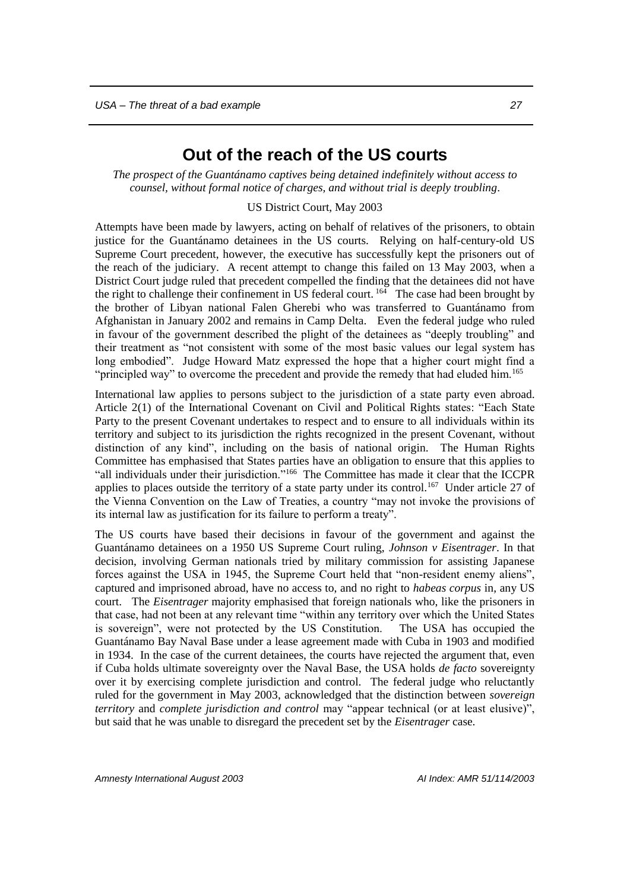## Out of the reach of the US courts

*The prospect of the Guantánamo captives being detained indefinitely without access to counsel, without formal notice of charges, and without trial is deeply troubling.*

US District Court, May 2003

Attempts have been made by lawyers, acting on behalf of relatives of the prisoners, to obtain justice for the Guantánamo detainees in the US courts. Relying on half-century-old US Supreme Court precedent, however, the executive has successfully kept the prisoners out of the reach of the judiciary. A recent attempt to change this failed on 13 May 2003, when a District Court judge ruled that precedent compelled the finding that the detainees did not have the right to challenge their confinement in US federal court.[164] The case had been brought by the brother of Libyan national Falen Gherebi who was transferred to Guantánamo from Afghanistan in January 2002 and remains in Camp Delta. Even the federal judge who ruled in favour of the government described the plight of the detainees as "deeply troubling" and their treatment as "not consistent with some of the most basic values our legal system has long embodied". Judge Howard Matz expressed the hope that a higher court might find a "principled way" to overcome the precedent and provide the remedy that had eluded him.[165]

International law applies to persons subject to the jurisdiction of a state party even abroad. Article 2(1) of the International Covenant on Civil and Political Rights states: "Each State Party to the present Covenant undertakes to respect and to ensure to all individuals within its territory and subject to its jurisdiction the rights recognized in the present Covenant, without distinction of any kind", including on the basis of national origin. The Human Rights Committee has emphasised that States parties have an obligation to ensure that this applies to "all individuals under their jurisdiction."[166] The Committee has made it clear that the ICCPR applies to places outside the territory of a state party under its control.[167] Under article 27 of the Vienna Convention on the Law of Treaties, a country "may not invoke the provisions of its internal law as justification for its failure to perform a treaty".

The US courts have based their decisions in favour of the government and against the Guantánamo detainees on a 1950 US Supreme Court ruling, *Johnson v Eisentrager*. In that decision, involving German nationals tried by military commission for assisting Japanese forces against the USA in 1945, the Supreme Court held that "non-resident enemy aliens", captured and imprisoned abroad, have no access to, and no right to *habeas corpus* in, any US court. The *Eisentrager* majority emphasised that foreign nationals who, like the prisoners in that case, had not been at any relevant time "within any territory over which the United States is sovereign", were not protected by the US Constitution. The USA has occupied the Guantánamo Bay Naval Base under a lease agreement made with Cuba in 1903 and modified in 1934. In the case of the current detainees, the courts have rejected the argument that, even if Cuba holds ultimate sovereignty over the Naval Base, the USA holds *de facto* sovereignty over it by exercising complete jurisdiction and control. The federal judge who reluctantly ruled for the government in May 2003, acknowledged that the distinction between *sovereign territory* and *complete jurisdiction and control* may "appear technical (or at least elusive)", but said that he was unable to disregard the precedent set by the *Eisentrager* case.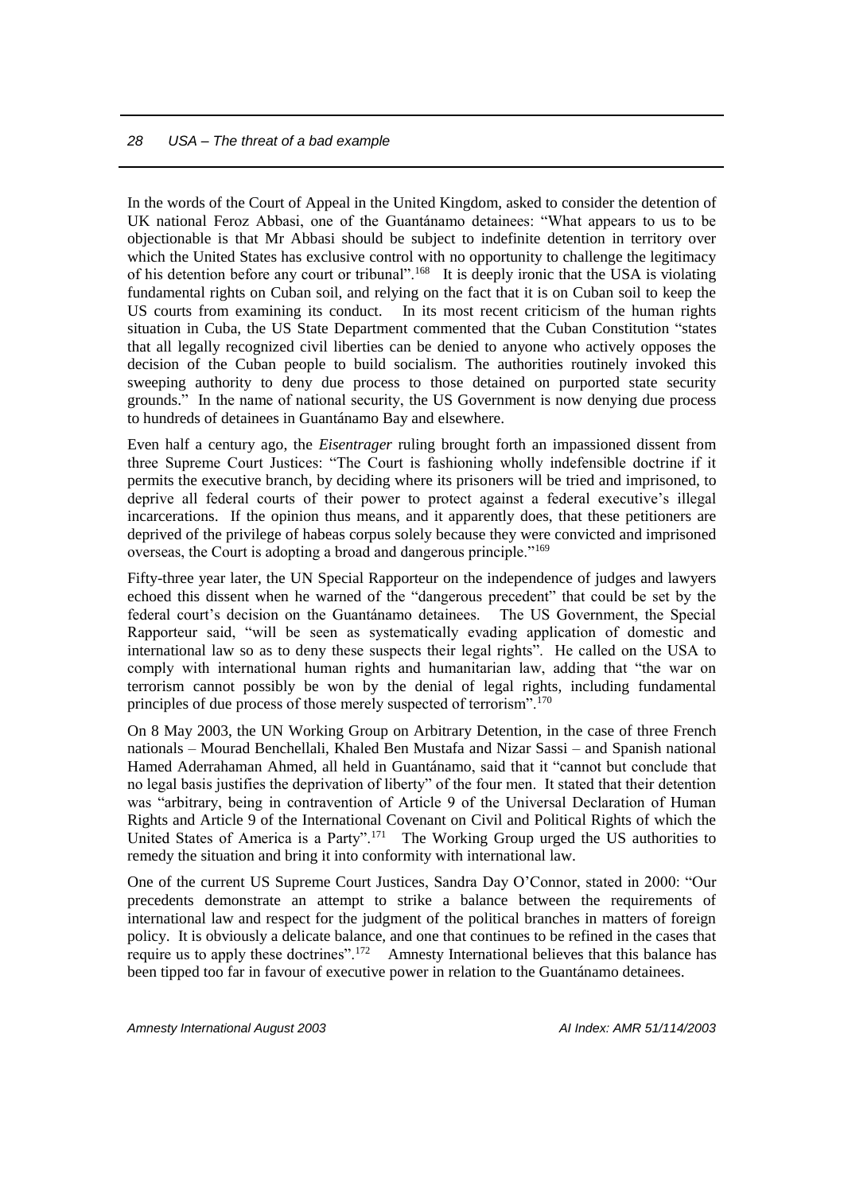In the words of the Court of Appeal in the United Kingdom, asked to consider the detention of UK national Feroz Abbasi, one of the Guantánamo detainees: "What appears to us to be objectionable is that Mr Abbasi should be subject to indefinite detention in territory over which the United States has exclusive control with no opportunity to challenge the legitimacy of his detention before any court or tribunal".[168] It is deeply ironic that the USA is violating fundamental rights on Cuban soil, and relying on the fact that it is on Cuban soil to keep the US courts from examining its conduct. In its most recent criticism of the human rights situation in Cuba, the US State Department commented that the Cuban Constitution "states that all legally recognized civil liberties can be denied to anyone who actively opposes the decision of the Cuban people to build socialism. The authorities routinely invoked this sweeping authority to deny due process to those detained on purported state security grounds." In the name of national security, the US Government is now denying due process to hundreds of detainees in Guantánamo Bay and elsewhere.

Even half a century ago, the *Eisentrager* ruling brought forth an impassioned dissent from three Supreme Court Justices: "The Court is fashioning wholly indefensible doctrine if it permits the executive branch, by deciding where its prisoners will be tried and imprisoned, to deprive all federal courts of their power to protect against a federal executive's illegal incarcerations. If the opinion thus means, and it apparently does, that these petitioners are deprived of the privilege of habeas corpus solely because they were convicted and imprisoned overseas, the Court is adopting a broad and dangerous principle."[169]

Fifty-three year later, the UN Special Rapporteur on the independence of judges and lawyers echoed this dissent when he warned of the "dangerous precedent" that could be set by the federal court's decision on the Guantánamo detainees. The US Government, the Special Rapporteur said, "will be seen as systematically evading application of domestic and international law so as to deny these suspects their legal rights". He called on the USA to comply with international human rights and humanitarian law, adding that "the war on terrorism cannot possibly be won by the denial of legal rights, including fundamental principles of due process of those merely suspected of terrorism".[170]

On 8 May 2003, the UN Working Group on Arbitrary Detention, in the case of three French nationals – Mourad Benchellali, Khaled Ben Mustafa and Nizar Sassi – and Spanish national Hamed Aderrahaman Ahmed, all held in Guantánamo, said that it "cannot but conclude that no legal basis justifies the deprivation of liberty" of the four men. It stated that their detention was "arbitrary, being in contravention of Article 9 of the Universal Declaration of Human Rights and Article 9 of the International Covenant on Civil and Political Rights of which the United States of America is a Party".[171] The Working Group urged the US authorities to remedy the situation and bring it into conformity with international law.

One of the current US Supreme Court Justices, Sandra Day O'Connor, stated in 2000: "Our precedents demonstrate an attempt to strike a balance between the requirements of international law and respect for the judgment of the political branches in matters of foreign policy. It is obviously a delicate balance, and one that continues to be refined in the cases that require us to apply these doctrines".[172] Amnesty International believes that this balance has been tipped too far in favour of executive power in relation to the Guantánamo detainees.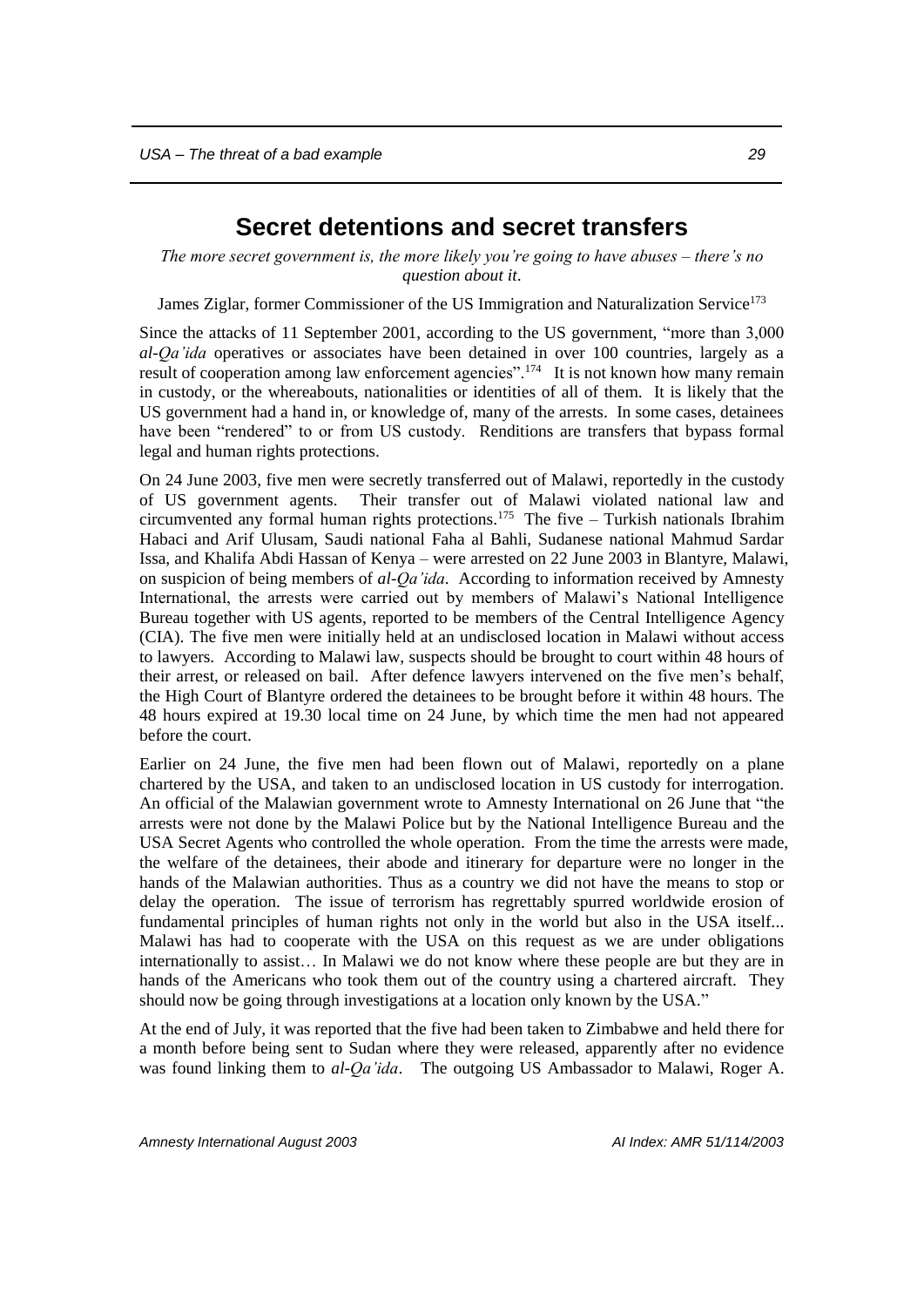## Secret detentions and secret transfers

*The more secret government is, the more likely you're going to have abuses – there's no question about it.*

James Ziglar, former Commissioner of the US Immigration and Naturalization Service[173]

Since the attacks of 11 September 2001, according to the US government, "more than 3,000 *al-Qa'ida* operatives or associates have been detained in over 100 countries, largely as a result of cooperation among law enforcement agencies".[174] It is not known how many remain in custody, or the whereabouts, nationalities or identities of all of them. It is likely that the US government had a hand in, or knowledge of, many of the arrests. In some cases, detainees have been "rendered" to or from US custody. Renditions are transfers that bypass formal legal and human rights protections.

On 24 June 2003, five men were secretly transferred out of Malawi, reportedly in the custody of US government agents. Their transfer out of Malawi violated national law and circumvented any formal human rights protections.[175] The five – Turkish nationals Ibrahim Habaci and Arif Ulusam, Saudi national Faha al Bahli, Sudanese national Mahmud Sardar Issa, and Khalifa Abdi Hassan of Kenya – were arrested on 22 June 2003 in Blantyre, Malawi, on suspicion of being members of *al-Qa'ida*. According to information received by Amnesty International, the arrests were carried out by members of Malawi's National Intelligence Bureau together with US agents, reported to be members of the Central Intelligence Agency (CIA). The five men were initially held at an undisclosed location in Malawi without access to lawyers. According to Malawi law, suspects should be brought to court within 48 hours of their arrest, or released on bail. After defence lawyers intervened on the five men's behalf, the High Court of Blantyre ordered the detainees to be brought before it within 48 hours. The 48 hours expired at 19.30 local time on 24 June, by which time the men had not appeared before the court.

Earlier on 24 June, the five men had been flown out of Malawi, reportedly on a plane chartered by the USA, and taken to an undisclosed location in US custody for interrogation. An official of the Malawian government wrote to Amnesty International on 26 June that "the arrests were not done by the Malawi Police but by the National Intelligence Bureau and the USA Secret Agents who controlled the whole operation. From the time the arrests were made, the welfare of the detainees, their abode and itinerary for departure were no longer in the hands of the Malawian authorities. Thus as a country we did not have the means to stop or delay the operation. The issue of terrorism has regrettably spurred worldwide erosion of fundamental principles of human rights not only in the world but also in the USA itself... Malawi has had to cooperate with the USA on this request as we are under obligations internationally to assist… In Malawi we do not know where these people are but they are in hands of the Americans who took them out of the country using a chartered aircraft. They should now be going through investigations at a location only known by the USA."

At the end of July, it was reported that the five had been taken to Zimbabwe and held there for a month before being sent to Sudan where they were released, apparently after no evidence was found linking them to *al-Qa'ida*. The outgoing US Ambassador to Malawi, Roger A.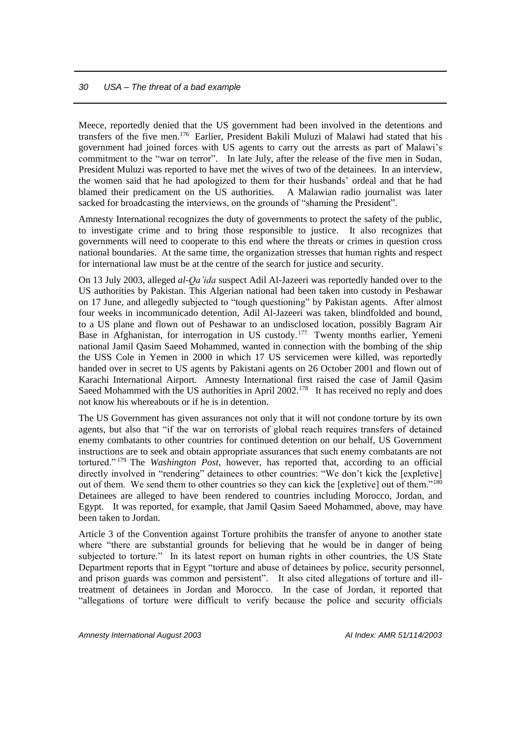Meece, reportedly denied that the US government had been involved in the detentions and transfers of the five men.[176] Earlier, President Bakili Muluzi of Malawi had stated that his government had joined forces with US agents to carry out the arrests as part of Malawi's commitment to the "war on terror". In late July, after the release of the five men in Sudan, President Muluzi was reported to have met the wives of two of the detainees. In an interview, the women said that he had apologized to them for their husbands' ordeal and that he had blamed their predicament on the US authorities. A Malawian radio journalist was later sacked for broadcasting the interviews, on the grounds of "shaming the President".

Amnesty International recognizes the duty of governments to protect the safety of the public, to investigate crime and to bring those responsible to justice. It also recognizes that governments will need to cooperate to this end where the threats or crimes in question cross national boundaries. At the same time, the organization stresses that human rights and respect for international law must be at the centre of the search for justice and security.

On 13 July 2003, alleged *al-Qa'ida* suspect Adil Al-Jazeeri was reportedly handed over to the US authorities by Pakistan. This Algerian national had been taken into custody in Peshawar on 17 June, and allegedly subjected to "tough questioning" by Pakistan agents. After almost four weeks in incommunicado detention, Adil Al-Jazeeri was taken, blindfolded and bound, to a US plane and flown out of Peshawar to an undisclosed location, possibly Bagram Air Base in Afghanistan, for interrogation in US custody.[177] Twenty months earlier, Yemeni national Jamil Qasim Saeed Mohammed, wanted in connection with the bombing of the ship the USS Cole in Yemen in 2000 in which 17 US servicemen were killed, was reportedly handed over in secret to US agents by Pakistani agents on 26 October 2001 and flown out of Karachi International Airport. Amnesty International first raised the case of Jamil Qasim Saeed Mohammed with the US authorities in April 2002.[178] It has received no reply and does not know his whereabouts or if he is in detention.

The US Government has given assurances not only that it will not condone torture by its own agents, but also that "if the war on terrorists of global reach requires transfers of detained enemy combatants to other countries for continued detention on our behalf, US Government instructions are to seek and obtain appropriate assurances that such enemy combatants are not tortured."[179] The *Washington Post*, however, has reported that, according to an official directly involved in "rendering" detainees to other countries: "We don't kick the [expletive] out of them. We send them to other countries so they can kick the [expletive] out of them."[180] Detainees are alleged to have been rendered to countries including Morocco, Jordan, and Egypt. It was reported, for example, that Jamil Qasim Saeed Mohammed, above, may have been taken to Jordan.

Article 3 of the Convention against Torture prohibits the transfer of anyone to another state where "there are substantial grounds for believing that he would be in danger of being subjected to torture." In its latest report on human rights in other countries, the US State Department reports that in Egypt "torture and abuse of detainees by police, security personnel, and prison guards was common and persistent". It also cited allegations of torture and ill-treatment of detainees in Jordan and Morocco. In the case of Jordan, it reported that "allegations of torture were difficult to verify because the police and security officials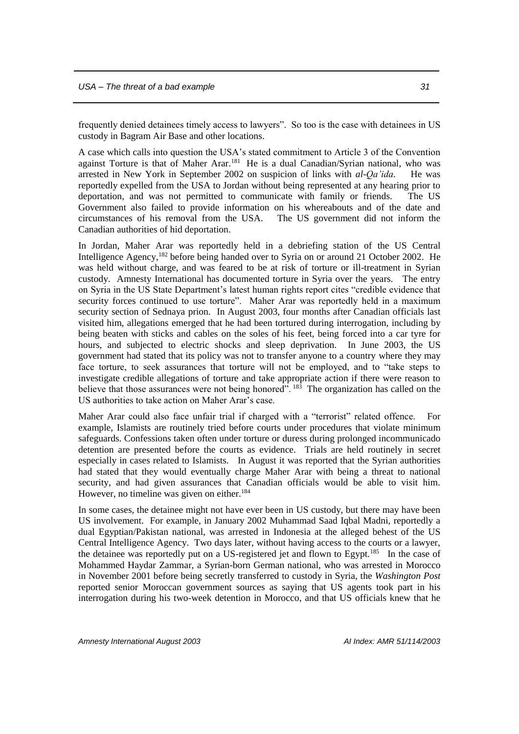frequently denied detainees timely access to lawyers". So too is the case with detainees in US custody in Bagram Air Base and other locations.

A case which calls into question the USA's stated commitment to Article 3 of the Convention against Torture is that of Maher Arar.[181] He is a dual Canadian/Syrian national, who was arrested in New York in September 2002 on suspicion of links with *al-Qa'ida*. He was reportedly expelled from the USA to Jordan without being represented at any hearing prior to deportation, and was not permitted to communicate with family or friends. The US Government also failed to provide information on his whereabouts and of the date and circumstances of his removal from the USA. The US government did not inform the Canadian authorities of hid deportation.

In Jordan, Maher Arar was reportedly held in a debriefing station of the US Central Intelligence Agency,[182] before being handed over to Syria on or around 21 October 2002. He was held without charge, and was feared to be at risk of torture or ill-treatment in Syrian custody. Amnesty International has documented torture in Syria over the years. The entry on Syria in the US State Department's latest human rights report cites "credible evidence that security forces continued to use torture". Maher Arar was reportedly held in a maximum security section of Sednaya prion. In August 2003, four months after Canadian officials last visited him, allegations emerged that he had been tortured during interrogation, including by being beaten with sticks and cables on the soles of his feet, being forced into a car tyre for hours, and subjected to electric shocks and sleep deprivation. In June 2003, the US government had stated that its policy was not to transfer anyone to a country where they may face torture, to seek assurances that torture will not be employed, and to "take steps to investigate credible allegations of torture and take appropriate action if there were reason to believe that those assurances were not being honored".[183] The organization has called on the US authorities to take action on Maher Arar's case.

Maher Arar could also face unfair trial if charged with a "terrorist" related offence. For example, Islamists are routinely tried before courts under procedures that violate minimum safeguards. Confessions taken often under torture or duress during prolonged incommunicado detention are presented before the courts as evidence. Trials are held routinely in secret especially in cases related to Islamists. In August it was reported that the Syrian authorities had stated that they would eventually charge Maher Arar with being a threat to national security, and had given assurances that Canadian officials would be able to visit him. However, no timeline was given on either.[184]

In some cases, the detainee might not have ever been in US custody, but there may have been US involvement. For example, in January 2002 Muhammad Saad Iqbal Madni, reportedly a dual Egyptian/Pakistan national, was arrested in Indonesia at the alleged behest of the US Central Intelligence Agency. Two days later, without having access to the courts or a lawyer, the detainee was reportedly put on a US-registered jet and flown to Egypt.[185] In the case of Mohammed Haydar Zammar, a Syrian-born German national, who was arrested in Morocco in November 2001 before being secretly transferred to custody in Syria, the *Washington Post* reported senior Moroccan government sources as saying that US agents took part in his interrogation during his two-week detention in Morocco, and that US officials knew that he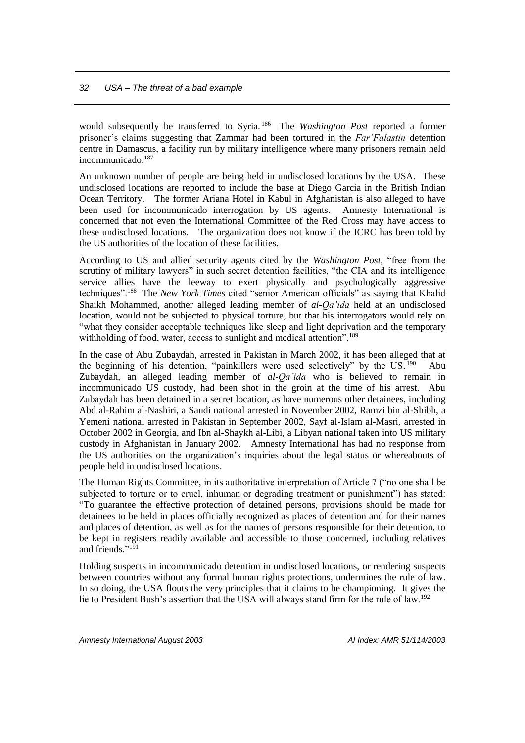would subsequently be transferred to Syria.[186] The *Washington Post* reported a former prisoner's claims suggesting that Zammar had been tortured in the *Far'Falastin* detention centre in Damascus, a facility run by military intelligence where many prisoners remain held incommunicado.[187]

An unknown number of people are being held in undisclosed locations by the USA. These undisclosed locations are reported to include the base at Diego Garcia in the British Indian Ocean Territory. The former Ariana Hotel in Kabul in Afghanistan is also alleged to have been used for incommunicado interrogation by US agents. Amnesty International is concerned that not even the International Committee of the Red Cross may have access to these undisclosed locations. The organization does not know if the ICRC has been told by the US authorities of the location of these facilities.

According to US and allied security agents cited by the *Washington Post*, "free from the scrutiny of military lawyers" in such secret detention facilities, "the CIA and its intelligence service allies have the leeway to exert physically and psychologically aggressive techniques".[188] The *New York Times* cited "senior American officials" as saying that Khalid Shaikh Mohammed, another alleged leading member of *al-Qa'ida* held at an undisclosed location, would not be subjected to physical torture, but that his interrogators would rely on "what they consider acceptable techniques like sleep and light deprivation and the temporary withholding of food, water, access to sunlight and medical attention".[189]

In the case of Abu Zubaydah, arrested in Pakistan in March 2002, it has been alleged that at the beginning of his detention, "painkillers were used selectively" by the US.[190] Abu Zubaydah, an alleged leading member of *al-Qa'ida* who is believed to remain in incommunicado US custody, had been shot in the groin at the time of his arrest. Abu Zubaydah has been detained in a secret location, as have numerous other detainees, including Abd al-Rahim al-Nashiri, a Saudi national arrested in November 2002, Ramzi bin al-Shibh, a Yemeni national arrested in Pakistan in September 2002, Sayf al-Islam al-Masri, arrested in October 2002 in Georgia, and Ibn al-Shaykh al-Libi, a Libyan national taken into US military custody in Afghanistan in January 2002. Amnesty International has had no response from the US authorities on the organization's inquiries about the legal status or whereabouts of people held in undisclosed locations.

The Human Rights Committee, in its authoritative interpretation of Article 7 ("no one shall be subjected to torture or to cruel, inhuman or degrading treatment or punishment") has stated: "To guarantee the effective protection of detained persons, provisions should be made for detainees to be held in places officially recognized as places of detention and for their names and places of detention, as well as for the names of persons responsible for their detention, to be kept in registers readily available and accessible to those concerned, including relatives and friends."[191]

Holding suspects in incommunicado detention in undisclosed locations, or rendering suspects between countries without any formal human rights protections, undermines the rule of law. In so doing, the USA flouts the very principles that it claims to be championing. It gives the lie to President Bush's assertion that the USA will always stand firm for the rule of law.[192]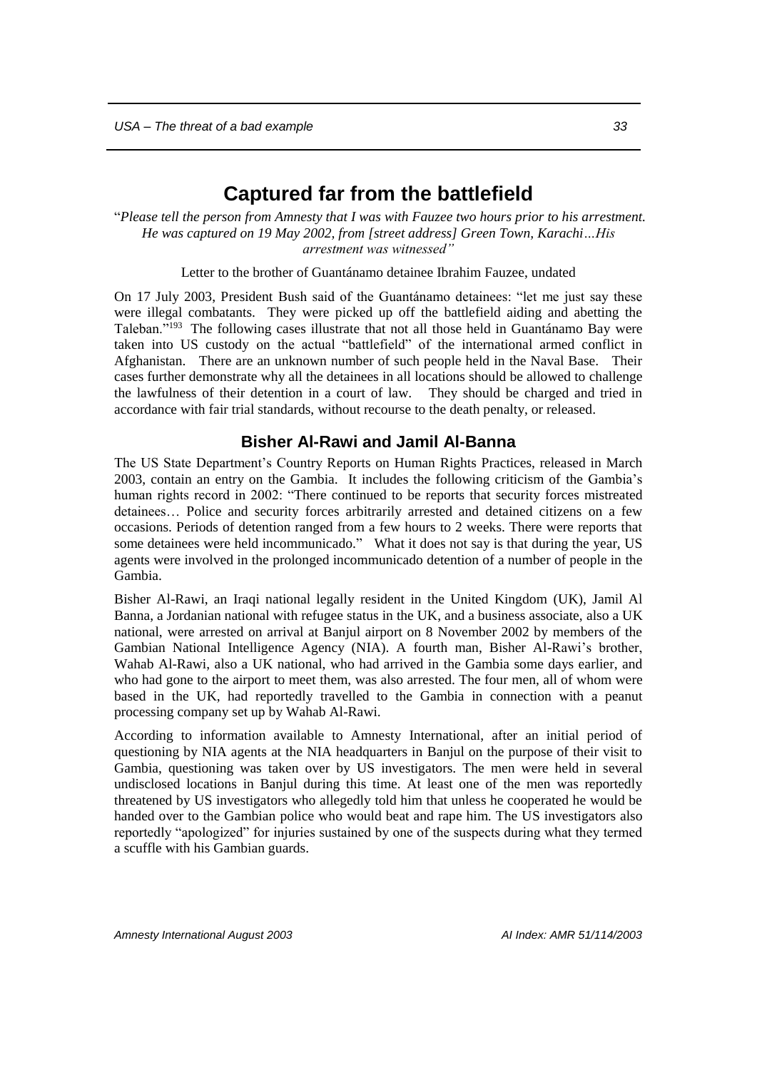# Captured far from the battlefield

"*Please tell the person from Amnesty that I was with Fauzee two hours prior to his arrestment. He was captured on 19 May 2002, from [street address] Green Town, Karachi…His arrestment was witnessed"*

Letter to the brother of Guantánamo detainee Ibrahim Fauzee, undated

On 17 July 2003, President Bush said of the Guantánamo detainees: "let me just say these were illegal combatants. They were picked up off the battlefield aiding and abetting the Taleban."[193] The following cases illustrate that not all those held in Guantánamo Bay were taken into US custody on the actual "battlefield" of the international armed conflict in Afghanistan. There are an unknown number of such people held in the Naval Base. Their cases further demonstrate why all the detainees in all locations should be allowed to challenge the lawfulness of their detention in a court of law. They should be charged and tried in accordance with fair trial standards, without recourse to the death penalty, or released.

## Bisher Al-Rawi and Jamil Al-Banna

The US State Department's Country Reports on Human Rights Practices, released in March 2003, contain an entry on the Gambia. It includes the following criticism of the Gambia's human rights record in 2002: "There continued to be reports that security forces mistreated detainees… Police and security forces arbitrarily arrested and detained citizens on a few occasions. Periods of detention ranged from a few hours to 2 weeks. There were reports that some detainees were held incommunicado." What it does not say is that during the year, US agents were involved in the prolonged incommunicado detention of a number of people in the Gambia.

Bisher Al-Rawi, an Iraqi national legally resident in the United Kingdom (UK), Jamil Al Banna, a Jordanian national with refugee status in the UK, and a business associate, also a UK national, were arrested on arrival at Banjul airport on 8 November 2002 by members of the Gambian National Intelligence Agency (NIA). A fourth man, Bisher Al-Rawi's brother, Wahab Al-Rawi, also a UK national, who had arrived in the Gambia some days earlier, and who had gone to the airport to meet them, was also arrested. The four men, all of whom were based in the UK, had reportedly travelled to the Gambia in connection with a peanut processing company set up by Wahab Al-Rawi.

According to information available to Amnesty International, after an initial period of questioning by NIA agents at the NIA headquarters in Banjul on the purpose of their visit to Gambia, questioning was taken over by US investigators. The men were held in several undisclosed locations in Banjul during this time. At least one of the men was reportedly threatened by US investigators who allegedly told him that unless he cooperated he would be handed over to the Gambian police who would beat and rape him. The US investigators also reportedly "apologized" for injuries sustained by one of the suspects during what they termed a scuffle with his Gambian guards.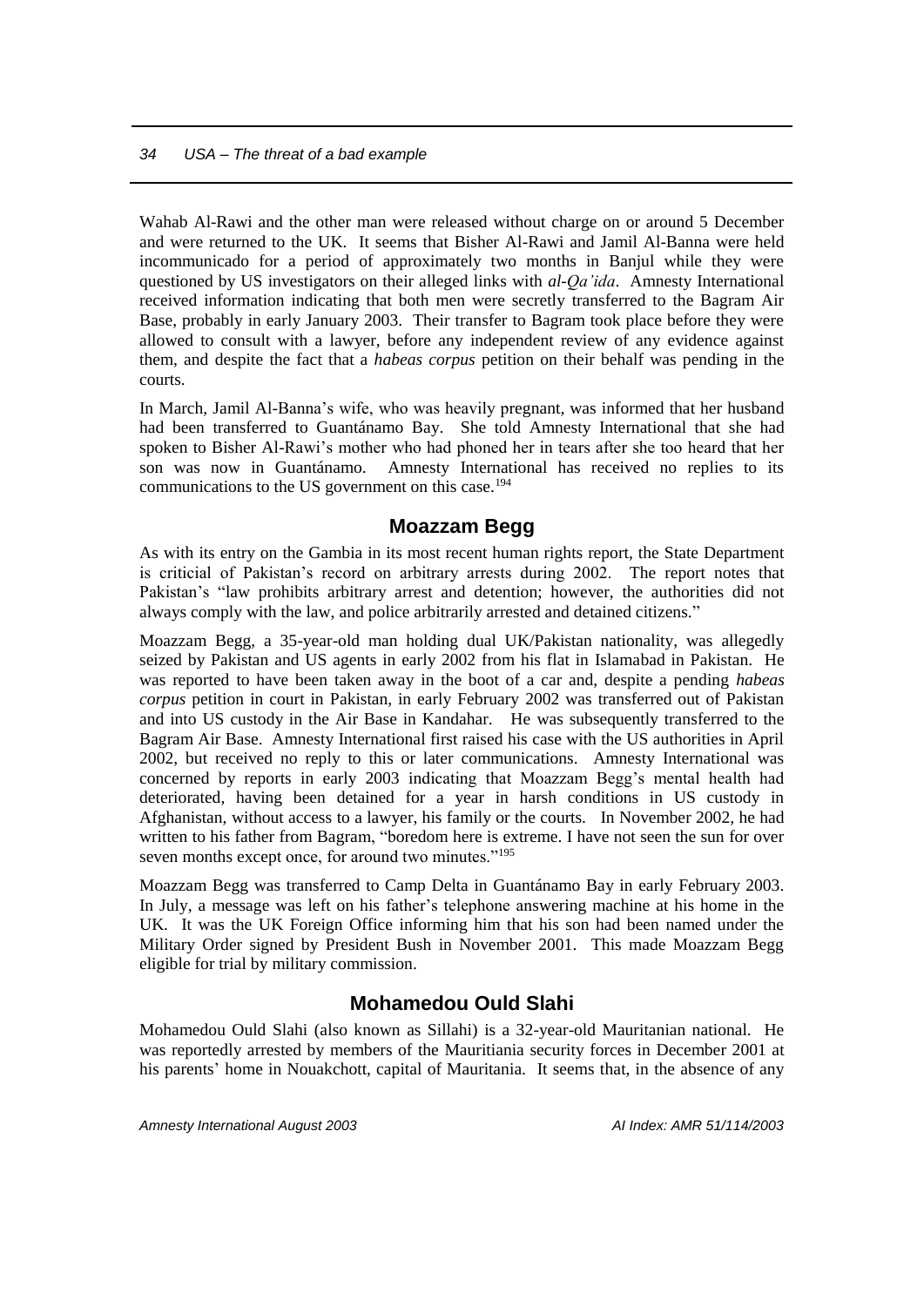Wahab Al-Rawi and the other man were released without charge on or around 5 December and were returned to the UK. It seems that Bisher Al-Rawi and Jamil Al-Banna were held incommunicado for a period of approximately two months in Banjul while they were questioned by US investigators on their alleged links with *al-Qa'ida*. Amnesty International received information indicating that both men were secretly transferred to the Bagram Air Base, probably in early January 2003. Their transfer to Bagram took place before they were allowed to consult with a lawyer, before any independent review of any evidence against them, and despite the fact that a *habeas corpus* petition on their behalf was pending in the courts.

In March, Jamil Al-Banna's wife, who was heavily pregnant, was informed that her husband had been transferred to Guantánamo Bay. She told Amnesty International that she had spoken to Bisher Al-Rawi's mother who had phoned her in tears after she too heard that her son was now in Guantánamo. Amnesty International has received no replies to its communications to the US government on this case.[194]

## Moazzam Begg

As with its entry on the Gambia in its most recent human rights report, the State Department is criticial of Pakistan's record on arbitrary arrests during 2002. The report notes that Pakistan's "law prohibits arbitrary arrest and detention; however, the authorities did not always comply with the law, and police arbitrarily arrested and detained citizens."

Moazzam Begg, a 35-year-old man holding dual UK/Pakistan nationality, was allegedly seized by Pakistan and US agents in early 2002 from his flat in Islamabad in Pakistan. He was reported to have been taken away in the boot of a car and, despite a pending *habeas corpus* petition in court in Pakistan, in early February 2002 was transferred out of Pakistan and into US custody in the Air Base in Kandahar. He was subsequently transferred to the Bagram Air Base. Amnesty International first raised his case with the US authorities in April 2002, but received no reply to this or later communications. Amnesty International was concerned by reports in early 2003 indicating that Moazzam Begg's mental health had deteriorated, having been detained for a year in harsh conditions in US custody in Afghanistan, without access to a lawyer, his family or the courts. In November 2002, he had written to his father from Bagram, "boredom here is extreme. I have not seen the sun for over seven months except once, for around two minutes."[195]

Moazzam Begg was transferred to Camp Delta in Guantánamo Bay in early February 2003. In July, a message was left on his father's telephone answering machine at his home in the UK. It was the UK Foreign Office informing him that his son had been named under the Military Order signed by President Bush in November 2001. This made Moazzam Begg eligible for trial by military commission.

## Mohamedou Ould Slahi

Mohamedou Ould Slahi (also known as Sillahi) is a 32-year-old Mauritanian national. He was reportedly arrested by members of the Mauritiania security forces in December 2001 at his parents' home in Nouakchott, capital of Mauritania. It seems that, in the absence of any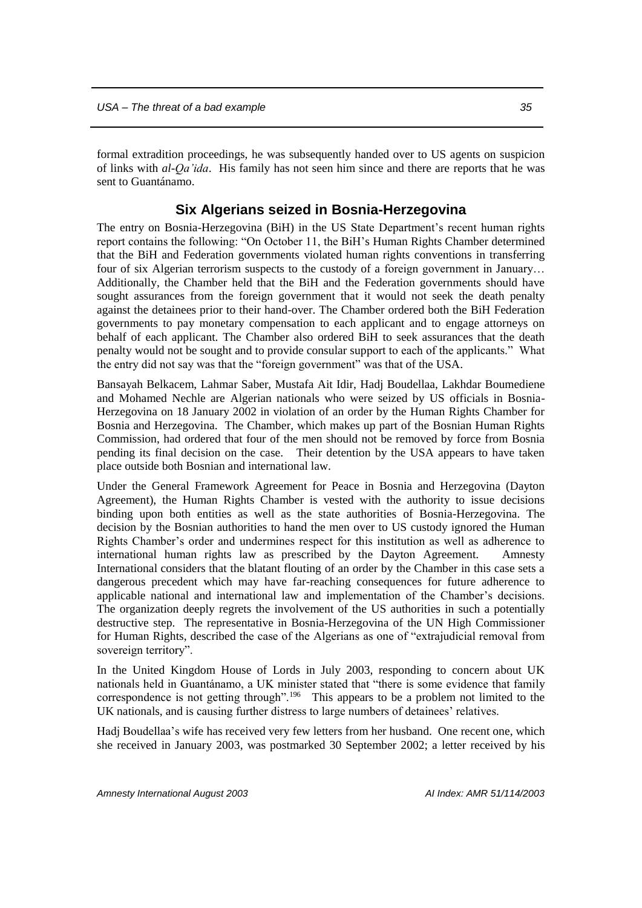formal extradition proceedings, he was subsequently handed over to US agents on suspicion of links with *al-Qa'ida*. His family has not seen him since and there are reports that he was sent to Guantánamo.

## Six Algerians seized in Bosnia-Herzegovina

The entry on Bosnia-Herzegovina (BiH) in the US State Department's recent human rights report contains the following: "On October 11, the BiH's Human Rights Chamber determined that the BiH and Federation governments violated human rights conventions in transferring four of six Algerian terrorism suspects to the custody of a foreign government in January… Additionally, the Chamber held that the BiH and the Federation governments should have sought assurances from the foreign government that it would not seek the death penalty against the detainees prior to their hand-over. The Chamber ordered both the BiH Federation governments to pay monetary compensation to each applicant and to engage attorneys on behalf of each applicant. The Chamber also ordered BiH to seek assurances that the death penalty would not be sought and to provide consular support to each of the applicants." What the entry did not say was that the "foreign government" was that of the USA.

Bansayah Belkacem, Lahmar Saber, Mustafa Ait Idir, Hadj Boudellaa, Lakhdar Boumediene and Mohamed Nechle are Algerian nationals who were seized by US officials in Bosnia-Herzegovina on 18 January 2002 in violation of an order by the Human Rights Chamber for Bosnia and Herzegovina. The Chamber, which makes up part of the Bosnian Human Rights Commission, had ordered that four of the men should not be removed by force from Bosnia pending its final decision on the case. Their detention by the USA appears to have taken place outside both Bosnian and international law.

Under the General Framework Agreement for Peace in Bosnia and Herzegovina (Dayton Agreement), the Human Rights Chamber is vested with the authority to issue decisions binding upon both entities as well as the state authorities of Bosnia-Herzegovina. The decision by the Bosnian authorities to hand the men over to US custody ignored the Human Rights Chamber's order and undermines respect for this institution as well as adherence to international human rights law as prescribed by the Dayton Agreement. Amnesty International considers that the blatant flouting of an order by the Chamber in this case sets a dangerous precedent which may have far-reaching consequences for future adherence to applicable national and international law and implementation of the Chamber's decisions. The organization deeply regrets the involvement of the US authorities in such a potentially destructive step. The representative in Bosnia-Herzegovina of the UN High Commissioner for Human Rights, described the case of the Algerians as one of "extrajudicial removal from sovereign territory".

In the United Kingdom House of Lords in July 2003, responding to concern about UK nationals held in Guantánamo, a UK minister stated that "there is some evidence that family correspondence is not getting through".[196] This appears to be a problem not limited to the UK nationals, and is causing further distress to large numbers of detainees' relatives.

Hadj Boudellaa's wife has received very few letters from her husband. One recent one, which she received in January 2003, was postmarked 30 September 2002; a letter received by his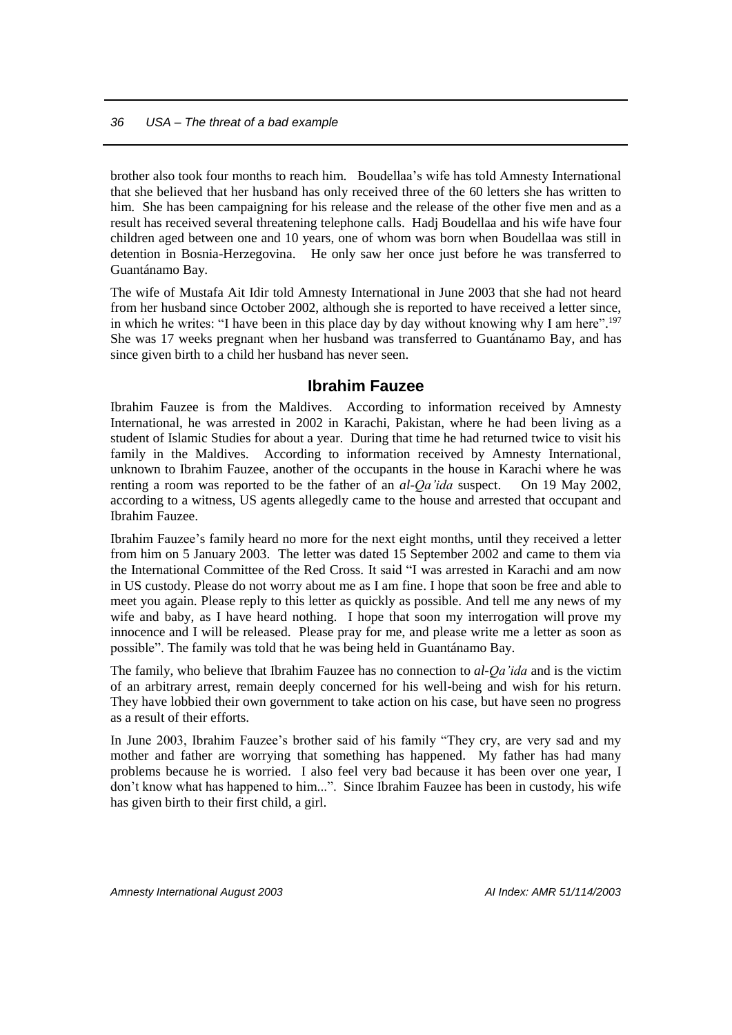brother also took four months to reach him. Boudellaa's wife has told Amnesty International that she believed that her husband has only received three of the 60 letters she has written to him. She has been campaigning for his release and the release of the other five men and as a result has received several threatening telephone calls. Hadj Boudellaa and his wife have four children aged between one and 10 years, one of whom was born when Boudellaa was still in detention in Bosnia-Herzegovina. He only saw her once just before he was transferred to Guantánamo Bay.

The wife of Mustafa Ait Idir told Amnesty International in June 2003 that she had not heard from her husband since October 2002, although she is reported to have received a letter since, in which he writes: "I have been in this place day by day without knowing why I am here".[197] She was 17 weeks pregnant when her husband was transferred to Guantánamo Bay, and has since given birth to a child her husband has never seen.

## Ibrahim Fauzee

Ibrahim Fauzee is from the Maldives. According to information received by Amnesty International, he was arrested in 2002 in Karachi, Pakistan, where he had been living as a student of Islamic Studies for about a year. During that time he had returned twice to visit his family in the Maldives. According to information received by Amnesty International, unknown to Ibrahim Fauzee, another of the occupants in the house in Karachi where he was renting a room was reported to be the father of an *al-Qa'ida* suspect. On 19 May 2002, according to a witness, US agents allegedly came to the house and arrested that occupant and Ibrahim Fauzee.

Ibrahim Fauzee's family heard no more for the next eight months, until they received a letter from him on 5 January 2003. The letter was dated 15 September 2002 and came to them via the International Committee of the Red Cross. It said "I was arrested in Karachi and am now in US custody. Please do not worry about me as I am fine. I hope that soon be free and able to meet you again. Please reply to this letter as quickly as possible. And tell me any news of my wife and baby, as I have heard nothing. I hope that soon my interrogation will prove my innocence and I will be released. Please pray for me, and please write me a letter as soon as possible". The family was told that he was being held in Guantánamo Bay.

The family, who believe that Ibrahim Fauzee has no connection to *al-Qa'ida* and is the victim of an arbitrary arrest, remain deeply concerned for his well-being and wish for his return. They have lobbied their own government to take action on his case, but have seen no progress as a result of their efforts.

In June 2003, Ibrahim Fauzee's brother said of his family "They cry, are very sad and my mother and father are worrying that something has happened. My father has had many problems because he is worried. I also feel very bad because it has been over one year, I don't know what has happened to him...". Since Ibrahim Fauzee has been in custody, his wife has given birth to their first child, a girl.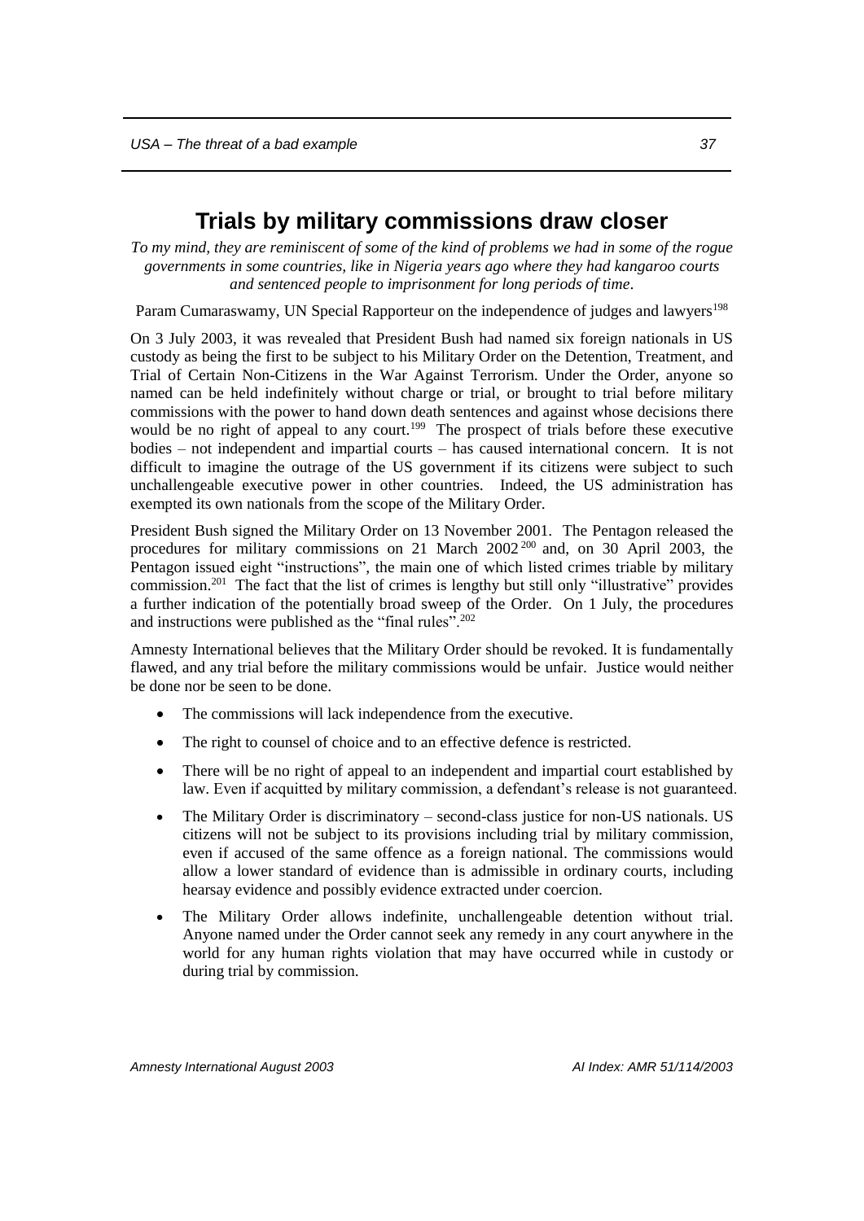## Trials by military commissions draw closer

*To my mind, they are reminiscent of some of the kind of problems we had in some of the rogue governments in some countries, like in Nigeria years ago where they had kangaroo courts and sentenced people to imprisonment for long periods of time.*

Param Cumaraswamy, UN Special Rapporteur on the independence of judges and lawyers[198]

On 3 July 2003, it was revealed that President Bush had named six foreign nationals in US custody as being the first to be subject to his Military Order on the Detention, Treatment, and Trial of Certain Non-Citizens in the War Against Terrorism. Under the Order, anyone so named can be held indefinitely without charge or trial, or brought to trial before military commissions with the power to hand down death sentences and against whose decisions there would be no right of appeal to any court.[199] The prospect of trials before these executive bodies – not independent and impartial courts – has caused international concern. It is not difficult to imagine the outrage of the US government if its citizens were subject to such unchallengeable executive power in other countries. Indeed, the US administration has exempted its own nationals from the scope of the Military Order.

President Bush signed the Military Order on 13 November 2001. The Pentagon released the procedures for military commissions on 21 March 2002[200] and, on 30 April 2003, the Pentagon issued eight "instructions", the main one of which listed crimes triable by military commission.[201] The fact that the list of crimes is lengthy but still only "illustrative" provides a further indication of the potentially broad sweep of the Order. On 1 July, the procedures and instructions were published as the "final rules".[202]

Amnesty International believes that the Military Order should be revoked. It is fundamentally flawed, and any trial before the military commissions would be unfair. Justice would neither be done nor be seen to be done.

- The commissions will lack independence from the executive.
- The right to counsel of choice and to an effective defence is restricted.
- There will be no right of appeal to an independent and impartial court established by law. Even if acquitted by military commission, a defendant's release is not guaranteed.
- The Military Order is discriminatory – second-class justice for non-US nationals. US citizens will not be subject to its provisions including trial by military commission, even if accused of the same offence as a foreign national. The commissions would allow a lower standard of evidence than is admissible in ordinary courts, including hearsay evidence and possibly evidence extracted under coercion.
- The Military Order allows indefinite, unchallengeable detention without trial. Anyone named under the Order cannot seek any remedy in any court anywhere in the world for any human rights violation that may have occurred while in custody or during trial by commission.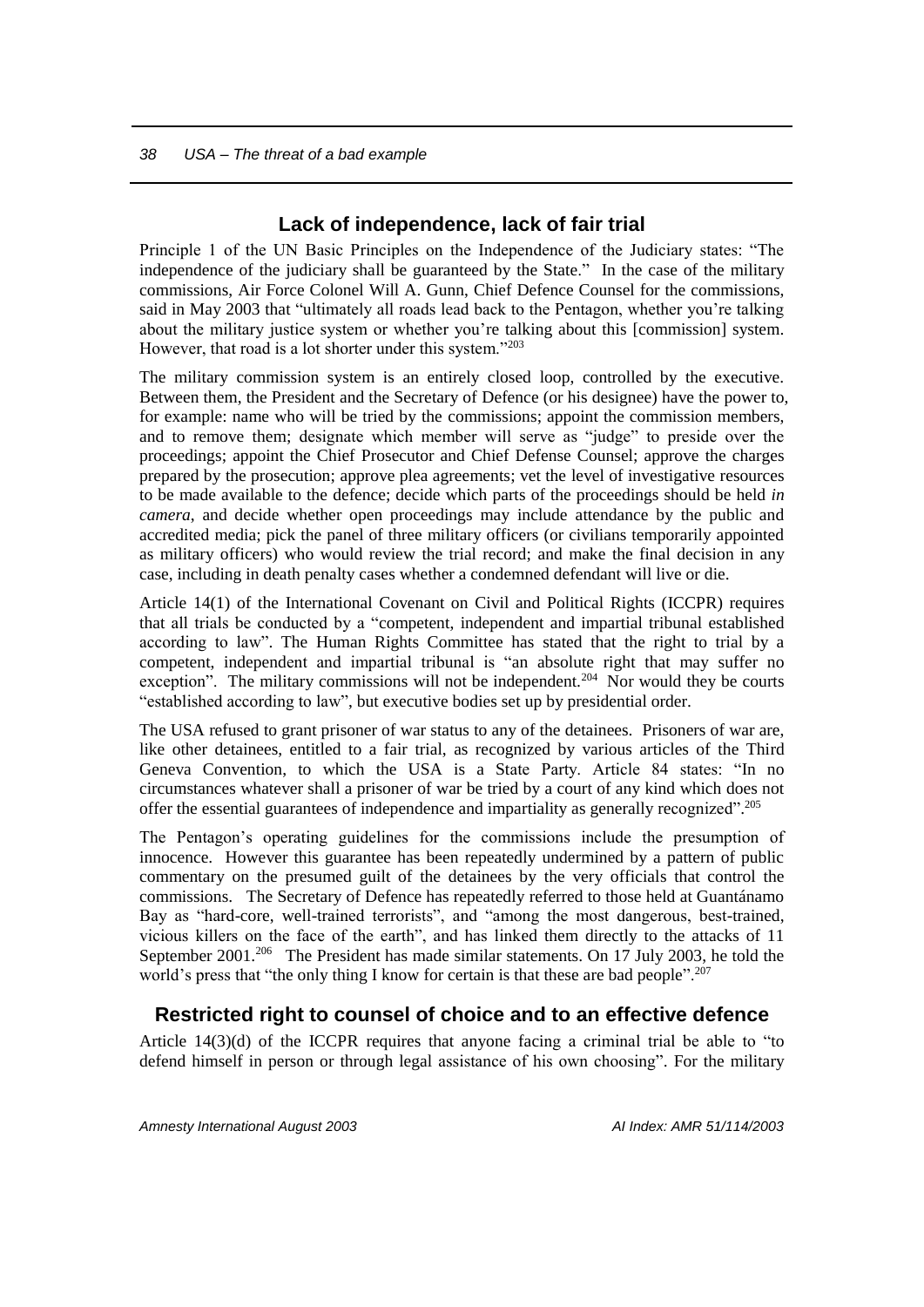## Lack of independence, lack of fair trial

Principle 1 of the UN Basic Principles on the Independence of the Judiciary states: "The independence of the judiciary shall be guaranteed by the State." In the case of the military commissions, Air Force Colonel Will A. Gunn, Chief Defence Counsel for the commissions, said in May 2003 that "ultimately all roads lead back to the Pentagon, whether you're talking about the military justice system or whether you're talking about this [commission] system. However, that road is a lot shorter under this system."[203]

The military commission system is an entirely closed loop, controlled by the executive. Between them, the President and the Secretary of Defence (or his designee) have the power to, for example: name who will be tried by the commissions; appoint the commission members, and to remove them; designate which member will serve as "judge" to preside over the proceedings; appoint the Chief Prosecutor and Chief Defense Counsel; approve the charges prepared by the prosecution; approve plea agreements; vet the level of investigative resources to be made available to the defence; decide which parts of the proceedings should be held *in camera*, and decide whether open proceedings may include attendance by the public and accredited media; pick the panel of three military officers (or civilians temporarily appointed as military officers) who would review the trial record; and make the final decision in any case, including in death penalty cases whether a condemned defendant will live or die.

Article 14(1) of the International Covenant on Civil and Political Rights (ICCPR) requires that all trials be conducted by a "competent, independent and impartial tribunal established according to law". The Human Rights Committee has stated that the right to trial by a competent, independent and impartial tribunal is "an absolute right that may suffer no exception". The military commissions will not be independent.[204] Nor would they be courts "established according to law", but executive bodies set up by presidential order.

The USA refused to grant prisoner of war status to any of the detainees. Prisoners of war are, like other detainees, entitled to a fair trial, as recognized by various articles of the Third Geneva Convention, to which the USA is a State Party. Article 84 states: "In no circumstances whatever shall a prisoner of war be tried by a court of any kind which does not offer the essential guarantees of independence and impartiality as generally recognized".[205]

The Pentagon's operating guidelines for the commissions include the presumption of innocence. However this guarantee has been repeatedly undermined by a pattern of public commentary on the presumed guilt of the detainees by the very officials that control the commissions. The Secretary of Defence has repeatedly referred to those held at Guantánamo Bay as "hard-core, well-trained terrorists", and "among the most dangerous, best-trained, vicious killers on the face of the earth", and has linked them directly to the attacks of 11 September 2001.[206] The President has made similar statements. On 17 July 2003, he told the world's press that "the only thing I know for certain is that these are bad people".[207]

## Restricted right to counsel of choice and to an effective defence

Article 14(3)(d) of the ICCPR requires that anyone facing a criminal trial be able to "to defend himself in person or through legal assistance of his own choosing". For the military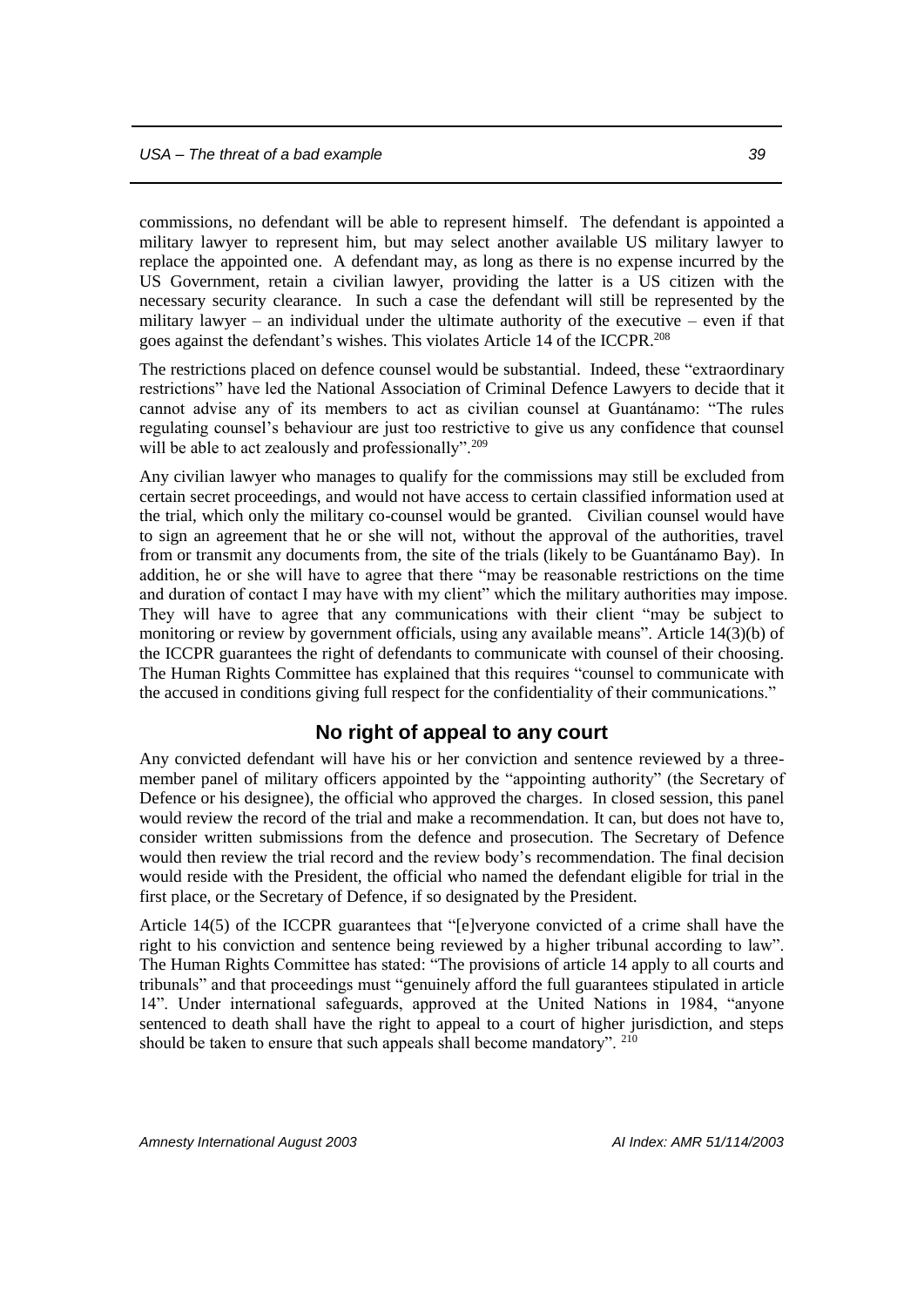commissions, no defendant will be able to represent himself. The defendant is appointed a military lawyer to represent him, but may select another available US military lawyer to replace the appointed one. A defendant may, as long as there is no expense incurred by the US Government, retain a civilian lawyer, providing the latter is a US citizen with the necessary security clearance. In such a case the defendant will still be represented by the military lawyer – an individual under the ultimate authority of the executive – even if that goes against the defendant's wishes. This violates Article 14 of the ICCPR.[208]

The restrictions placed on defence counsel would be substantial. Indeed, these "extraordinary restrictions" have led the National Association of Criminal Defence Lawyers to decide that it cannot advise any of its members to act as civilian counsel at Guantánamo: "The rules regulating counsel's behaviour are just too restrictive to give us any confidence that counsel will be able to act zealously and professionally".[209]

Any civilian lawyer who manages to qualify for the commissions may still be excluded from certain secret proceedings, and would not have access to certain classified information used at the trial, which only the military co-counsel would be granted. Civilian counsel would have to sign an agreement that he or she will not, without the approval of the authorities, travel from or transmit any documents from, the site of the trials (likely to be Guantánamo Bay). In addition, he or she will have to agree that there "may be reasonable restrictions on the time and duration of contact I may have with my client" which the military authorities may impose. They will have to agree that any communications with their client "may be subject to monitoring or review by government officials, using any available means". Article 14(3)(b) of the ICCPR guarantees the right of defendants to communicate with counsel of their choosing. The Human Rights Committee has explained that this requires "counsel to communicate with the accused in conditions giving full respect for the confidentiality of their communications."

## No right of appeal to any court

Any convicted defendant will have his or her conviction and sentence reviewed by a three-member panel of military officers appointed by the "appointing authority" (the Secretary of Defence or his designee), the official who approved the charges. In closed session, this panel would review the record of the trial and make a recommendation. It can, but does not have to, consider written submissions from the defence and prosecution. The Secretary of Defence would then review the trial record and the review body's recommendation. The final decision would reside with the President, the official who named the defendant eligible for trial in the first place, or the Secretary of Defence, if so designated by the President.

Article 14(5) of the ICCPR guarantees that "[e]veryone convicted of a crime shall have the right to his conviction and sentence being reviewed by a higher tribunal according to law". The Human Rights Committee has stated: "The provisions of article 14 apply to all courts and tribunals" and that proceedings must "genuinely afford the full guarantees stipulated in article 14". Under international safeguards, approved at the United Nations in 1984, "anyone sentenced to death shall have the right to appeal to a court of higher jurisdiction, and steps should be taken to ensure that such appeals shall become mandatory".[210]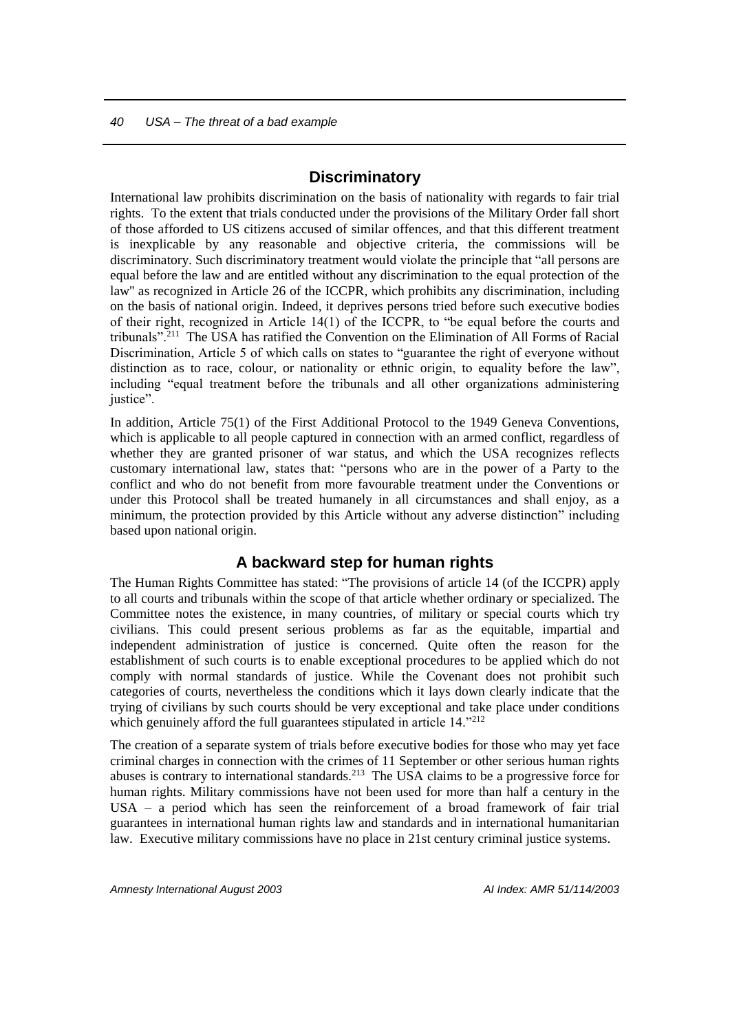## Discriminatory

International law prohibits discrimination on the basis of nationality with regards to fair trial rights. To the extent that trials conducted under the provisions of the Military Order fall short of those afforded to US citizens accused of similar offences, and that this different treatment is inexplicable by any reasonable and objective criteria, the commissions will be discriminatory. Such discriminatory treatment would violate the principle that "all persons are equal before the law and are entitled without any discrimination to the equal protection of the law" as recognized in Article 26 of the ICCPR, which prohibits any discrimination, including on the basis of national origin. Indeed, it deprives persons tried before such executive bodies of their right, recognized in Article 14(1) of the ICCPR, to "be equal before the courts and tribunals".[211] The USA has ratified the Convention on the Elimination of All Forms of Racial Discrimination, Article 5 of which calls on states to "guarantee the right of everyone without distinction as to race, colour, or nationality or ethnic origin, to equality before the law", including "equal treatment before the tribunals and all other organizations administering justice".

In addition, Article 75(1) of the First Additional Protocol to the 1949 Geneva Conventions, which is applicable to all people captured in connection with an armed conflict, regardless of whether they are granted prisoner of war status, and which the USA recognizes reflects customary international law, states that: "persons who are in the power of a Party to the conflict and who do not benefit from more favourable treatment under the Conventions or under this Protocol shall be treated humanely in all circumstances and shall enjoy, as a minimum, the protection provided by this Article without any adverse distinction" including based upon national origin.

## A backward step for human rights

The Human Rights Committee has stated: "The provisions of article 14 (of the ICCPR) apply to all courts and tribunals within the scope of that article whether ordinary or specialized. The Committee notes the existence, in many countries, of military or special courts which try civilians. This could present serious problems as far as the equitable, impartial and independent administration of justice is concerned. Quite often the reason for the establishment of such courts is to enable exceptional procedures to be applied which do not comply with normal standards of justice. While the Covenant does not prohibit such categories of courts, nevertheless the conditions which it lays down clearly indicate that the trying of civilians by such courts should be very exceptional and take place under conditions which genuinely afford the full guarantees stipulated in article 14."[212]

The creation of a separate system of trials before executive bodies for those who may yet face criminal charges in connection with the crimes of 11 September or other serious human rights abuses is contrary to international standards.[213] The USA claims to be a progressive force for human rights. Military commissions have not been used for more than half a century in the USA – a period which has seen the reinforcement of a broad framework of fair trial guarantees in international human rights law and standards and in international humanitarian law. Executive military commissions have no place in 21st century criminal justice systems.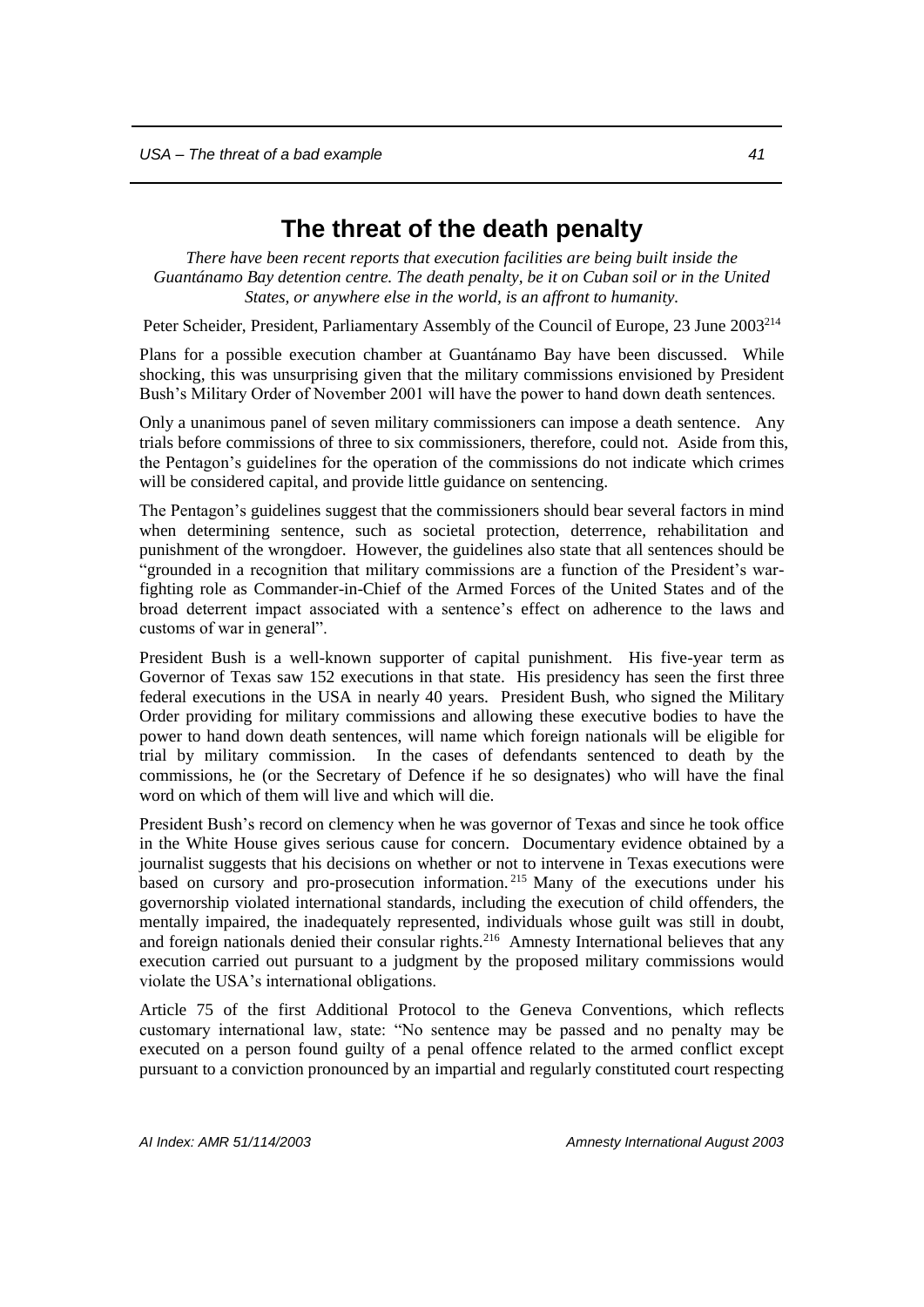# The threat of the death penalty

*There have been recent reports that execution facilities are being built inside the Guantánamo Bay detention centre. The death penalty, be it on Cuban soil or in the United States, or anywhere else in the world, is an affront to humanity.*

Peter Scheider, President, Parliamentary Assembly of the Council of Europe, 23 June 2003[214]

Plans for a possible execution chamber at Guantánamo Bay have been discussed. While shocking, this was unsurprising given that the military commissions envisioned by President Bush's Military Order of November 2001 will have the power to hand down death sentences.

Only a unanimous panel of seven military commissioners can impose a death sentence. Any trials before commissions of three to six commissioners, therefore, could not. Aside from this, the Pentagon's guidelines for the operation of the commissions do not indicate which crimes will be considered capital, and provide little guidance on sentencing.

The Pentagon's guidelines suggest that the commissioners should bear several factors in mind when determining sentence, such as societal protection, deterrence, rehabilitation and punishment of the wrongdoer. However, the guidelines also state that all sentences should be "grounded in a recognition that military commissions are a function of the President's war-fighting role as Commander-in-Chief of the Armed Forces of the United States and of the broad deterrent impact associated with a sentence's effect on adherence to the laws and customs of war in general".

President Bush is a well-known supporter of capital punishment. His five-year term as Governor of Texas saw 152 executions in that state. His presidency has seen the first three federal executions in the USA in nearly 40 years. President Bush, who signed the Military Order providing for military commissions and allowing these executive bodies to have the power to hand down death sentences, will name which foreign nationals will be eligible for trial by military commission. In the cases of defendants sentenced to death by the commissions, he (or the Secretary of Defence if he so designates) who will have the final word on which of them will live and which will die.

President Bush's record on clemency when he was governor of Texas and since he took office in the White House gives serious cause for concern. Documentary evidence obtained by a journalist suggests that his decisions on whether or not to intervene in Texas executions were based on cursory and pro-prosecution information.[215] Many of the executions under his governorship violated international standards, including the execution of child offenders, the mentally impaired, the inadequately represented, individuals whose guilt was still in doubt, and foreign nationals denied their consular rights.[216] Amnesty International believes that any execution carried out pursuant to a judgment by the proposed military commissions would violate the USA's international obligations.

Article 75 of the first Additional Protocol to the Geneva Conventions, which reflects customary international law, state: "No sentence may be passed and no penalty may be executed on a person found guilty of a penal offence related to the armed conflict except pursuant to a conviction pronounced by an impartial and regularly constituted court respecting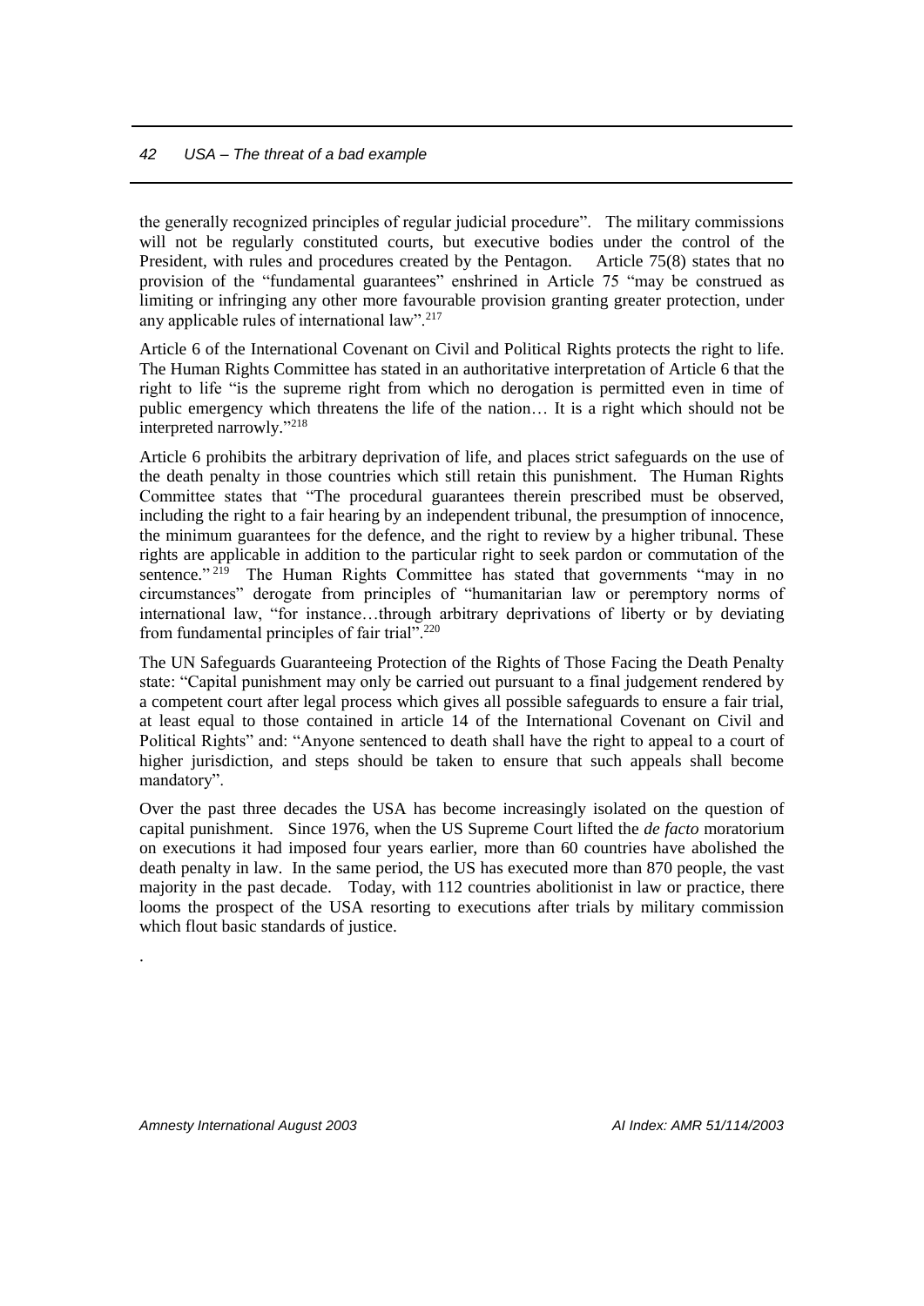the generally recognized principles of regular judicial procedure". The military commissions will not be regularly constituted courts, but executive bodies under the control of the President, with rules and procedures created by the Pentagon. Article 75(8) states that no provision of the "fundamental guarantees" enshrined in Article 75 "may be construed as limiting or infringing any other more favourable provision granting greater protection, under any applicable rules of international law".[217]

Article 6 of the International Covenant on Civil and Political Rights protects the right to life. The Human Rights Committee has stated in an authoritative interpretation of Article 6 that the right to life "is the supreme right from which no derogation is permitted even in time of public emergency which threatens the life of the nation… It is a right which should not be interpreted narrowly."[218]

Article 6 prohibits the arbitrary deprivation of life, and places strict safeguards on the use of the death penalty in those countries which still retain this punishment. The Human Rights Committee states that "The procedural guarantees therein prescribed must be observed, including the right to a fair hearing by an independent tribunal, the presumption of innocence, the minimum guarantees for the defence, and the right to review by a higher tribunal. These rights are applicable in addition to the particular right to seek pardon or commutation of the sentence."[219] The Human Rights Committee has stated that governments "may in no circumstances" derogate from principles of "humanitarian law or peremptory norms of international law, "for instance…through arbitrary deprivations of liberty or by deviating from fundamental principles of fair trial".[220]

The UN Safeguards Guaranteeing Protection of the Rights of Those Facing the Death Penalty state: "Capital punishment may only be carried out pursuant to a final judgement rendered by a competent court after legal process which gives all possible safeguards to ensure a fair trial, at least equal to those contained in article 14 of the International Covenant on Civil and Political Rights" and: "Anyone sentenced to death shall have the right to appeal to a court of higher jurisdiction, and steps should be taken to ensure that such appeals shall become mandatory".

Over the past three decades the USA has become increasingly isolated on the question of capital punishment. Since 1976, when the US Supreme Court lifted the *de facto* moratorium on executions it had imposed four years earlier, more than 60 countries have abolished the death penalty in law. In the same period, the US has executed more than 870 people, the vast majority in the past decade. Today, with 112 countries abolitionist in law or practice, there looms the prospect of the USA resorting to executions after trials by military commission which flout basic standards of justice.

.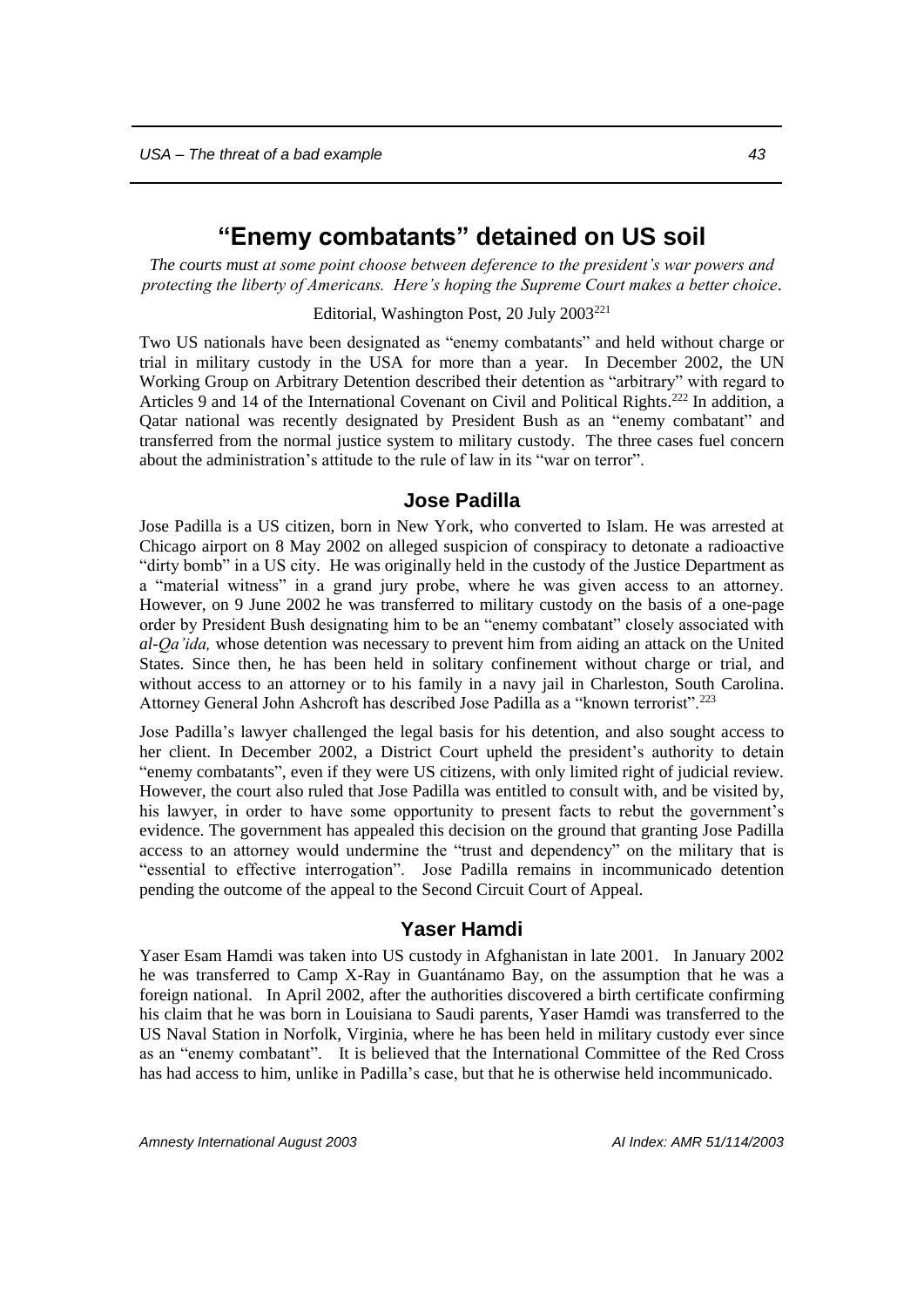# "Enemy combatants" detained on US soil

*The courts must at some point choose between deference to the president's war powers and protecting the liberty of Americans. Here's hoping the Supreme Court makes a better choice.*

Editorial, Washington Post, 20 July 2003[221]

Two US nationals have been designated as "enemy combatants" and held without charge or trial in military custody in the USA for more than a year. In December 2002, the UN Working Group on Arbitrary Detention described their detention as "arbitrary" with regard to Articles 9 and 14 of the International Covenant on Civil and Political Rights.[222] In addition, a Qatar national was recently designated by President Bush as an "enemy combatant" and transferred from the normal justice system to military custody. The three cases fuel concern about the administration's attitude to the rule of law in its "war on terror".

## Jose Padilla

Jose Padilla is a US citizen, born in New York, who converted to Islam. He was arrested at Chicago airport on 8 May 2002 on alleged suspicion of conspiracy to detonate a radioactive "dirty bomb" in a US city. He was originally held in the custody of the Justice Department as a "material witness" in a grand jury probe, where he was given access to an attorney. However, on 9 June 2002 he was transferred to military custody on the basis of a one-page order by President Bush designating him to be an "enemy combatant" closely associated with *al-Qa'ida,* whose detention was necessary to prevent him from aiding an attack on the United States. Since then, he has been held in solitary confinement without charge or trial, and without access to an attorney or to his family in a navy jail in Charleston, South Carolina. Attorney General John Ashcroft has described Jose Padilla as a "known terrorist".[223]

Jose Padilla's lawyer challenged the legal basis for his detention, and also sought access to her client. In December 2002, a District Court upheld the president's authority to detain "enemy combatants", even if they were US citizens, with only limited right of judicial review. However, the court also ruled that Jose Padilla was entitled to consult with, and be visited by, his lawyer, in order to have some opportunity to present facts to rebut the government's evidence. The government has appealed this decision on the ground that granting Jose Padilla access to an attorney would undermine the "trust and dependency" on the military that is "essential to effective interrogation". Jose Padilla remains in incommunicado detention pending the outcome of the appeal to the Second Circuit Court of Appeal.

## Yaser Hamdi

Yaser Esam Hamdi was taken into US custody in Afghanistan in late 2001. In January 2002 he was transferred to Camp X-Ray in Guantánamo Bay, on the assumption that he was a foreign national. In April 2002, after the authorities discovered a birth certificate confirming his claim that he was born in Louisiana to Saudi parents, Yaser Hamdi was transferred to the US Naval Station in Norfolk, Virginia, where he has been held in military custody ever since as an "enemy combatant". It is believed that the International Committee of the Red Cross has had access to him, unlike in Padilla's case, but that he is otherwise held incommunicado.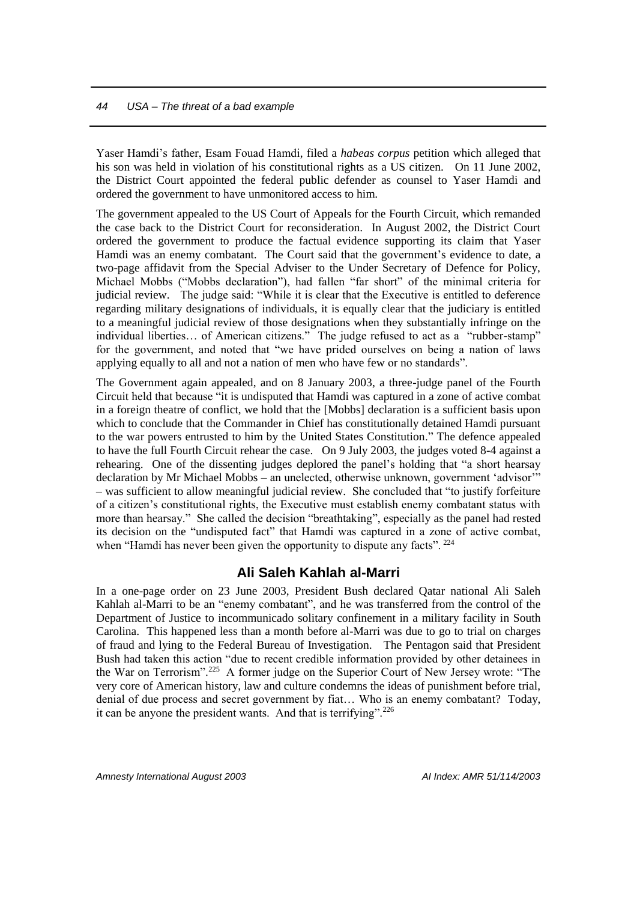Yaser Hamdi's father, Esam Fouad Hamdi, filed a *habeas corpus* petition which alleged that his son was held in violation of his constitutional rights as a US citizen. On 11 June 2002, the District Court appointed the federal public defender as counsel to Yaser Hamdi and ordered the government to have unmonitored access to him.

The government appealed to the US Court of Appeals for the Fourth Circuit, which remanded the case back to the District Court for reconsideration. In August 2002, the District Court ordered the government to produce the factual evidence supporting its claim that Yaser Hamdi was an enemy combatant. The Court said that the government's evidence to date, a two-page affidavit from the Special Adviser to the Under Secretary of Defence for Policy, Michael Mobbs ("Mobbs declaration"), had fallen "far short" of the minimal criteria for judicial review. The judge said: "While it is clear that the Executive is entitled to deference regarding military designations of individuals, it is equally clear that the judiciary is entitled to a meaningful judicial review of those designations when they substantially infringe on the individual liberties… of American citizens." The judge refused to act as a "rubber-stamp" for the government, and noted that "we have prided ourselves on being a nation of laws applying equally to all and not a nation of men who have few or no standards".

The Government again appealed, and on 8 January 2003, a three-judge panel of the Fourth Circuit held that because "it is undisputed that Hamdi was captured in a zone of active combat in a foreign theatre of conflict, we hold that the [Mobbs] declaration is a sufficient basis upon which to conclude that the Commander in Chief has constitutionally detained Hamdi pursuant to the war powers entrusted to him by the United States Constitution." The defence appealed to have the full Fourth Circuit rehear the case. On 9 July 2003, the judges voted 8-4 against a rehearing. One of the dissenting judges deplored the panel's holding that "a short hearsay declaration by Mr Michael Mobbs – an unelected, otherwise unknown, government 'advisor'" – was sufficient to allow meaningful judicial review. She concluded that "to justify forfeiture of a citizen's constitutional rights, the Executive must establish enemy combatant status with more than hearsay." She called the decision "breathtaking", especially as the panel had rested its decision on the "undisputed fact" that Hamdi was captured in a zone of active combat, when "Hamdi has never been given the opportunity to dispute any facts".[224]

## Ali Saleh Kahlah al-Marri

In a one-page order on 23 June 2003, President Bush declared Qatar national Ali Saleh Kahlah al-Marri to be an "enemy combatant", and he was transferred from the control of the Department of Justice to incommunicado solitary confinement in a military facility in South Carolina. This happened less than a month before al-Marri was due to go to trial on charges of fraud and lying to the Federal Bureau of Investigation. The Pentagon said that President Bush had taken this action "due to recent credible information provided by other detainees in the War on Terrorism".[225] A former judge on the Superior Court of New Jersey wrote: "The very core of American history, law and culture condemns the ideas of punishment before trial, denial of due process and secret government by fiat… Who is an enemy combatant? Today, it can be anyone the president wants. And that is terrifying".[226]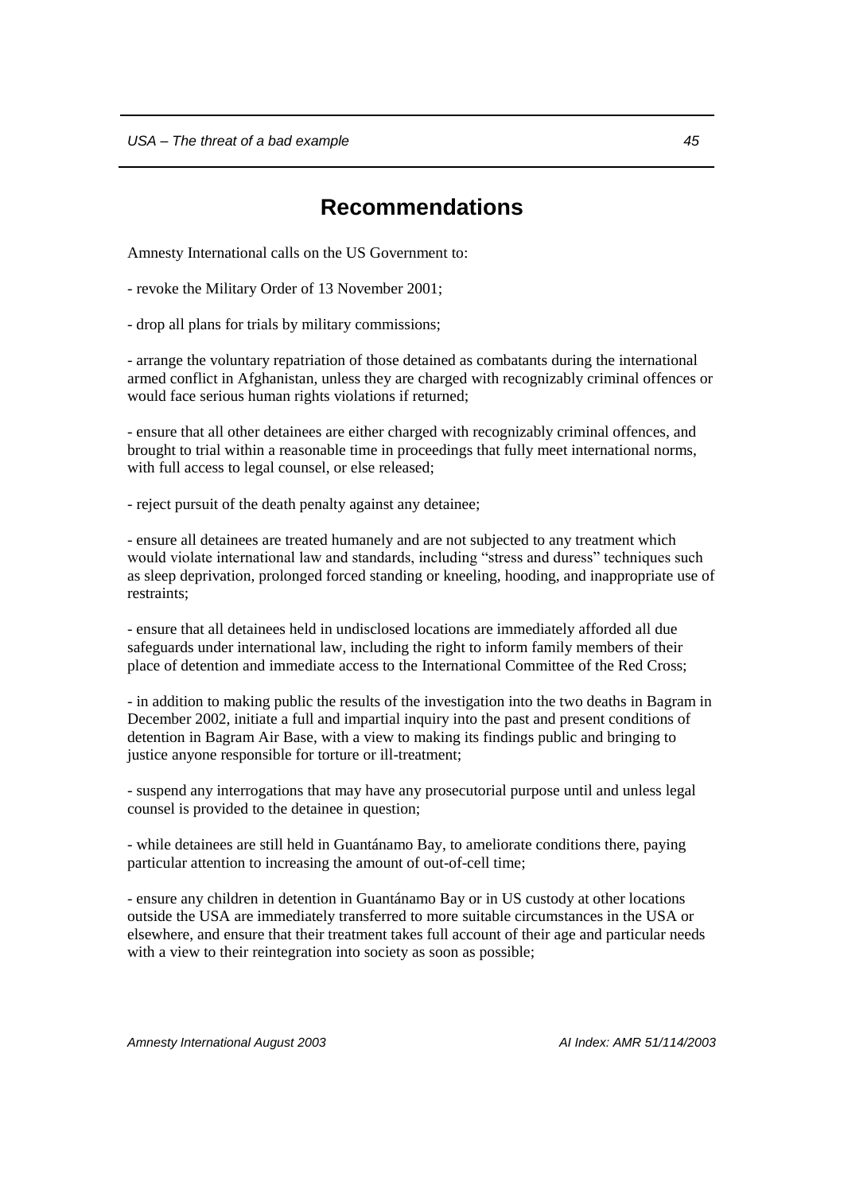# Recommendations

Amnesty International calls on the US Government to:

- revoke the Military Order of 13 November 2001;

- drop all plans for trials by military commissions;

- arrange the voluntary repatriation of those detained as combatants during the international armed conflict in Afghanistan, unless they are charged with recognizably criminal offences or would face serious human rights violations if returned;

- ensure that all other detainees are either charged with recognizably criminal offences, and brought to trial within a reasonable time in proceedings that fully meet international norms, with full access to legal counsel, or else released;

- reject pursuit of the death penalty against any detainee;

- ensure all detainees are treated humanely and are not subjected to any treatment which would violate international law and standards, including "stress and duress" techniques such as sleep deprivation, prolonged forced standing or kneeling, hooding, and inappropriate use of restraints;

- ensure that all detainees held in undisclosed locations are immediately afforded all due safeguards under international law, including the right to inform family members of their place of detention and immediate access to the International Committee of the Red Cross;

- in addition to making public the results of the investigation into the two deaths in Bagram in December 2002, initiate a full and impartial inquiry into the past and present conditions of detention in Bagram Air Base, with a view to making its findings public and bringing to justice anyone responsible for torture or ill-treatment;

- suspend any interrogations that may have any prosecutorial purpose until and unless legal counsel is provided to the detainee in question;

- while detainees are still held in Guantánamo Bay, to ameliorate conditions there, paying particular attention to increasing the amount of out-of-cell time;

- ensure any children in detention in Guantánamo Bay or in US custody at other locations outside the USA are immediately transferred to more suitable circumstances in the USA or elsewhere, and ensure that their treatment takes full account of their age and particular needs with a view to their reintegration into society as soon as possible;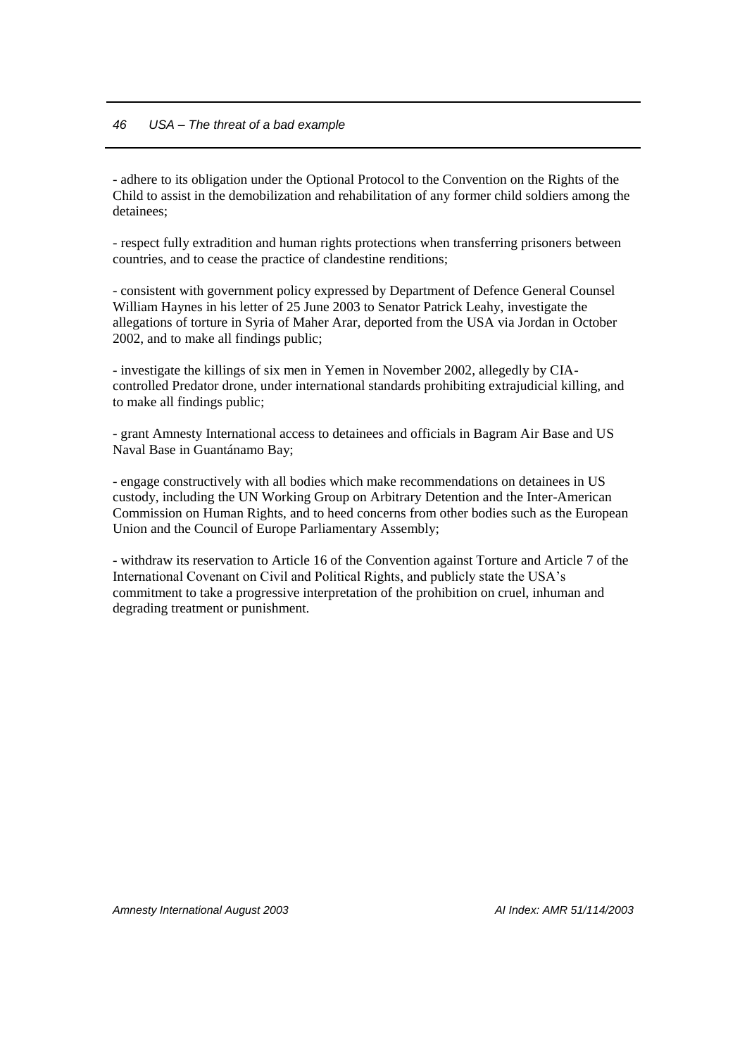- adhere to its obligation under the Optional Protocol to the Convention on the Rights of the Child to assist in the demobilization and rehabilitation of any former child soldiers among the detainees;

- respect fully extradition and human rights protections when transferring prisoners between countries, and to cease the practice of clandestine renditions;

- consistent with government policy expressed by Department of Defence General Counsel William Haynes in his letter of 25 June 2003 to Senator Patrick Leahy, investigate the allegations of torture in Syria of Maher Arar, deported from the USA via Jordan in October 2002, and to make all findings public;

- investigate the killings of six men in Yemen in November 2002, allegedly by CIA-controlled Predator drone, under international standards prohibiting extrajudicial killing, and to make all findings public;

- grant Amnesty International access to detainees and officials in Bagram Air Base and US Naval Base in Guantánamo Bay;

- engage constructively with all bodies which make recommendations on detainees in US custody, including the UN Working Group on Arbitrary Detention and the Inter-American Commission on Human Rights, and to heed concerns from other bodies such as the European Union and the Council of Europe Parliamentary Assembly;

- withdraw its reservation to Article 16 of the Convention against Torture and Article 7 of the International Covenant on Civil and Political Rights, and publicly state the USA's commitment to take a progressive interpretation of the prohibition on cruel, inhuman and degrading treatment or punishment.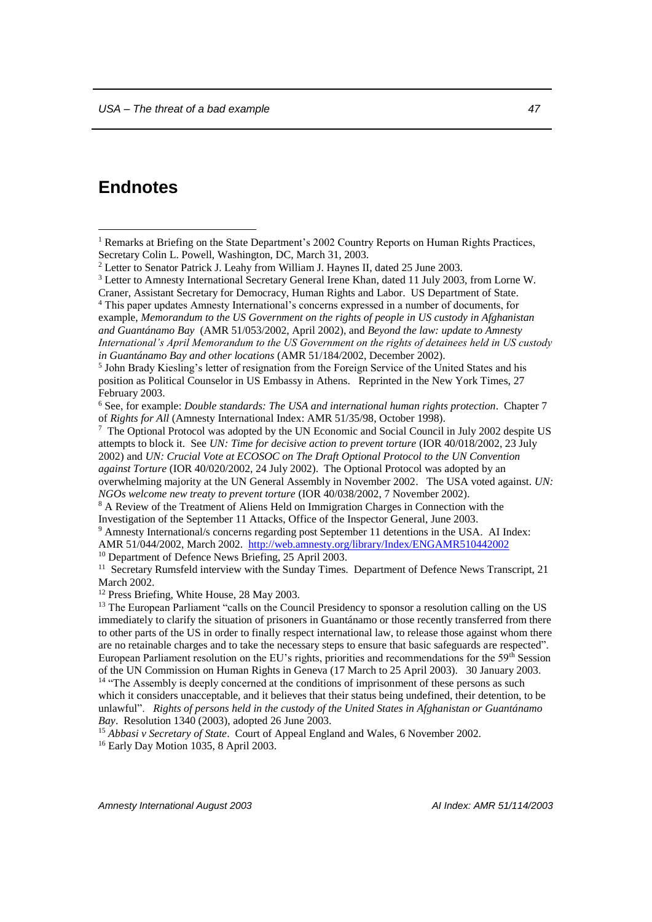# Endnotes

[1] Remarks at Briefing on the State Department's 2002 Country Reports on Human Rights Practices, Secretary Colin L. Powell, Washington, DC, March 31, 2003.

[2] Letter to Senator Patrick J. Leahy from William J. Haynes II, dated 25 June 2003.

[3] Letter to Amnesty International Secretary General Irene Khan, dated 11 July 2003, from Lorne W. Craner, Assistant Secretary for Democracy, Human Rights and Labor. US Department of State.

[4] This paper updates Amnesty International's concerns expressed in a number of documents, for example, *Memorandum to the US Government on the rights of people in US custody in Afghanistan and Guantánamo Bay* (AMR 51/053/2002, April 2002), and *Beyond the law: update to Amnesty International's April Memorandum to the US Government on the rights of detainees held in US custody in Guantánamo Bay and other locations* (AMR 51/184/2002, December 2002).

[5] John Brady Kiesling's letter of resignation from the Foreign Service of the United States and his position as Political Counselor in US Embassy in Athens. Reprinted in the New York Times, 27 February 2003.

[6] See, for example: *Double standards: The USA and international human rights protection*. Chapter 7 of *Rights for All* (Amnesty International Index: AMR 51/35/98, October 1998).

[7] The Optional Protocol was adopted by the UN Economic and Social Council in July 2002 despite US attempts to block it. See *UN: Time for decisive action to prevent torture* (IOR 40/018/2002, 23 July 2002) and *UN: Crucial Vote at ECOSOC on The Draft Optional Protocol to the UN Convention against Torture* (IOR 40/020/2002, 24 July 2002). The Optional Protocol was adopted by an overwhelming majority at the UN General Assembly in November 2002. The USA voted against. *UN: NGOs welcome new treaty to prevent torture* (IOR 40/038/2002, 7 November 2002).

[8] A Review of the Treatment of Aliens Held on Immigration Charges in Connection with the Investigation of the September 11 Attacks, Office of the Inspector General, June 2003.

[9] Amnesty International/s concerns regarding post September 11 detentions in the USA. AI Index: AMR 51/044/2002, March 2002. http://web.amnesty.org/library/Index/ENGAMR510442002

[10] Department of Defence News Briefing, 25 April 2003.

[11] Secretary Rumsfeld interview with the Sunday Times. Department of Defence News Transcript, 21 March 2002.

[12] Press Briefing, White House, 28 May 2003.

[13] The European Parliament "calls on the Council Presidency to sponsor a resolution calling on the US immediately to clarify the situation of prisoners in Guantánamo or those recently transferred from there to other parts of the US in order to finally respect international law, to release those against whom there are no retainable charges and to take the necessary steps to ensure that basic safeguards are respected". European Parliament resolution on the EU's rights, priorities and recommendations for the 59th Session of the UN Commission on Human Rights in Geneva (17 March to 25 April 2003). 30 January 2003.

[14] "The Assembly is deeply concerned at the conditions of imprisonment of these persons as such which it considers unacceptable, and it believes that their status being undefined, their detention, to be unlawful". *Rights of persons held in the custody of the United States in Afghanistan or Guantánamo Bay*. Resolution 1340 (2003), adopted 26 June 2003.

[15] *Abbasi v Secretary of State*. Court of Appeal England and Wales, 6 November 2002.

[16] Early Day Motion 1035, 8 April 2003.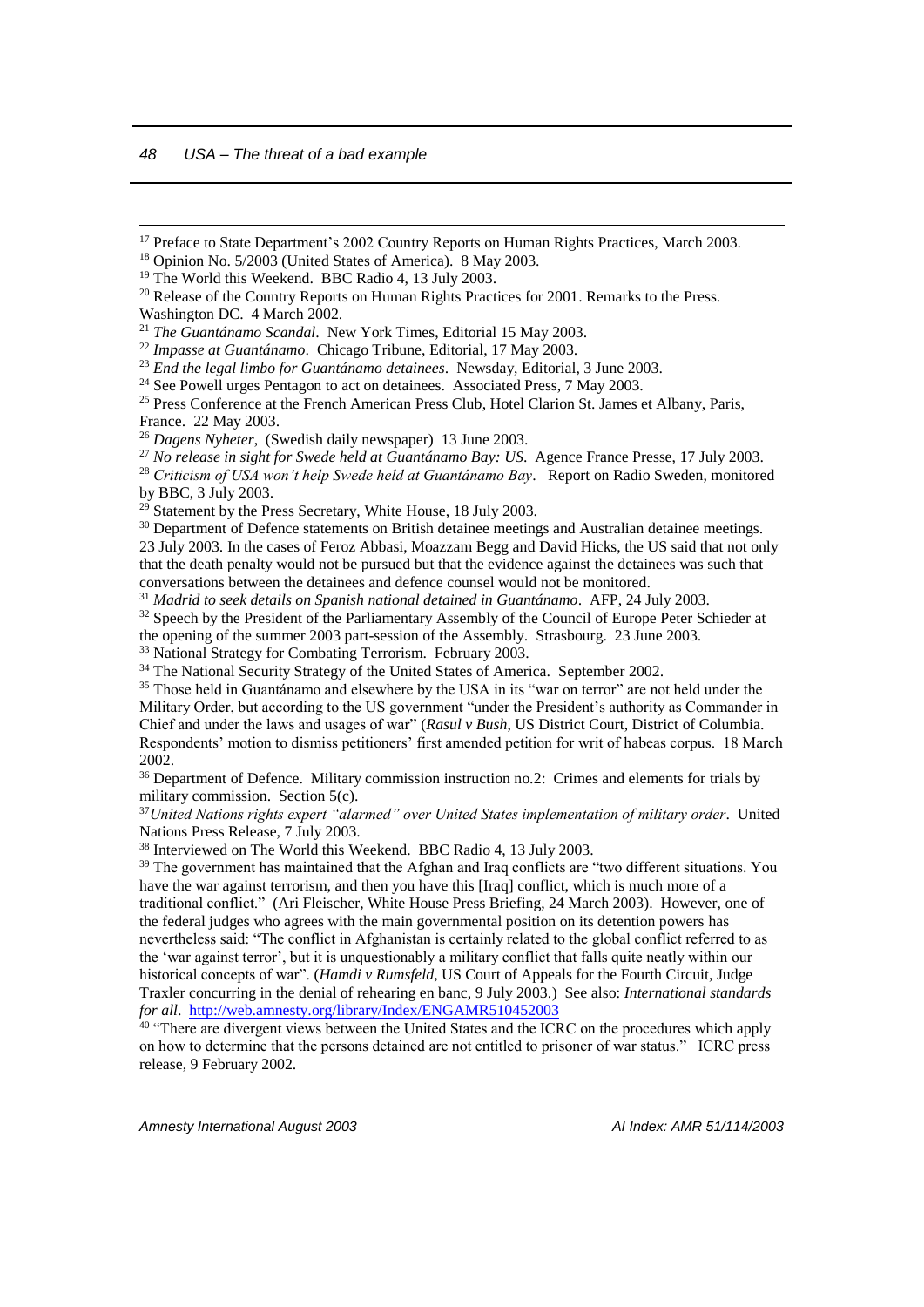[17] Preface to State Department's 2002 Country Reports on Human Rights Practices, March 2003.

[18] Opinion No. 5/2003 (United States of America). 8 May 2003.

[19] The World this Weekend. BBC Radio 4, 13 July 2003.

[20] Release of the Country Reports on Human Rights Practices for 2001. Remarks to the Press. Washington DC. 4 March 2002.

[21] *The Guantánamo Scandal*. New York Times, Editorial 15 May 2003.

[22] *Impasse at Guantánamo*. Chicago Tribune, Editorial, 17 May 2003.

[23] *End the legal limbo for Guantánamo detainees*. Newsday, Editorial, 3 June 2003.

[24] See Powell urges Pentagon to act on detainees. Associated Press, 7 May 2003.

[25] Press Conference at the French American Press Club, Hotel Clarion St. James et Albany, Paris, France. 22 May 2003.

[26] *Dagens Nyheter*, (Swedish daily newspaper) 13 June 2003.

[27] *No release in sight for Swede held at Guantánamo Bay: US*. Agence France Presse, 17 July 2003.

[28] *Criticism of USA won't help Swede held at Guantánamo Bay*. Report on Radio Sweden, monitored by BBC, 3 July 2003.

[29] Statement by the Press Secretary, White House, 18 July 2003.

[30] Department of Defence statements on British detainee meetings and Australian detainee meetings. 23 July 2003. In the cases of Feroz Abbasi, Moazzam Begg and David Hicks, the US said that not only that the death penalty would not be pursued but that the evidence against the detainees was such that conversations between the detainees and defence counsel would not be monitored.

[31] *Madrid to seek details on Spanish national detained in Guantánamo*. AFP, 24 July 2003.

[32] Speech by the President of the Parliamentary Assembly of the Council of Europe Peter Schieder at the opening of the summer 2003 part-session of the Assembly. Strasbourg. 23 June 2003.

[33] National Strategy for Combating Terrorism. February 2003.

[34] The National Security Strategy of the United States of America. September 2002.

[35] Those held in Guantánamo and elsewhere by the USA in its "war on terror" are not held under the Military Order, but according to the US government "under the President's authority as Commander in Chief and under the laws and usages of war" (*Rasul v Bush*, US District Court, District of Columbia. Respondents' motion to dismiss petitioners' first amended petition for writ of habeas corpus. 18 March 2002.

[36] Department of Defence. Military commission instruction no.2: Crimes and elements for trials by military commission. Section 5(c).

[37] *United Nations rights expert "alarmed" over United States implementation of military order*. United Nations Press Release, 7 July 2003.

[38] Interviewed on The World this Weekend. BBC Radio 4, 13 July 2003.

[39] The government has maintained that the Afghan and Iraq conflicts are "two different situations. You have the war against terrorism, and then you have this [Iraq] conflict, which is much more of a traditional conflict." (Ari Fleischer, White House Press Briefing, 24 March 2003). However, one of the federal judges who agrees with the main governmental position on its detention powers has nevertheless said: "The conflict in Afghanistan is certainly related to the global conflict referred to as the 'war against terror', but it is unquestionably a military conflict that falls quite neatly within our historical concepts of war". (*Hamdi v Rumsfeld*, US Court of Appeals for the Fourth Circuit, Judge Traxler concurring in the denial of rehearing en banc, 9 July 2003.) See also: *International standards for all*. http://web.amnesty.org/library/Index/ENGAMR510452003

[40] "There are divergent views between the United States and the ICRC on the procedures which apply on how to determine that the persons detained are not entitled to prisoner of war status." ICRC press release, 9 February 2002.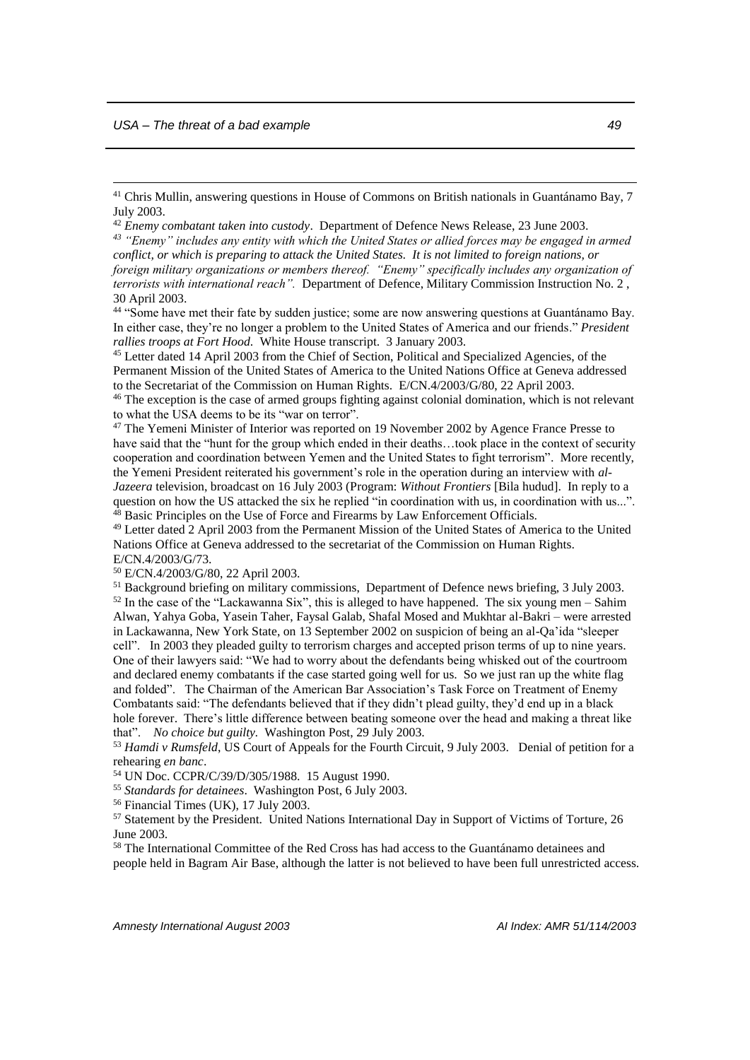[41] Chris Mullin, answering questions in House of Commons on British nationals in Guantánamo Bay, 7 July 2003.

[42] *Enemy combatant taken into custody*. Department of Defence News Release, 23 June 2003.

[43] *"Enemy" includes any entity with which the United States or allied forces may be engaged in armed conflict, or which is preparing to attack the United States. It is not limited to foreign nations, or foreign military organizations or members thereof. "Enemy" specifically includes any organization of terrorists with international reach".* Department of Defence, Military Commission Instruction No. 2 , 30 April 2003.

[44] "Some have met their fate by sudden justice; some are now answering questions at Guantánamo Bay. In either case, they're no longer a problem to the United States of America and our friends." *President rallies troops at Fort Hood.* White House transcript. 3 January 2003.

[45] Letter dated 14 April 2003 from the Chief of Section, Political and Specialized Agencies, of the Permanent Mission of the United States of America to the United Nations Office at Geneva addressed to the Secretariat of the Commission on Human Rights. E/CN.4/2003/G/80, 22 April 2003.

[46] The exception is the case of armed groups fighting against colonial domination, which is not relevant to what the USA deems to be its "war on terror".

[47] The Yemeni Minister of Interior was reported on 19 November 2002 by Agence France Presse to have said that the "hunt for the group which ended in their deaths…took place in the context of security cooperation and coordination between Yemen and the United States to fight terrorism". More recently, the Yemeni President reiterated his government's role in the operation during an interview with *al-Jazeera* television, broadcast on 16 July 2003 (Program: *Without Frontiers* [Bila hudud]. In reply to a question on how the US attacked the six he replied "in coordination with us, in coordination with us...".

[48] Basic Principles on the Use of Force and Firearms by Law Enforcement Officials.

[49] Letter dated 2 April 2003 from the Permanent Mission of the United States of America to the United Nations Office at Geneva addressed to the secretariat of the Commission on Human Rights. E/CN.4/2003/G/73.

[50] E/CN.4/2003/G/80, 22 April 2003.

[51] Background briefing on military commissions, Department of Defence news briefing, 3 July 2003.

[52] In the case of the "Lackawanna Six", this is alleged to have happened. The six young men – Sahim Alwan, Yahya Goba, Yasein Taher, Faysal Galab, Shafal Mosed and Mukhtar al-Bakri – were arrested in Lackawanna, New York State, on 13 September 2002 on suspicion of being an al-Qa'ida "sleeper cell". In 2003 they pleaded guilty to terrorism charges and accepted prison terms of up to nine years. One of their lawyers said: "We had to worry about the defendants being whisked out of the courtroom and declared enemy combatants if the case started going well for us. So we just ran up the white flag and folded". The Chairman of the American Bar Association's Task Force on Treatment of Enemy Combatants said: "The defendants believed that if they didn't plead guilty, they'd end up in a black hole forever. There's little difference between beating someone over the head and making a threat like that". *No choice but guilty.* Washington Post, 29 July 2003.

[53] *Hamdi v Rumsfeld*, US Court of Appeals for the Fourth Circuit, 9 July 2003. Denial of petition for a rehearing *en banc*.

[54] UN Doc. CCPR/C/39/D/305/1988. 15 August 1990.

[55] *Standards for detainees*. Washington Post, 6 July 2003.

[56] Financial Times (UK), 17 July 2003.

[57] Statement by the President. United Nations International Day in Support of Victims of Torture, 26 June 2003.

[58] The International Committee of the Red Cross has had access to the Guantánamo detainees and people held in Bagram Air Base, although the latter is not believed to have been full unrestricted access.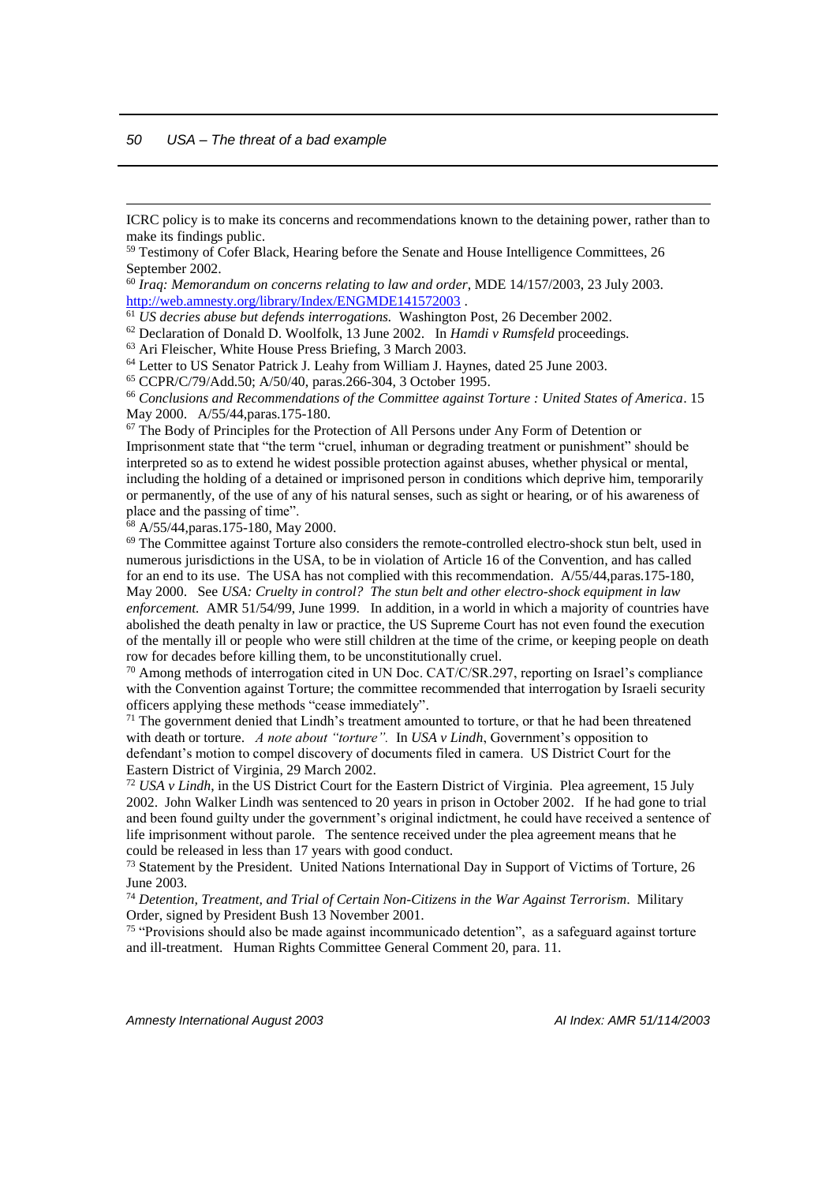ICRC policy is to make its concerns and recommendations known to the detaining power, rather than to make its findings public.

[59] Testimony of Cofer Black, Hearing before the Senate and House Intelligence Committees, 26 September 2002.

[60] *Iraq: Memorandum on concerns relating to law and order*, MDE 14/157/2003, 23 July 2003. http://web.amnesty.org/library/Index/ENGMDE141572003 .

[61] *US decries abuse but defends interrogations.* Washington Post, 26 December 2002.

[62] Declaration of Donald D. Woolfolk, 13 June 2002. In *Hamdi v Rumsfeld* proceedings.

[63] Ari Fleischer, White House Press Briefing, 3 March 2003.

[64] Letter to US Senator Patrick J. Leahy from William J. Haynes, dated 25 June 2003.

[65] CCPR/C/79/Add.50; A/50/40, paras.266-304, 3 October 1995.

[66] *Conclusions and Recommendations of the Committee against Torture : United States of America*. 15 May 2000. A/55/44,paras.175-180.

[67] The Body of Principles for the Protection of All Persons under Any Form of Detention or Imprisonment state that "the term "cruel, inhuman or degrading treatment or punishment" should be interpreted so as to extend he widest possible protection against abuses, whether physical or mental, including the holding of a detained or imprisoned person in conditions which deprive him, temporarily or permanently, of the use of any of his natural senses, such as sight or hearing, or of his awareness of place and the passing of time".

[68] A/55/44,paras.175-180, May 2000.

[69] The Committee against Torture also considers the remote-controlled electro-shock stun belt, used in numerous jurisdictions in the USA, to be in violation of Article 16 of the Convention, and has called for an end to its use. The USA has not complied with this recommendation. A/55/44,paras.175-180, May 2000. See *USA: Cruelty in control? The stun belt and other electro-shock equipment in law enforcement.* AMR 51/54/99, June 1999. In addition, in a world in which a majority of countries have abolished the death penalty in law or practice, the US Supreme Court has not even found the execution of the mentally ill or people who were still children at the time of the crime, or keeping people on death row for decades before killing them, to be unconstitutionally cruel.

[70] Among methods of interrogation cited in UN Doc. CAT/C/SR.297, reporting on Israel's compliance with the Convention against Torture; the committee recommended that interrogation by Israeli security officers applying these methods "cease immediately".

[71] The government denied that Lindh's treatment amounted to torture, or that he had been threatened with death or torture. *A note about "torture".* In *USA v Lindh*, Government's opposition to defendant's motion to compel discovery of documents filed in camera. US District Court for the Eastern District of Virginia, 29 March 2002.

[72] *USA v Lindh*, in the US District Court for the Eastern District of Virginia. Plea agreement, 15 July 2002. John Walker Lindh was sentenced to 20 years in prison in October 2002. If he had gone to trial and been found guilty under the government's original indictment, he could have received a sentence of life imprisonment without parole. The sentence received under the plea agreement means that he could be released in less than 17 years with good conduct.

[73] Statement by the President. United Nations International Day in Support of Victims of Torture, 26 June 2003.

[74] *Detention, Treatment, and Trial of Certain Non-Citizens in the War Against Terrorism*. Military Order, signed by President Bush 13 November 2001.

[75] "Provisions should also be made against incommunicado detention", as a safeguard against torture and ill-treatment. Human Rights Committee General Comment 20, para. 11.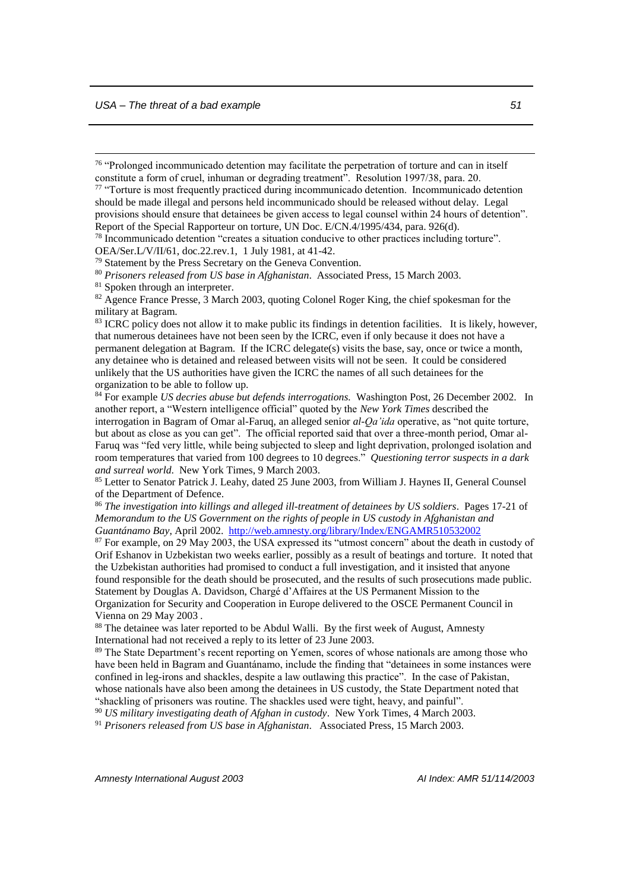[76] "Prolonged incommunicado detention may facilitate the perpetration of torture and can in itself constitute a form of cruel, inhuman or degrading treatment". Resolution 1997/38, para. 20.

[77] "Torture is most frequently practiced during incommunicado detention. Incommunicado detention should be made illegal and persons held incommunicado should be released without delay. Legal provisions should ensure that detainees be given access to legal counsel within 24 hours of detention". Report of the Special Rapporteur on torture, UN Doc. E/CN.4/1995/434, para. 926(d).

[78] Incommunicado detention "creates a situation conducive to other practices including torture". OEA/Ser.L/V/II/61, doc.22.rev.1, 1 July 1981, at 41-42.

[79] Statement by the Press Secretary on the Geneva Convention.

[80] *Prisoners released from US base in Afghanistan*. Associated Press, 15 March 2003.

[81] Spoken through an interpreter.

[82] Agence France Presse, 3 March 2003, quoting Colonel Roger King, the chief spokesman for the military at Bagram.

[83] ICRC policy does not allow it to make public its findings in detention facilities. It is likely, however, that numerous detainees have not been seen by the ICRC, even if only because it does not have a permanent delegation at Bagram. If the ICRC delegate(s) visits the base, say, once or twice a month, any detainee who is detained and released between visits will not be seen. It could be considered unlikely that the US authorities have given the ICRC the names of all such detainees for the organization to be able to follow up.

[84] For example *US decries abuse but defends interrogations.* Washington Post, 26 December 2002. In another report, a "Western intelligence official" quoted by the *New York Times* described the interrogation in Bagram of Omar al-Faruq, an alleged senior *al-Qa'ida* operative, as "not quite torture, but about as close as you can get". The official reported said that over a three-month period, Omar al-Faruq was "fed very little, while being subjected to sleep and light deprivation, prolonged isolation and room temperatures that varied from 100 degrees to 10 degrees." *Questioning terror suspects in a dark and surreal world*. New York Times, 9 March 2003.

[85] Letter to Senator Patrick J. Leahy, dated 25 June 2003, from William J. Haynes II, General Counsel of the Department of Defence.

[86] *The investigation into killings and alleged ill-treatment of detainees by US soldiers*. Pages 17-21 of *Memorandum to the US Government on the rights of people in US custody in Afghanistan and Guantánamo Bay*, April 2002. http://web.amnesty.org/library/Index/ENGAMR510532002

[87] For example, on 29 May 2003, the USA expressed its "utmost concern" about the death in custody of Orif Eshanov in Uzbekistan two weeks earlier, possibly as a result of beatings and torture. It noted that the Uzbekistan authorities had promised to conduct a full investigation, and it insisted that anyone found responsible for the death should be prosecuted, and the results of such prosecutions made public. Statement by Douglas A. Davidson, Chargé d'Affaires at the US Permanent Mission to the Organization for Security and Cooperation in Europe delivered to the OSCE Permanent Council in Vienna on 29 May 2003 .

[88] The detainee was later reported to be Abdul Walli. By the first week of August, Amnesty International had not received a reply to its letter of 23 June 2003.

[89] The State Department's recent reporting on Yemen, scores of whose nationals are among those who have been held in Bagram and Guantánamo, include the finding that "detainees in some instances were confined in leg-irons and shackles, despite a law outlawing this practice". In the case of Pakistan, whose nationals have also been among the detainees in US custody, the State Department noted that "shackling of prisoners was routine. The shackles used were tight, heavy, and painful".

[90] *US military investigating death of Afghan in custody*. New York Times, 4 March 2003.

[91] *Prisoners released from US base in Afghanistan*. Associated Press, 15 March 2003.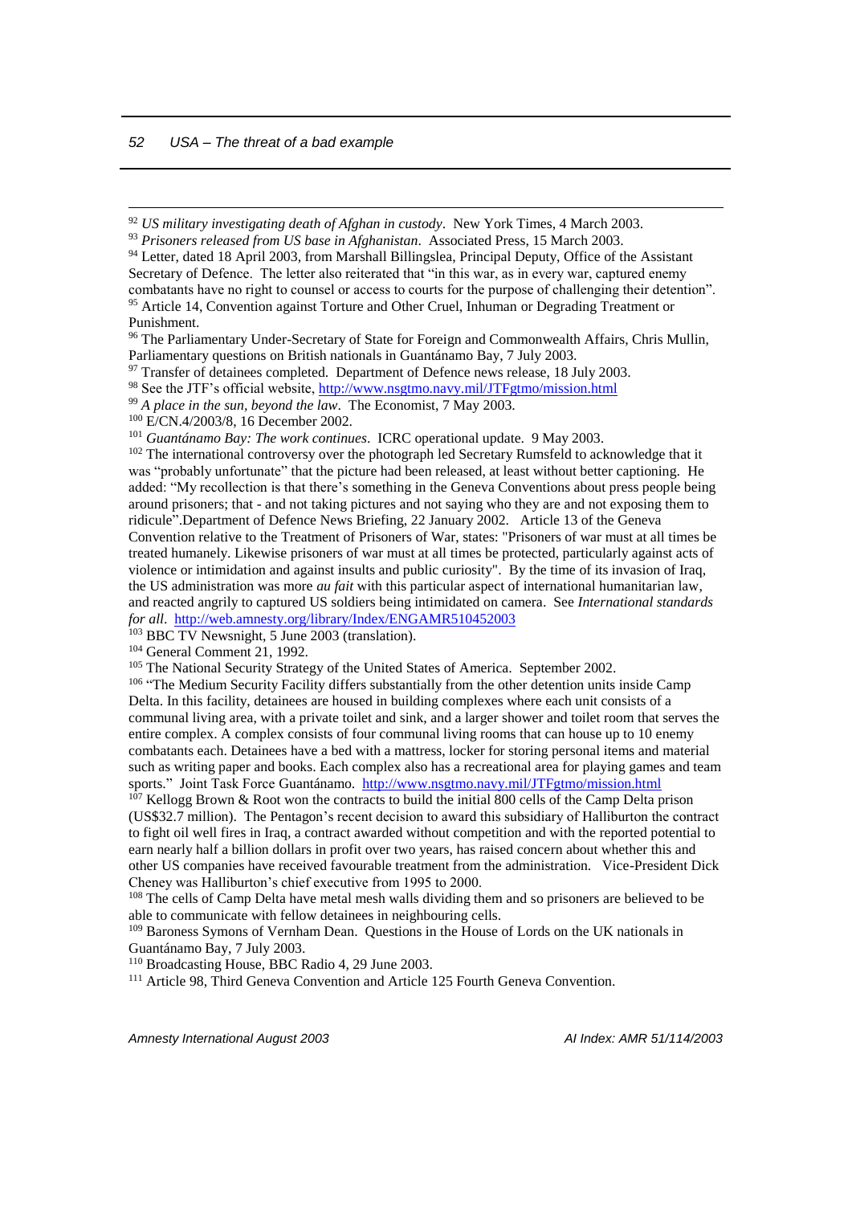[92] *US military investigating death of Afghan in custody*. New York Times, 4 March 2003.

[93] *Prisoners released from US base in Afghanistan*. Associated Press, 15 March 2003.

[94] Letter, dated 18 April 2003, from Marshall Billingslea, Principal Deputy, Office of the Assistant Secretary of Defence. The letter also reiterated that "in this war, as in every war, captured enemy combatants have no right to counsel or access to courts for the purpose of challenging their detention".

[95] Article 14, Convention against Torture and Other Cruel, Inhuman or Degrading Treatment or Punishment.

[96] The Parliamentary Under-Secretary of State for Foreign and Commonwealth Affairs, Chris Mullin, Parliamentary questions on British nationals in Guantánamo Bay, 7 July 2003.

[97] Transfer of detainees completed. Department of Defence news release, 18 July 2003.

[98] See the JTF's official website, http://www.nsgtmo.navy.mil/JTFgtmo/mission.html

[99] *A place in the sun, beyond the law*. The Economist, 7 May 2003.

[100] E/CN.4/2003/8, 16 December 2002.

[101] *Guantánamo Bay: The work continues*. ICRC operational update. 9 May 2003.

[102] The international controversy over the photograph led Secretary Rumsfeld to acknowledge that it was "probably unfortunate" that the picture had been released, at least without better captioning. He added: "My recollection is that there's something in the Geneva Conventions about press people being around prisoners; that - and not taking pictures and not saying who they are and not exposing them to ridicule".Department of Defence News Briefing, 22 January 2002. Article 13 of the Geneva Convention relative to the Treatment of Prisoners of War, states: "Prisoners of war must at all times be treated humanely. Likewise prisoners of war must at all times be protected, particularly against acts of violence or intimidation and against insults and public curiosity". By the time of its invasion of Iraq, the US administration was more *au fait* with this particular aspect of international humanitarian law, and reacted angrily to captured US soldiers being intimidated on camera. See *International standards for all*. http://web.amnesty.org/library/Index/ENGAMR510452003

[103] BBC TV Newsnight, 5 June 2003 (translation).

[104] General Comment 21, 1992.

[105] The National Security Strategy of the United States of America. September 2002.

[106] "The Medium Security Facility differs substantially from the other detention units inside Camp Delta. In this facility, detainees are housed in building complexes where each unit consists of a communal living area, with a private toilet and sink, and a larger shower and toilet room that serves the entire complex. A complex consists of four communal living rooms that can house up to 10 enemy combatants each. Detainees have a bed with a mattress, locker for storing personal items and material such as writing paper and books. Each complex also has a recreational area for playing games and team sports." Joint Task Force Guantánamo. http://www.nsgtmo.navy.mil/JTFgtmo/mission.html

[107] Kellogg Brown & Root won the contracts to build the initial 800 cells of the Camp Delta prison (US$32.7 million). The Pentagon's recent decision to award this subsidiary of Halliburton the contract to fight oil well fires in Iraq, a contract awarded without competition and with the reported potential to earn nearly half a billion dollars in profit over two years, has raised concern about whether this and other US companies have received favourable treatment from the administration. Vice-President Dick Cheney was Halliburton's chief executive from 1995 to 2000.

[108] The cells of Camp Delta have metal mesh walls dividing them and so prisoners are believed to be able to communicate with fellow detainees in neighbouring cells.

[109] Baroness Symons of Vernham Dean. Questions in the House of Lords on the UK nationals in Guantánamo Bay, 7 July 2003.

[110] Broadcasting House, BBC Radio 4, 29 June 2003.

[111] Article 98, Third Geneva Convention and Article 125 Fourth Geneva Convention.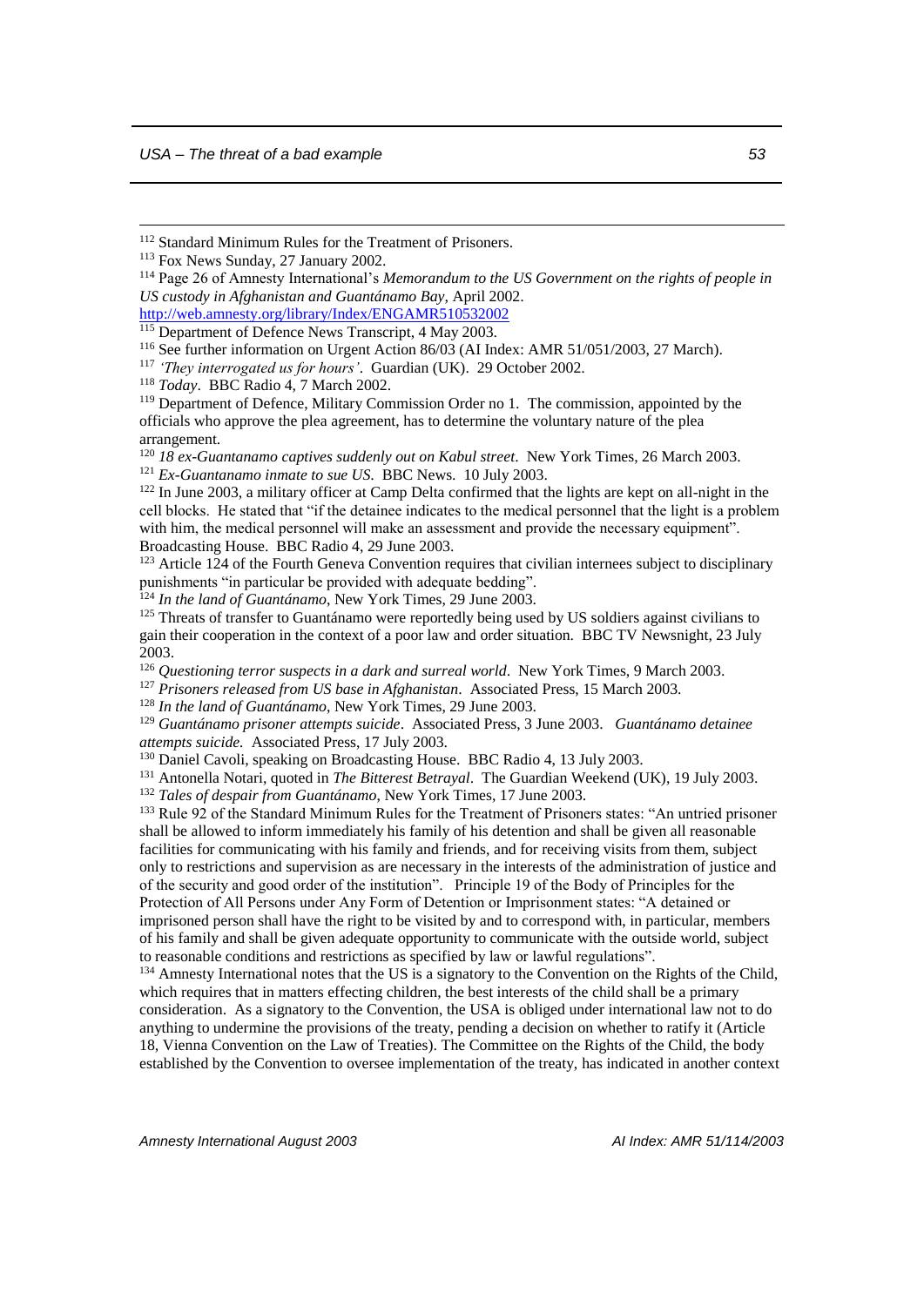[112] Standard Minimum Rules for the Treatment of Prisoners.

[113] Fox News Sunday, 27 January 2002.

[114] Page 26 of Amnesty International's *Memorandum to the US Government on the rights of people in US custody in Afghanistan and Guantánamo Bay*, April 2002. http://web.amnesty.org/library/Index/ENGAMR510532002

[115] Department of Defence News Transcript, 4 May 2003.

[116] See further information on Urgent Action 86/03 (AI Index: AMR 51/051/2003, 27 March).

[117] *'They interrogated us for hours'*. Guardian (UK). 29 October 2002.

[118] *Today*. BBC Radio 4, 7 March 2002.

[119] Department of Defence, Military Commission Order no 1. The commission, appointed by the officials who approve the plea agreement, has to determine the voluntary nature of the plea arrangement.

[120] *18 ex-Guantanamo captives suddenly out on Kabul street*. New York Times, 26 March 2003.

[121] *Ex-Guantanamo inmate to sue US.* BBC News. 10 July 2003.

[122] In June 2003, a military officer at Camp Delta confirmed that the lights are kept on all-night in the cell blocks. He stated that "if the detainee indicates to the medical personnel that the light is a problem with him, the medical personnel will make an assessment and provide the necessary equipment". Broadcasting House. BBC Radio 4, 29 June 2003.

[123] Article 124 of the Fourth Geneva Convention requires that civilian internees subject to disciplinary punishments "in particular be provided with adequate bedding".

[124] *In the land of Guantánamo*, New York Times, 29 June 2003.

[125] Threats of transfer to Guantánamo were reportedly being used by US soldiers against civilians to gain their cooperation in the context of a poor law and order situation. BBC TV Newsnight, 23 July 2003.

[126] *Questioning terror suspects in a dark and surreal world*. New York Times, 9 March 2003.

[127] *Prisoners released from US base in Afghanistan*. Associated Press, 15 March 2003.

[128] *In the land of Guantánamo*, New York Times, 29 June 2003.

[129] *Guantánamo prisoner attempts suicide*. Associated Press, 3 June 2003. *Guantánamo detainee attempts suicide.* Associated Press, 17 July 2003.

[130] Daniel Cavoli, speaking on Broadcasting House. BBC Radio 4, 13 July 2003.

[131] Antonella Notari, quoted in *The Bitterest Betrayal*. The Guardian Weekend (UK), 19 July 2003.

[132] *Tales of despair from Guantánamo*, New York Times, 17 June 2003.

[133] Rule 92 of the Standard Minimum Rules for the Treatment of Prisoners states: "An untried prisoner shall be allowed to inform immediately his family of his detention and shall be given all reasonable facilities for communicating with his family and friends, and for receiving visits from them, subject only to restrictions and supervision as are necessary in the interests of the administration of justice and of the security and good order of the institution". Principle 19 of the Body of Principles for the Protection of All Persons under Any Form of Detention or Imprisonment states: "A detained or imprisoned person shall have the right to be visited by and to correspond with, in particular, members of his family and shall be given adequate opportunity to communicate with the outside world, subject to reasonable conditions and restrictions as specified by law or lawful regulations".

[134] Amnesty International notes that the US is a signatory to the Convention on the Rights of the Child, which requires that in matters effecting children, the best interests of the child shall be a primary consideration. As a signatory to the Convention, the USA is obliged under international law not to do anything to undermine the provisions of the treaty, pending a decision on whether to ratify it (Article 18, Vienna Convention on the Law of Treaties). The Committee on the Rights of the Child, the body established by the Convention to oversee implementation of the treaty, has indicated in another context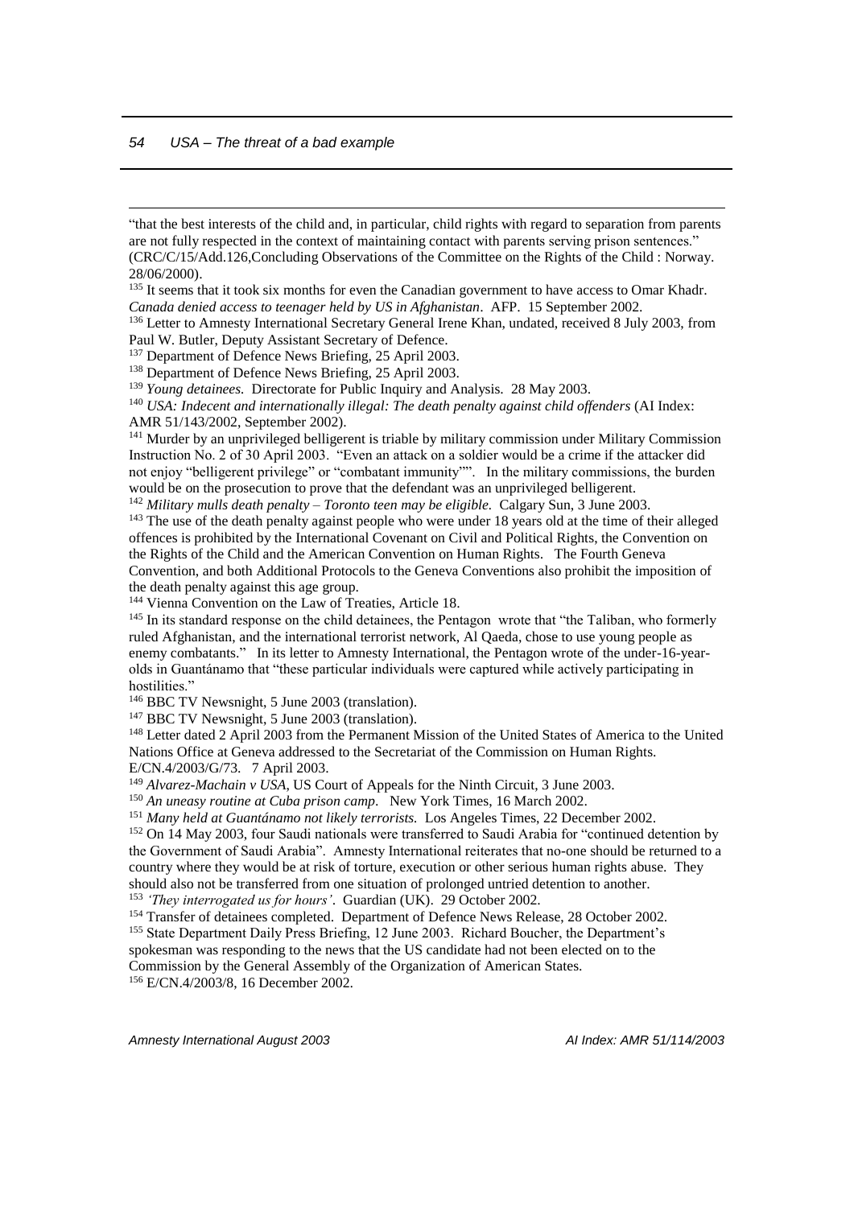"that the best interests of the child and, in particular, child rights with regard to separation from parents are not fully respected in the context of maintaining contact with parents serving prison sentences." (CRC/C/15/Add.126,Concluding Observations of the Committee on the Rights of the Child : Norway. 28/06/2000).

[135] It seems that it took six months for even the Canadian government to have access to Omar Khadr. *Canada denied access to teenager held by US in Afghanistan*. AFP. 15 September 2002.

[136] Letter to Amnesty International Secretary General Irene Khan, undated, received 8 July 2003, from Paul W. Butler, Deputy Assistant Secretary of Defence.

[137] Department of Defence News Briefing, 25 April 2003.

[138] Department of Defence News Briefing, 25 April 2003.

[139] *Young detainees.* Directorate for Public Inquiry and Analysis. 28 May 2003.

[140] *USA: Indecent and internationally illegal: The death penalty against child offenders* (AI Index: AMR 51/143/2002, September 2002).

[141] Murder by an unprivileged belligerent is triable by military commission under Military Commission Instruction No. 2 of 30 April 2003. "Even an attack on a soldier would be a crime if the attacker did not enjoy "belligerent privilege" or "combatant immunity"". In the military commissions, the burden would be on the prosecution to prove that the defendant was an unprivileged belligerent.

[142] *Military mulls death penalty – Toronto teen may be eligible.* Calgary Sun, 3 June 2003.

[143] The use of the death penalty against people who were under 18 years old at the time of their alleged offences is prohibited by the International Covenant on Civil and Political Rights, the Convention on the Rights of the Child and the American Convention on Human Rights. The Fourth Geneva Convention, and both Additional Protocols to the Geneva Conventions also prohibit the imposition of the death penalty against this age group.

[144] Vienna Convention on the Law of Treaties, Article 18.

[145] In its standard response on the child detainees, the Pentagon wrote that "the Taliban, who formerly ruled Afghanistan, and the international terrorist network, Al Qaeda, chose to use young people as enemy combatants." In its letter to Amnesty International, the Pentagon wrote of the under-16-year-olds in Guantánamo that "these particular individuals were captured while actively participating in hostilities."

[146] BBC TV Newsnight, 5 June 2003 (translation).

[147] BBC TV Newsnight, 5 June 2003 (translation).

[148] Letter dated 2 April 2003 from the Permanent Mission of the United States of America to the United Nations Office at Geneva addressed to the Secretariat of the Commission on Human Rights. E/CN.4/2003/G/73. 7 April 2003.

[149] *Alvarez-Machain v USA*, US Court of Appeals for the Ninth Circuit, 3 June 2003.

[150] *An uneasy routine at Cuba prison camp*. New York Times, 16 March 2002.

[151] *Many held at Guantánamo not likely terrorists.* Los Angeles Times, 22 December 2002.

[152] On 14 May 2003, four Saudi nationals were transferred to Saudi Arabia for "continued detention by the Government of Saudi Arabia". Amnesty International reiterates that no-one should be returned to a country where they would be at risk of torture, execution or other serious human rights abuse. They should also not be transferred from one situation of prolonged untried detention to another.

[153] *'They interrogated us for hours'*. Guardian (UK). 29 October 2002.

[154] Transfer of detainees completed. Department of Defence News Release, 28 October 2002.

[155] State Department Daily Press Briefing, 12 June 2003. Richard Boucher, the Department's spokesman was responding to the news that the US candidate had not been elected on to the Commission by the General Assembly of the Organization of American States.

[156] E/CN.4/2003/8, 16 December 2002.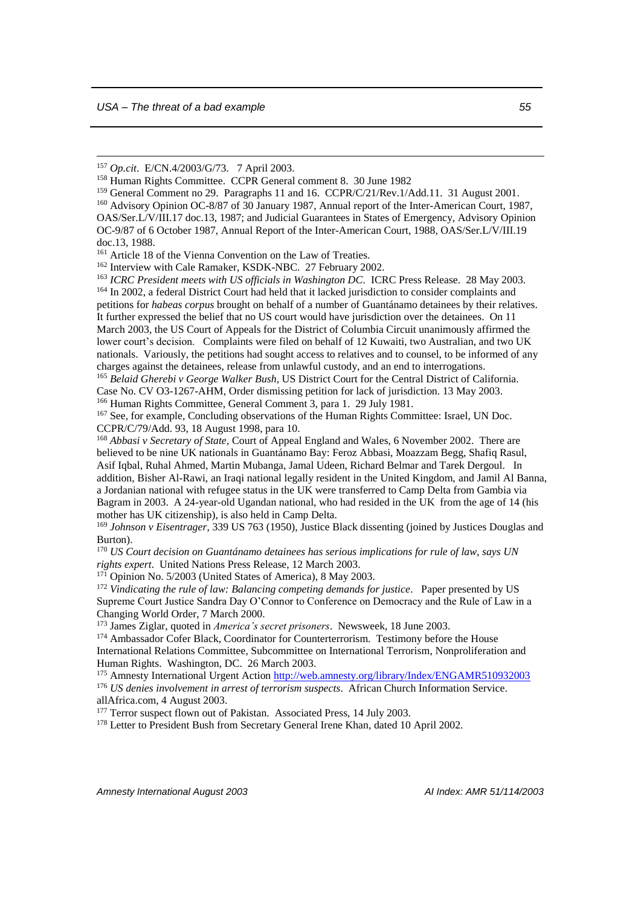[157] *Op.cit*. E/CN.4/2003/G/73. 7 April 2003.

[158] Human Rights Committee. CCPR General comment 8. 30 June 1982

[159] General Comment no 29. Paragraphs 11 and 16. CCPR/C/21/Rev.1/Add.11. 31 August 2001.

[160] Advisory Opinion OC-8/87 of 30 January 1987, Annual report of the Inter-American Court, 1987, OAS/Ser.L/V/III.17 doc.13, 1987; and Judicial Guarantees in States of Emergency, Advisory Opinion OC-9/87 of 6 October 1987, Annual Report of the Inter-American Court, 1988, OAS/Ser.L/V/III.19 doc.13, 1988.

[161] Article 18 of the Vienna Convention on the Law of Treaties.

[162] Interview with Cale Ramaker, KSDK-NBC. 27 February 2002.

[163] *ICRC President meets with US officials in Washington DC*. ICRC Press Release. 28 May 2003.

[164] In 2002, a federal District Court had held that it lacked jurisdiction to consider complaints and petitions for *habeas corpus* brought on behalf of a number of Guantánamo detainees by their relatives. It further expressed the belief that no US court would have jurisdiction over the detainees. On 11 March 2003, the US Court of Appeals for the District of Columbia Circuit unanimously affirmed the lower court's decision. Complaints were filed on behalf of 12 Kuwaiti, two Australian, and two UK nationals. Variously, the petitions had sought access to relatives and to counsel, to be informed of any charges against the detainees, release from unlawful custody, and an end to interrogations.

[165] *Belaid Gherebi v George Walker Bush*, US District Court for the Central District of California. Case No. CV O3-1267-AHM, Order dismissing petition for lack of jurisdiction. 13 May 2003.

[166] Human Rights Committee, General Comment 3, para 1. 29 July 1981.

[167] See, for example, Concluding observations of the Human Rights Committee: Israel, UN Doc. CCPR/C/79/Add. 93, 18 August 1998, para 10.

[168] *Abbasi v Secretary of State*, Court of Appeal England and Wales, 6 November 2002. There are believed to be nine UK nationals in Guantánamo Bay: Feroz Abbasi, Moazzam Begg, Shafiq Rasul, Asif Iqbal, Ruhal Ahmed, Martin Mubanga, Jamal Udeen, Richard Belmar and Tarek Dergoul. In addition, Bisher Al-Rawi, an Iraqi national legally resident in the United Kingdom, and Jamil Al Banna, a Jordanian national with refugee status in the UK were transferred to Camp Delta from Gambia via Bagram in 2003. A 24-year-old Ugandan national, who had resided in the UK from the age of 14 (his mother has UK citizenship), is also held in Camp Delta.

[169] *Johnson v Eisentrager*, 339 US 763 (1950), Justice Black dissenting (joined by Justices Douglas and Burton).

[170] *US Court decision on Guantánamo detainees has serious implications for rule of law, says UN rights expert*. United Nations Press Release, 12 March 2003.

[171] Opinion No. 5/2003 (United States of America), 8 May 2003.

[172] *Vindicating the rule of law: Balancing competing demands for justice*. Paper presented by US Supreme Court Justice Sandra Day O'Connor to Conference on Democracy and the Rule of Law in a Changing World Order, 7 March 2000.

[173] James Ziglar, quoted in *America's secret prisoners*. Newsweek, 18 June 2003.

[174] Ambassador Cofer Black, Coordinator for Counterterrorism. Testimony before the House International Relations Committee, Subcommittee on International Terrorism, Nonproliferation and Human Rights. Washington, DC. 26 March 2003.

[175] Amnesty International Urgent Action http://web.amnesty.org/library/Index/ENGAMR510932003

[176] *US denies involvement in arrest of terrorism suspects*. African Church Information Service. allAfrica.com, 4 August 2003.

[177] Terror suspect flown out of Pakistan. Associated Press, 14 July 2003.

[178] Letter to President Bush from Secretary General Irene Khan, dated 10 April 2002.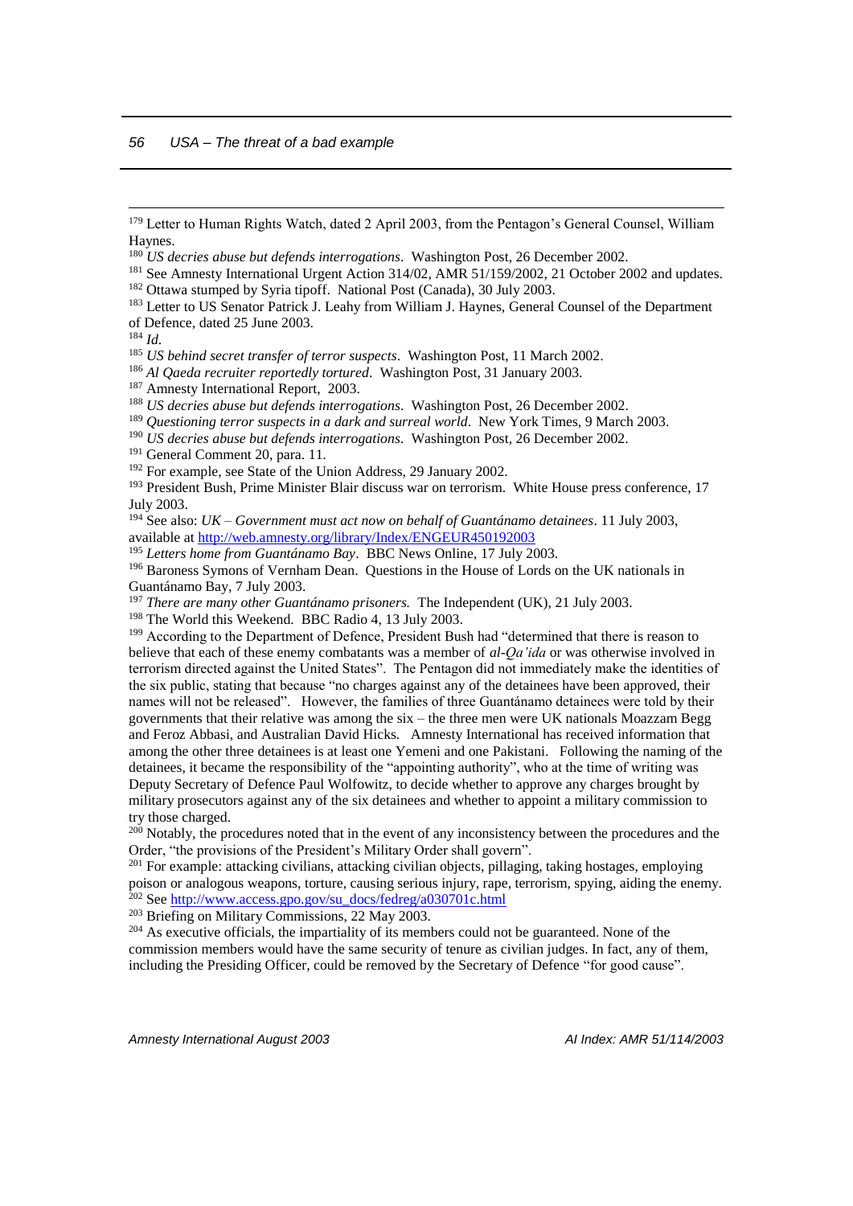[179] Letter to Human Rights Watch, dated 2 April 2003, from the Pentagon's General Counsel, William Haynes.

[180] *US decries abuse but defends interrogations*. Washington Post, 26 December 2002.

[181] See Amnesty International Urgent Action 314/02, AMR 51/159/2002, 21 October 2002 and updates.

[182] Ottawa stumped by Syria tipoff. National Post (Canada), 30 July 2003.

[183] Letter to US Senator Patrick J. Leahy from William J. Haynes, General Counsel of the Department of Defence, dated 25 June 2003.

[184] *Id*.

[185] *US behind secret transfer of terror suspects*. Washington Post, 11 March 2002.

[186] *Al Qaeda recruiter reportedly tortured*. Washington Post, 31 January 2003.

[187] Amnesty International Report, 2003.

[188] *US decries abuse but defends interrogations*. Washington Post, 26 December 2002.

[189] *Questioning terror suspects in a dark and surreal world*. New York Times, 9 March 2003.

[190] *US decries abuse but defends interrogations*. Washington Post, 26 December 2002.

[191] General Comment 20, para. 11.

[192] For example, see State of the Union Address, 29 January 2002.

[193] President Bush, Prime Minister Blair discuss war on terrorism. White House press conference, 17 July 2003.

[194] See also: *UK – Government must act now on behalf of Guantánamo detainees*. 11 July 2003, available at http://web.amnesty.org/library/Index/ENGEUR450192003

[195] *Letters home from Guantánamo Bay*. BBC News Online, 17 July 2003.

[196] Baroness Symons of Vernham Dean. Questions in the House of Lords on the UK nationals in Guantánamo Bay, 7 July 2003.

[197] *There are many other Guantánamo prisoners.* The Independent (UK), 21 July 2003.

[198] The World this Weekend. BBC Radio 4, 13 July 2003.

[199] According to the Department of Defence, President Bush had "determined that there is reason to believe that each of these enemy combatants was a member of *al-Qa'ida* or was otherwise involved in terrorism directed against the United States". The Pentagon did not immediately make the identities of the six public, stating that because "no charges against any of the detainees have been approved, their names will not be released". However, the families of three Guantánamo detainees were told by their governments that their relative was among the six – the three men were UK nationals Moazzam Begg and Feroz Abbasi, and Australian David Hicks. Amnesty International has received information that among the other three detainees is at least one Yemeni and one Pakistani. Following the naming of the detainees, it became the responsibility of the "appointing authority", who at the time of writing was Deputy Secretary of Defence Paul Wolfowitz, to decide whether to approve any charges brought by military prosecutors against any of the six detainees and whether to appoint a military commission to try those charged.

[200] Notably, the procedures noted that in the event of any inconsistency between the procedures and the Order, "the provisions of the President's Military Order shall govern".

[201] For example: attacking civilians, attacking civilian objects, pillaging, taking hostages, employing poison or analogous weapons, torture, causing serious injury, rape, terrorism, spying, aiding the enemy.

[202] See http://www.access.gpo.gov/su_docs/fedreg/a030701c.html

[203] Briefing on Military Commissions, 22 May 2003.

[204] As executive officials, the impartiality of its members could not be guaranteed. None of the commission members would have the same security of tenure as civilian judges. In fact, any of them, including the Presiding Officer, could be removed by the Secretary of Defence "for good cause".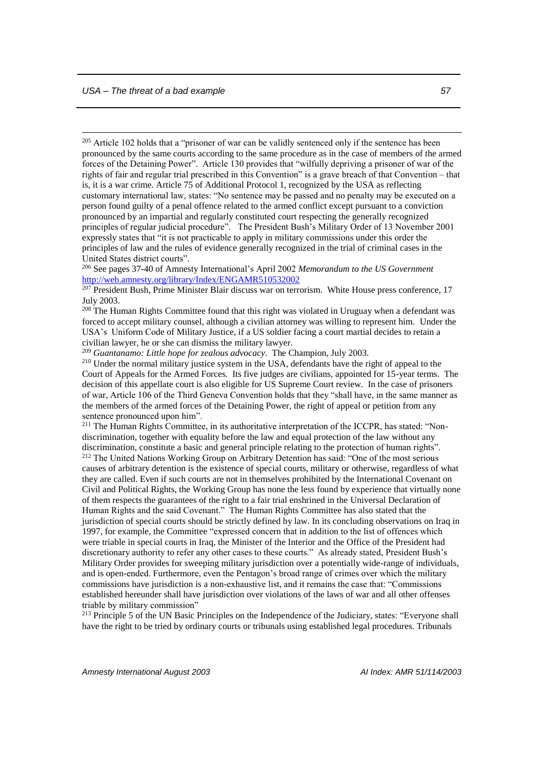[205] Article 102 holds that a "prisoner of war can be validly sentenced only if the sentence has been pronounced by the same courts according to the same procedure as in the case of members of the armed forces of the Detaining Power". Article 130 provides that "wilfully depriving a prisoner of war of the rights of fair and regular trial prescribed in this Convention" is a grave breach of that Convention – that is, it is a war crime. Article 75 of Additional Protocol 1, recognized by the USA as reflecting customary international law, states: "No sentence may be passed and no penalty may be executed on a person found guilty of a penal offence related to the armed conflict except pursuant to a conviction pronounced by an impartial and regularly constituted court respecting the generally recognized principles of regular judicial procedure". The President Bush's Military Order of 13 November 2001 expressly states that "it is not practicable to apply in military commissions under this order the principles of law and the rules of evidence generally recognized in the trial of criminal cases in the United States district courts".

[206] See pages 37-40 of Amnesty International's April 2002 *Memorandum to the US Government* http://web.amnesty.org/library/Index/ENGAMR510532002

[207] President Bush, Prime Minister Blair discuss war on terrorism. White House press conference, 17 July 2003.

[208] The Human Rights Committee found that this right was violated in Uruguay when a defendant was forced to accept military counsel, although a civilian attorney was willing to represent him. Under the USA's Uniform Code of Military Justice, if a US soldier facing a court martial decides to retain a civilian lawyer, he or she can dismiss the military lawyer.

[209] *Guantanamo: Little hope for zealous advocacy*. The Champion, July 2003.

[210] Under the normal military justice system in the USA, defendants have the right of appeal to the Court of Appeals for the Armed Forces. Its five judges are civilians, appointed for 15-year terms. The decision of this appellate court is also eligible for US Supreme Court review. In the case of prisoners of war, Article 106 of the Third Geneva Convention holds that they "shall have, in the same manner as the members of the armed forces of the Detaining Power, the right of appeal or petition from any sentence pronounced upon him".

[211] The Human Rights Committee, in its authoritative interpretation of the ICCPR, has stated: "Non-discrimination, together with equality before the law and equal protection of the law without any discrimination, constitute a basic and general principle relating to the protection of human rights".

[212] The United Nations Working Group on Arbitrary Detention has said: "One of the most serious causes of arbitrary detention is the existence of special courts, military or otherwise, regardless of what they are called. Even if such courts are not in themselves prohibited by the International Covenant on Civil and Political Rights, the Working Group has none the less found by experience that virtually none of them respects the guarantees of the right to a fair trial enshrined in the Universal Declaration of Human Rights and the said Covenant." The Human Rights Committee has also stated that the jurisdiction of special courts should be strictly defined by law. In its concluding observations on Iraq in 1997, for example, the Committee "expressed concern that in addition to the list of offences which were triable in special courts in Iraq, the Minister of the Interior and the Office of the President had discretionary authority to refer any other cases to these courts." As already stated, President Bush's Military Order provides for sweeping military jurisdiction over a potentially wide-range of individuals, and is open-ended. Furthermore, even the Pentagon's broad range of crimes over which the military commissions have jurisdiction is a non-exhaustive list, and it remains the case that: "Commissions established hereunder shall have jurisdiction over violations of the laws of war and all other offenses triable by military commission"

[213] Principle 5 of the UN Basic Principles on the Independence of the Judiciary, states: "Everyone shall have the right to be tried by ordinary courts or tribunals using established legal procedures. Tribunals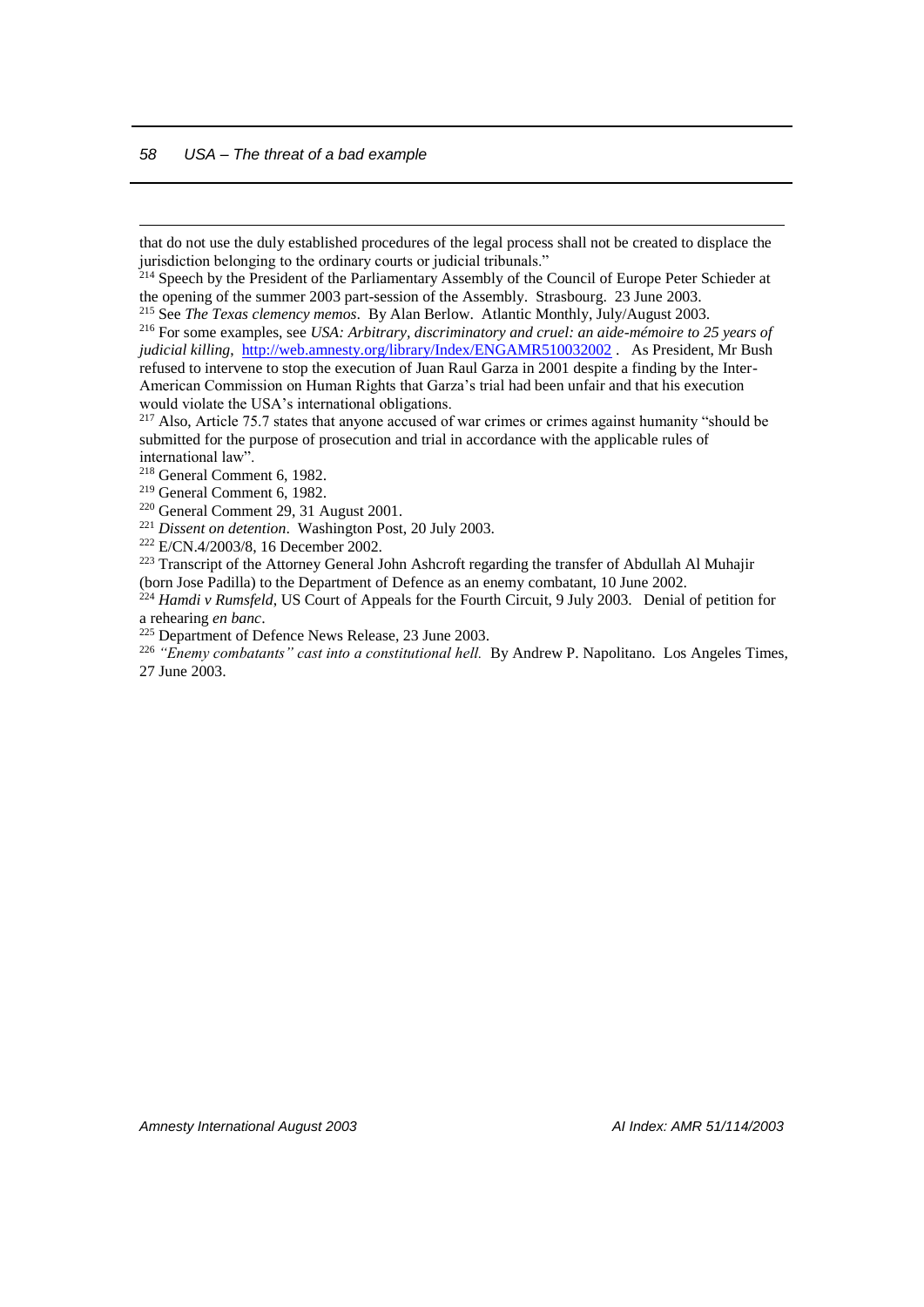that do not use the duly established procedures of the legal process shall not be created to displace the jurisdiction belonging to the ordinary courts or judicial tribunals."

[214] Speech by the President of the Parliamentary Assembly of the Council of Europe Peter Schieder at the opening of the summer 2003 part-session of the Assembly. Strasbourg. 23 June 2003.

[215] See *The Texas clemency memos*. By Alan Berlow. Atlantic Monthly, July/August 2003.

[216] For some examples, see *USA: Arbitrary, discriminatory and cruel: an aide-mémoire to 25 years of judicial killing*, http://web.amnesty.org/library/Index/ENGAMR510032002 . As President, Mr Bush refused to intervene to stop the execution of Juan Raul Garza in 2001 despite a finding by the Inter-American Commission on Human Rights that Garza's trial had been unfair and that his execution would violate the USA's international obligations.

[217] Also, Article 75.7 states that anyone accused of war crimes or crimes against humanity "should be submitted for the purpose of prosecution and trial in accordance with the applicable rules of international law".

[218] General Comment 6, 1982.

[219] General Comment 6, 1982.

[220] General Comment 29, 31 August 2001.

[221] *Dissent on detention*. Washington Post, 20 July 2003.

[222] E/CN.4/2003/8, 16 December 2002.

[223] Transcript of the Attorney General John Ashcroft regarding the transfer of Abdullah Al Muhajir (born Jose Padilla) to the Department of Defence as an enemy combatant, 10 June 2002.

[224] *Hamdi v Rumsfeld*, US Court of Appeals for the Fourth Circuit, 9 July 2003. Denial of petition for a rehearing *en banc*.

[225] Department of Defence News Release, 23 June 2003.

[226] *"Enemy combatants" cast into a constitutional hell.* By Andrew P. Napolitano. Los Angeles Times, 27 June 2003.